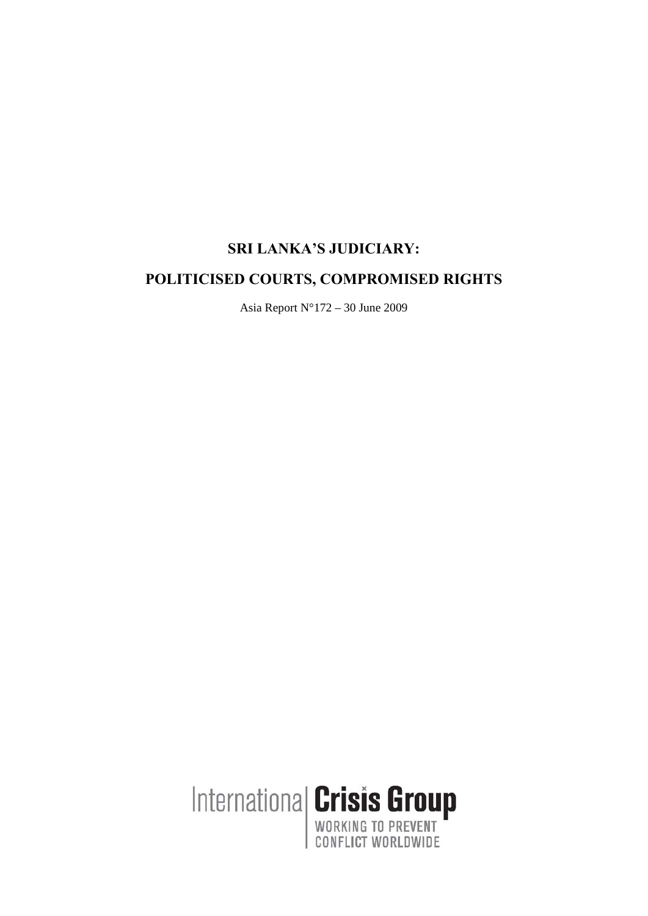# SRI LANKA'S JUDICIARY:

# POLITICISED COURTS, COMPROMISED RIGHTS

Asia Report N°172 – 30 June 2009

International Crisis Group

WORKING TO PREVENT CONFLICT WORLDWIDE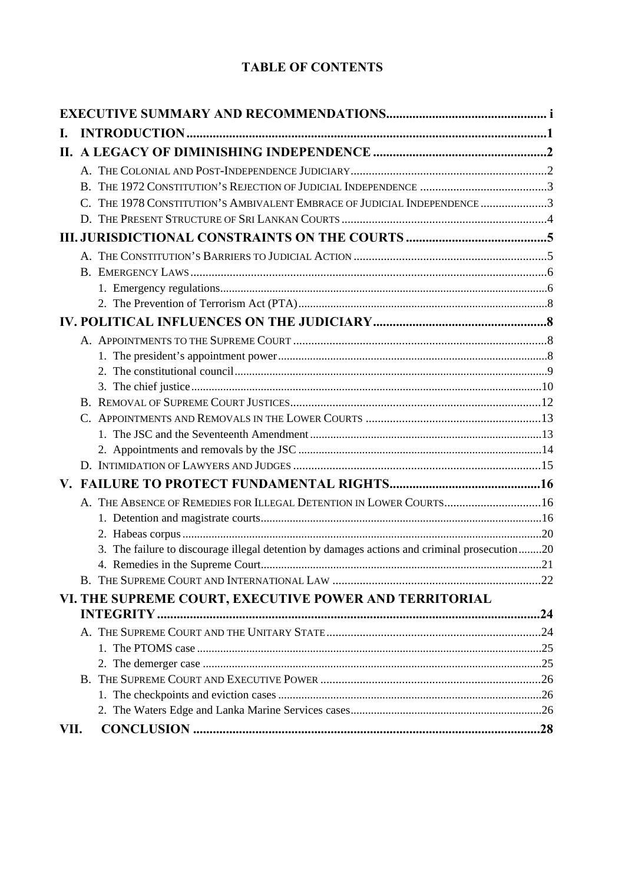# TABLE OF CONTENTS

**EXECUTIVE SUMMARY AND RECOMMENDATIONS** .................................................. i

**I. INTRODUCTION** .................................................................................................1

**II. A LEGACY OF DIMINISHING INDEPENDENCE** ....................................................2

- A. The Colonial and Post-Independence Judiciary ..............................................................2
- B. The 1972 Constitution's Rejection of Judicial Independence .........................................3
- C. The 1978 Constitution's Ambivalent Embrace of Judicial Independence .......................3
- D. The Present Structure of Sri Lankan Courts ...................................................................4

**III. JURISDICTIONAL CONSTRAINTS ON THE COURTS** ..........................................5

- A. The Constitution's Barriers to Judicial Action ...............................................................5
- B. Emergency Laws ........................................................................................................6
  1. Emergency regulations ............................................................................................6
  2. The Prevention of Terrorism Act (PTA) ......................................................................8

**IV. POLITICAL INFLUENCES ON THE JUDICIARY** ....................................................8

- A. Appointments to the Supreme Court ...........................................................................8
  1. The president's appointment power ..........................................................................8
  2. The constitutional council ........................................................................................9
  3. The chief justice ....................................................................................................10
- B. Removal of Supreme Court Justices ...........................................................................12
- C. Appointments and Removals in the Lower Courts .......................................................13
  1. The JSC and the Seventeenth Amendment ................................................................13
  2. Appointments and removals by the JSC ...................................................................14
- D. Intimidation of Lawyers and Judges ..........................................................................15

**V. FAILURE TO PROTECT FUNDAMENTAL RIGHTS** ..............................................16

- A. The Absence of Remedies for Illegal Detention in Lower Courts ...................................16
  1. Detention and magistrate courts ..............................................................................16
  2. Habeas corpus .......................................................................................................20
  3. The failure to discourage illegal detention by damages actions and criminal prosecution ........20
  4. Remedies in the Supreme Court ...............................................................................21
- B. The Supreme Court and International Law ..................................................................22

**VI. THE SUPREME COURT, EXECUTIVE POWER AND TERRITORIAL INTEGRITY** ....24

- A. The Supreme Court and the Unitary State ..................................................................24
  1. The PTOMS case ....................................................................................................25
  2. The demerger case .................................................................................................25
- B. The Supreme Court and Executive Power ...................................................................26
  1. The checkpoints and eviction cases ..........................................................................26
  2. The Waters Edge and Lanka Marine Services cases ...................................................26

**VII. CONCLUSION** ..................................................................................................28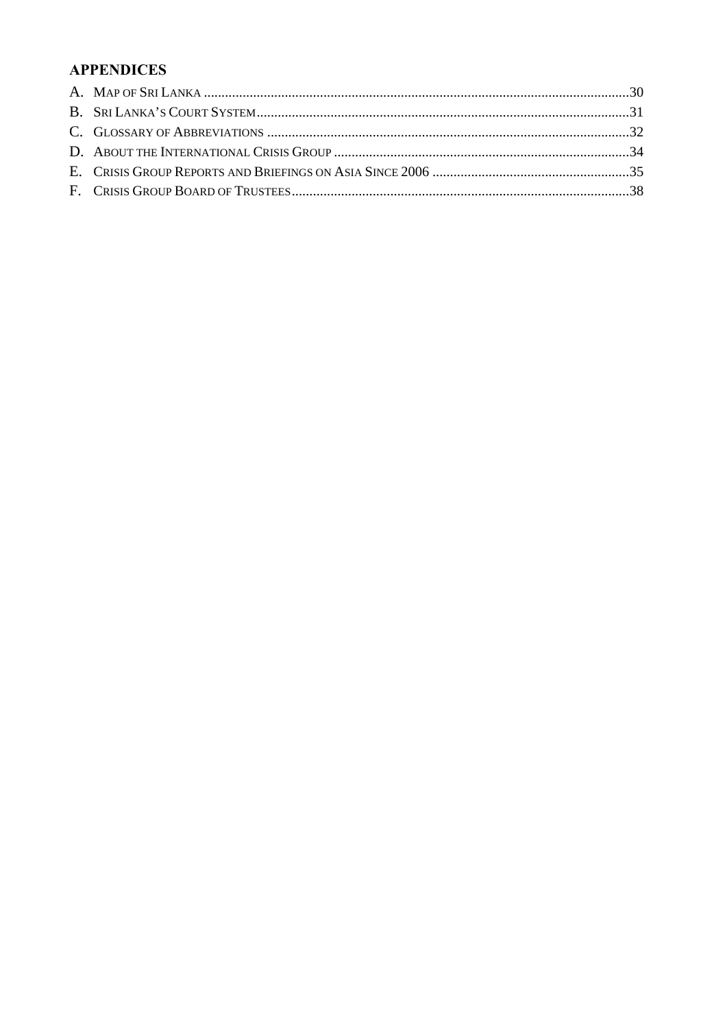## APPENDICES

A. MAP OF SRI LANKA ....................................................................................................................30

B. SRI LANKA'S COURT SYSTEM..................................................................................................31

C. GLOSSARY OF ABBREVIATIONS ...............................................................................................32

D. ABOUT THE INTERNATIONAL CRISIS GROUP ..........................................................................34

E. CRISIS GROUP REPORTS AND BRIEFINGS ON ASIA SINCE 2006 ...............................................35

F. CRISIS GROUP BOARD OF TRUSTEES.......................................................................................38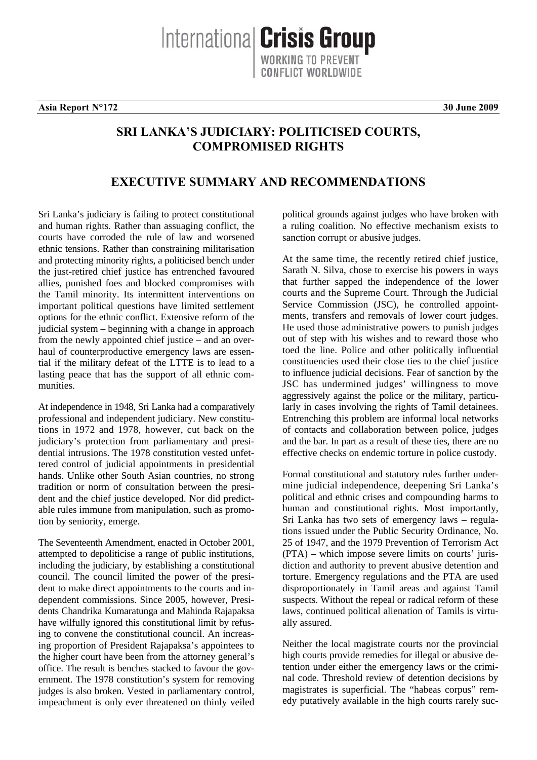International Crisis Group
WORKING TO PREVENT CONFLICT WORLDWIDE

**Asia Report N°172** **30 June 2009**

# SRI LANKA'S JUDICIARY: POLITICISED COURTS, COMPROMISED RIGHTS

## EXECUTIVE SUMMARY AND RECOMMENDATIONS

Sri Lanka's judiciary is failing to protect constitutional and human rights. Rather than assuaging conflict, the courts have corroded the rule of law and worsened ethnic tensions. Rather than constraining militarisation and protecting minority rights, a politicised bench under the just-retired chief justice has entrenched favoured allies, punished foes and blocked compromises with the Tamil minority. Its intermittent interventions on important political questions have limited settlement options for the ethnic conflict. Extensive reform of the judicial system – beginning with a change in approach from the newly appointed chief justice – and an overhaul of counterproductive emergency laws are essential if the military defeat of the LTTE is to lead to a lasting peace that has the support of all ethnic communities.

At independence in 1948, Sri Lanka had a comparatively professional and independent judiciary. New constitutions in 1972 and 1978, however, cut back on the judiciary's protection from parliamentary and presidential intrusions. The 1978 constitution vested unfettered control of judicial appointments in presidential hands. Unlike other South Asian countries, no strong tradition or norm of consultation between the president and the chief justice developed. Nor did predictable rules immune from manipulation, such as promotion by seniority, emerge.

The Seventeenth Amendment, enacted in October 2001, attempted to depoliticise a range of public institutions, including the judiciary, by establishing a constitutional council. The council limited the power of the president to make direct appointments to the courts and independent commissions. Since 2005, however, Presidents Chandrika Kumaratunga and Mahinda Rajapaksa have wilfully ignored this constitutional limit by refusing to convene the constitutional council. An increasing proportion of President Rajapaksa's appointees to the higher court have been from the attorney general's office. The result is benches stacked to favour the government. The 1978 constitution's system for removing judges is also broken. Vested in parliamentary control, impeachment is only ever threatened on thinly veiled political grounds against judges who have broken with a ruling coalition. No effective mechanism exists to sanction corrupt or abusive judges.

At the same time, the recently retired chief justice, Sarath N. Silva, chose to exercise his powers in ways that further sapped the independence of the lower courts and the Supreme Court. Through the Judicial Service Commission (JSC), he controlled appointments, transfers and removals of lower court judges. He used those administrative powers to punish judges out of step with his wishes and to reward those who toed the line. Police and other politically influential constituencies used their close ties to the chief justice to influence judicial decisions. Fear of sanction by the JSC has undermined judges' willingness to move aggressively against the police or the military, particularly in cases involving the rights of Tamil detainees. Entrenching this problem are informal local networks of contacts and collaboration between police, judges and the bar. In part as a result of these ties, there are no effective checks on endemic torture in police custody.

Formal constitutional and statutory rules further undermine judicial independence, deepening Sri Lanka's political and ethnic crises and compounding harms to human and constitutional rights. Most importantly, Sri Lanka has two sets of emergency laws – regulations issued under the Public Security Ordinance, No. 25 of 1947, and the 1979 Prevention of Terrorism Act (PTA) – which impose severe limits on courts' jurisdiction and authority to prevent abusive detention and torture. Emergency regulations and the PTA are used disproportionately in Tamil areas and against Tamil suspects. Without the repeal or radical reform of these laws, continued political alienation of Tamils is virtually assured.

Neither the local magistrate courts nor the provincial high courts provide remedies for illegal or abusive detention under either the emergency laws or the criminal code. Threshold review of detention decisions by magistrates is superficial. The "habeas corpus" remedy putatively available in the high courts rarely suc-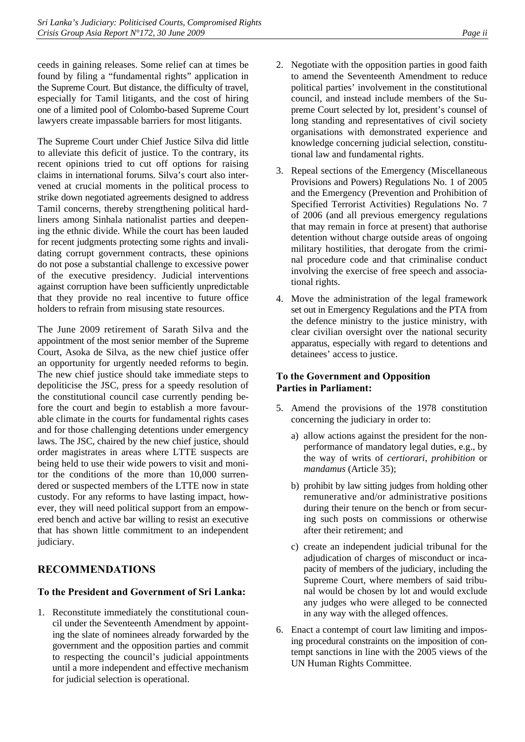ceeds in gaining releases. Some relief can at times be found by filing a "fundamental rights" application in the Supreme Court. But distance, the difficulty of travel, especially for Tamil litigants, and the cost of hiring one of a limited pool of Colombo-based Supreme Court lawyers create impassable barriers for most litigants.

The Supreme Court under Chief Justice Silva did little to alleviate this deficit of justice. To the contrary, its recent opinions tried to cut off options for raising claims in international forums. Silva's court also intervened at crucial moments in the political process to strike down negotiated agreements designed to address Tamil concerns, thereby strengthening political hardliners among Sinhala nationalist parties and deepening the ethnic divide. While the court has been lauded for recent judgments protecting some rights and invalidating corrupt government contracts, these opinions do not pose a substantial challenge to excessive power of the executive presidency. Judicial interventions against corruption have been sufficiently unpredictable that they provide no real incentive to future office holders to refrain from misusing state resources.

The June 2009 retirement of Sarath Silva and the appointment of the most senior member of the Supreme Court, Asoka de Silva, as the new chief justice offer an opportunity for urgently needed reforms to begin. The new chief justice should take immediate steps to depoliticise the JSC, press for a speedy resolution of the constitutional council case currently pending before the court and begin to establish a more favourable climate in the courts for fundamental rights cases and for those challenging detentions under emergency laws. The JSC, chaired by the new chief justice, should order magistrates in areas where LTTE suspects are being held to use their wide powers to visit and monitor the conditions of the more than 10,000 surrendered or suspected members of the LTTE now in state custody. For any reforms to have lasting impact, however, they will need political support from an empowered bench and active bar willing to resist an executive that has shown little commitment to an independent judiciary.

## RECOMMENDATIONS

### To the President and Government of Sri Lanka:

1. Reconstitute immediately the constitutional council under the Seventeenth Amendment by appointing the slate of nominees already forwarded by the government and the opposition parties and commit to respecting the council's judicial appointments until a more independent and effective mechanism for judicial selection is operational.

2. Negotiate with the opposition parties in good faith to amend the Seventeenth Amendment to reduce political parties' involvement in the constitutional council, and instead include members of the Supreme Court selected by lot, president's counsel of long standing and representatives of civil society organisations with demonstrated experience and knowledge concerning judicial selection, constitutional law and fundamental rights.

3. Repeal sections of the Emergency (Miscellaneous Provisions and Powers) Regulations No. 1 of 2005 and the Emergency (Prevention and Prohibition of Specified Terrorist Activities) Regulations No. 7 of 2006 (and all previous emergency regulations that may remain in force at present) that authorise detention without charge outside areas of ongoing military hostilities, that derogate from the criminal procedure code and that criminalise conduct involving the exercise of free speech and associational rights.

4. Move the administration of the legal framework set out in Emergency Regulations and the PTA from the defence ministry to the justice ministry, with clear civilian oversight over the national security apparatus, especially with regard to detentions and detainees' access to justice.

### To the Government and Opposition Parties in Parliament:

5. Amend the provisions of the 1978 constitution concerning the judiciary in order to:

   a) allow actions against the president for the non-performance of mandatory legal duties, e.g., by the way of writs of *certiorari*, *prohibition* or *mandamus* (Article 35);

   b) prohibit by law sitting judges from holding other remunerative and/or administrative positions during their tenure on the bench or from securing such posts on commissions or otherwise after their retirement; and

   c) create an independent judicial tribunal for the adjudication of charges of misconduct or incapacity of members of the judiciary, including the Supreme Court, where members of said tribunal would be chosen by lot and would exclude any judges who were alleged to be connected in any way with the alleged offences.

6. Enact a contempt of court law limiting and imposing procedural constraints on the imposition of contempt sanctions in line with the 2005 views of the UN Human Rights Committee.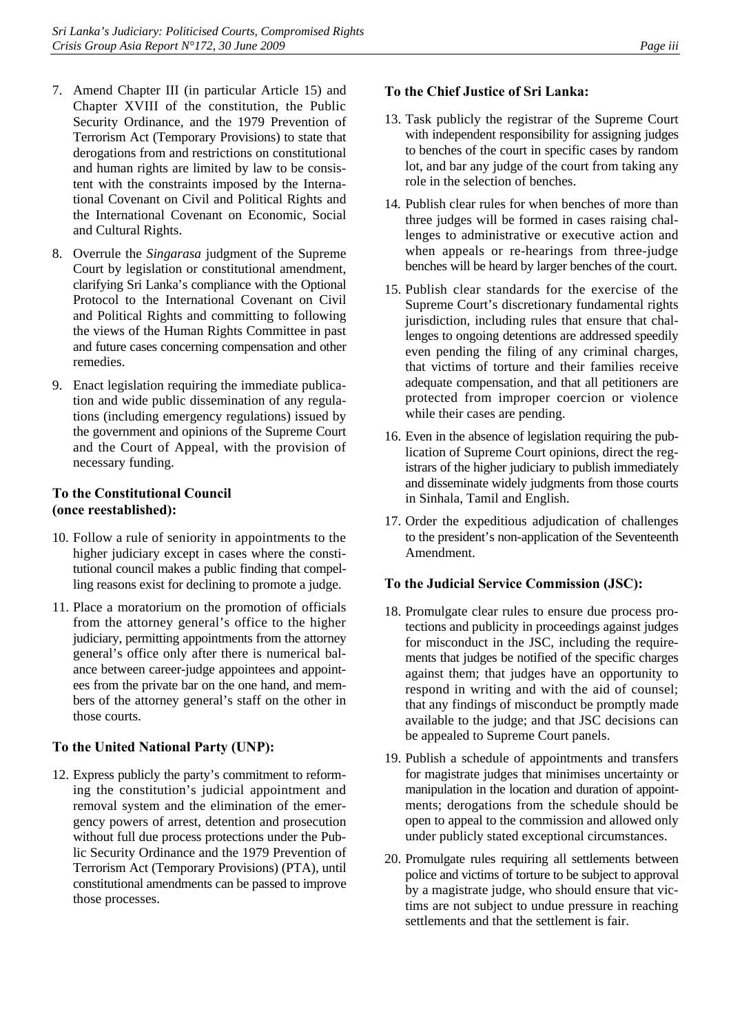7. Amend Chapter III (in particular Article 15) and Chapter XVIII of the constitution, the Public Security Ordinance, and the 1979 Prevention of Terrorism Act (Temporary Provisions) to state that derogations from and restrictions on constitutional and human rights are limited by law to be consistent with the constraints imposed by the International Covenant on Civil and Political Rights and the International Covenant on Economic, Social and Cultural Rights.

8. Overrule the *Singarasa* judgment of the Supreme Court by legislation or constitutional amendment, clarifying Sri Lanka's compliance with the Optional Protocol to the International Covenant on Civil and Political Rights and committing to following the views of the Human Rights Committee in past and future cases concerning compensation and other remedies.

9. Enact legislation requiring the immediate publication and wide public dissemination of any regulations (including emergency regulations) issued by the government and opinions of the Supreme Court and the Court of Appeal, with the provision of necessary funding.

### To the Constitutional Council (once reestablished):

10. Follow a rule of seniority in appointments to the higher judiciary except in cases where the constitutional council makes a public finding that compelling reasons exist for declining to promote a judge.

11. Place a moratorium on the promotion of officials from the attorney general's office to the higher judiciary, permitting appointments from the attorney general's office only after there is numerical balance between career-judge appointees and appointees from the private bar on the one hand, and members of the attorney general's staff on the other in those courts.

### To the United National Party (UNP):

12. Express publicly the party's commitment to reforming the constitution's judicial appointment and removal system and the elimination of the emergency powers of arrest, detention and prosecution without full due process protections under the Public Security Ordinance and the 1979 Prevention of Terrorism Act (Temporary Provisions) (PTA), until constitutional amendments can be passed to improve those processes.

### To the Chief Justice of Sri Lanka:

13. Task publicly the registrar of the Supreme Court with independent responsibility for assigning judges to benches of the court in specific cases by random lot, and bar any judge of the court from taking any role in the selection of benches.

14. Publish clear rules for when benches of more than three judges will be formed in cases raising challenges to administrative or executive action and when appeals or re-hearings from three-judge benches will be heard by larger benches of the court.

15. Publish clear standards for the exercise of the Supreme Court's discretionary fundamental rights jurisdiction, including rules that ensure that challenges to ongoing detentions are addressed speedily even pending the filing of any criminal charges, that victims of torture and their families receive adequate compensation, and that all petitioners are protected from improper coercion or violence while their cases are pending.

16. Even in the absence of legislation requiring the publication of Supreme Court opinions, direct the registrars of the higher judiciary to publish immediately and disseminate widely judgments from those courts in Sinhala, Tamil and English.

17. Order the expeditious adjudication of challenges to the president's non-application of the Seventeenth Amendment.

### To the Judicial Service Commission (JSC):

18. Promulgate clear rules to ensure due process protections and publicity in proceedings against judges for misconduct in the JSC, including the requirements that judges be notified of the specific charges against them; that judges have an opportunity to respond in writing and with the aid of counsel; that any findings of misconduct be promptly made available to the judge; and that JSC decisions can be appealed to Supreme Court panels.

19. Publish a schedule of appointments and transfers for magistrate judges that minimises uncertainty or manipulation in the location and duration of appointments; derogations from the schedule should be open to appeal to the commission and allowed only under publicly stated exceptional circumstances.

20. Promulgate rules requiring all settlements between police and victims of torture to be subject to approval by a magistrate judge, who should ensure that victims are not subject to undue pressure in reaching settlements and that the settlement is fair.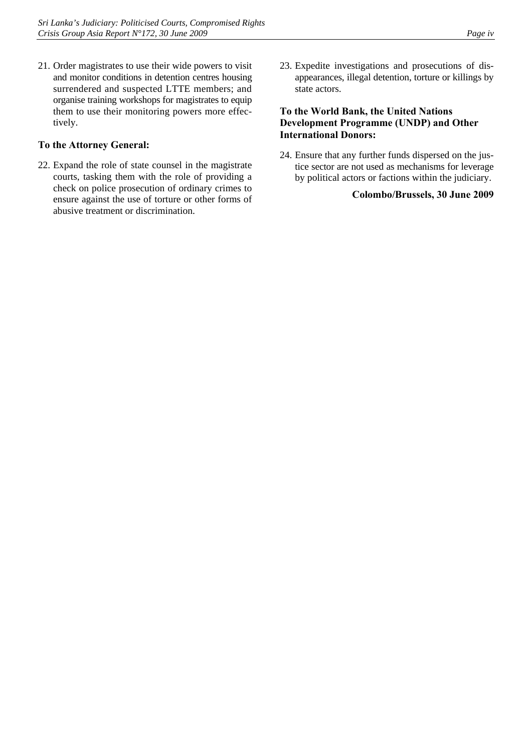21. Order magistrates to use their wide powers to visit and monitor conditions in detention centres housing surrendered and suspected LTTE members; and organise training workshops for magistrates to equip them to use their monitoring powers more effectively.

**To the Attorney General:**

22. Expand the role of state counsel in the magistrate courts, tasking them with the role of providing a check on police prosecution of ordinary crimes to ensure against the use of torture or other forms of abusive treatment or discrimination.

23. Expedite investigations and prosecutions of disappearances, illegal detention, torture or killings by state actors.

**To the World Bank, the United Nations Development Programme (UNDP) and Other International Donors:**

24. Ensure that any further funds dispersed on the justice sector are not used as mechanisms for leverage by political actors or factions within the judiciary.

**Colombo/Brussels, 30 June 2009**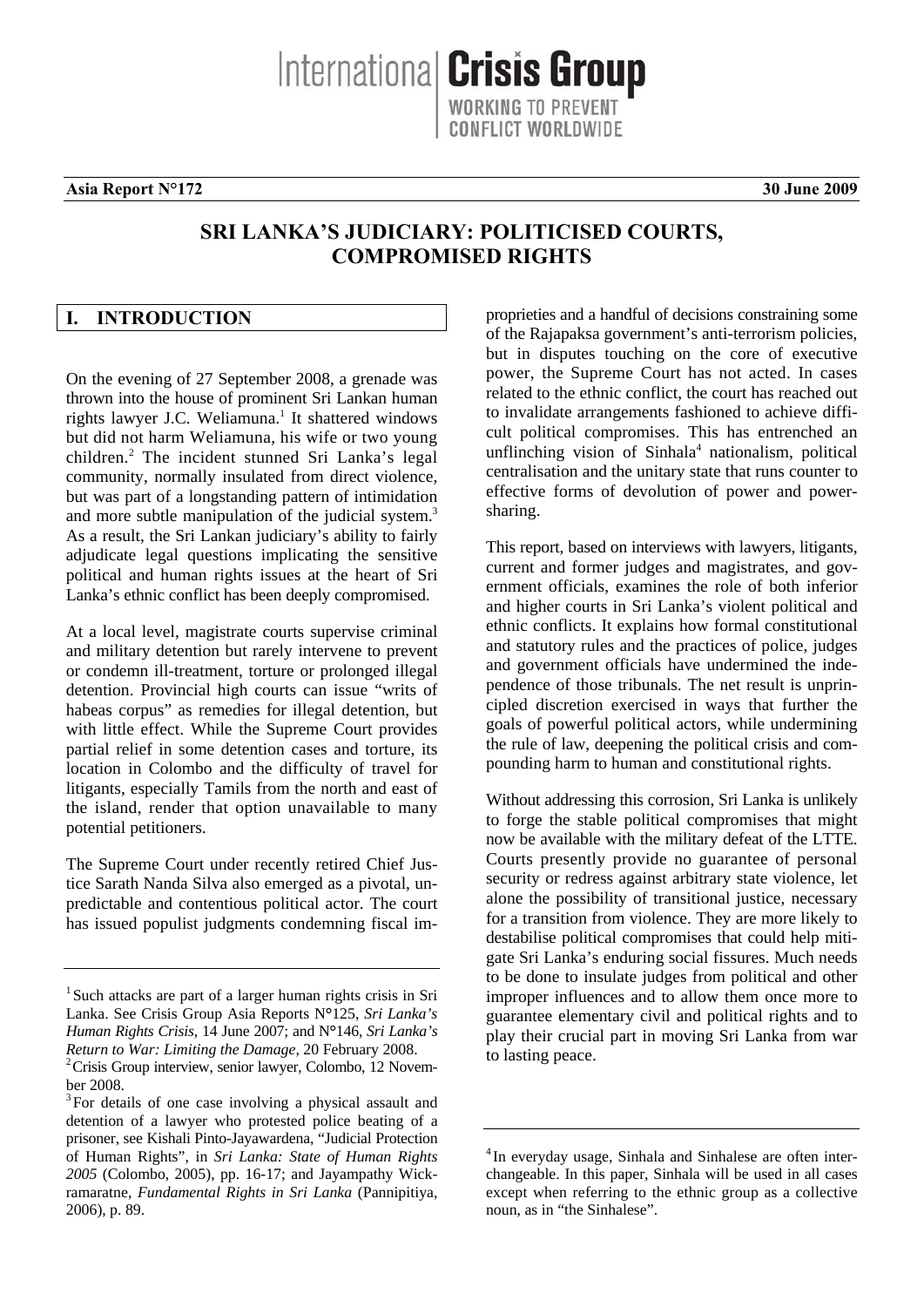International Crisis Group
WORKING TO PREVENT CONFLICT WORLDWIDE

**Asia Report N°172** **30 June 2009**

# SRI LANKA'S JUDICIARY: POLITICISED COURTS, COMPROMISED RIGHTS

## I. INTRODUCTION

On the evening of 27 September 2008, a grenade was thrown into the house of prominent Sri Lankan human rights lawyer J.C. Weliamuna.[1] It shattered windows but did not harm Weliamuna, his wife or two young children.[2] The incident stunned Sri Lanka's legal community, normally insulated from direct violence, but was part of a longstanding pattern of intimidation and more subtle manipulation of the judicial system.[3] As a result, the Sri Lankan judiciary's ability to fairly adjudicate legal questions implicating the sensitive political and human rights issues at the heart of Sri Lanka's ethnic conflict has been deeply compromised.

At a local level, magistrate courts supervise criminal and military detention but rarely intervene to prevent or condemn ill-treatment, torture or prolonged illegal detention. Provincial high courts can issue "writs of habeas corpus" as remedies for illegal detention, but with little effect. While the Supreme Court provides partial relief in some detention cases and torture, its location in Colombo and the difficulty of travel for litigants, especially Tamils from the north and east of the island, render that option unavailable to many potential petitioners.

The Supreme Court under recently retired Chief Justice Sarath Nanda Silva also emerged as a pivotal, unpredictable and contentious political actor. The court has issued populist judgments condemning fiscal improprieties and a handful of decisions constraining some of the Rajapaksa government's anti-terrorism policies, but in disputes touching on the core of executive power, the Supreme Court has not acted. In cases related to the ethnic conflict, the court has reached out to invalidate arrangements fashioned to achieve difficult political compromises. This has entrenched an unflinching vision of Sinhala[4] nationalism, political centralisation and the unitary state that runs counter to effective forms of devolution of power and power-sharing.

This report, based on interviews with lawyers, litigants, current and former judges and magistrates, and government officials, examines the role of both inferior and higher courts in Sri Lanka's violent political and ethnic conflicts. It explains how formal constitutional and statutory rules and the practices of police, judges and government officials have undermined the independence of those tribunals. The net result is unprincipled discretion exercised in ways that further the goals of powerful political actors, while undermining the rule of law, deepening the political crisis and compounding harm to human and constitutional rights.

Without addressing this corrosion, Sri Lanka is unlikely to forge the stable political compromises that might now be available with the military defeat of the LTTE. Courts presently provide no guarantee of personal security or redress against arbitrary state violence, let alone the possibility of transitional justice, necessary for a transition from violence. They are more likely to destabilise political compromises that could help mitigate Sri Lanka's enduring social fissures. Much needs to be done to insulate judges from political and other improper influences and to allow them once more to guarantee elementary civil and political rights and to play their crucial part in moving Sri Lanka from war to lasting peace.

---

[1] Such attacks are part of a larger human rights crisis in Sri Lanka. See Crisis Group Asia Reports N°125, *Sri Lanka's Human Rights Crisis*, 14 June 2007; and N°146, *Sri Lanka's Return to War: Limiting the Damage*, 20 February 2008.

[2] Crisis Group interview, senior lawyer, Colombo, 12 November 2008.

[3] For details of one case involving a physical assault and detention of a lawyer who protested police beating of a prisoner, see Kishali Pinto-Jayawardena, "Judicial Protection of Human Rights", in *Sri Lanka: State of Human Rights 2005* (Colombo, 2005), pp. 16-17; and Jayampathy Wickramaratne, *Fundamental Rights in Sri Lanka* (Pannipitiya, 2006), p. 89.

[4] In everyday usage, Sinhala and Sinhalese are often interchangeable. In this paper, Sinhala will be used in all cases except when referring to the ethnic group as a collective noun, as in "the Sinhalese".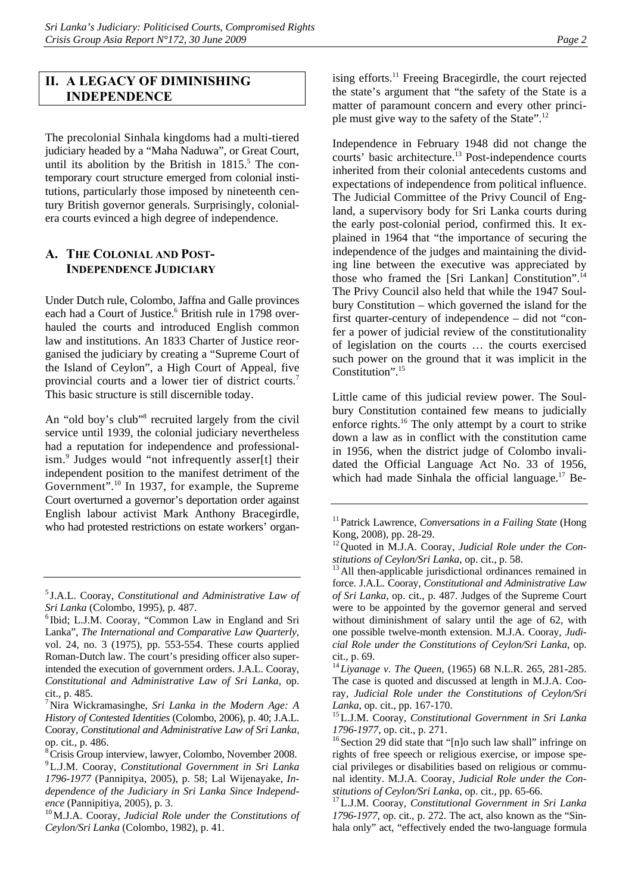## II. A LEGACY OF DIMINISHING INDEPENDENCE

The precolonial Sinhala kingdoms had a multi-tiered judiciary headed by a "Maha Naduwa", or Great Court, until its abolition by the British in 1815.[5] The contemporary court structure emerged from colonial institutions, particularly those imposed by nineteenth century British governor generals. Surprisingly, colonial-era courts evinced a high degree of independence.

### A. THE COLONIAL AND POST-INDEPENDENCE JUDICIARY

Under Dutch rule, Colombo, Jaffna and Galle provinces each had a Court of Justice.[6] British rule in 1798 overhauled the courts and introduced English common law and institutions. An 1833 Charter of Justice reorganised the judiciary by creating a "Supreme Court of the Island of Ceylon", a High Court of Appeal, five provincial courts and a lower tier of district courts.[7] This basic structure is still discernible today.

An "old boy's club"[8] recruited largely from the civil service until 1939, the colonial judiciary nevertheless had a reputation for independence and professionalism.[9] Judges would "not infrequently asser[t] their independent position to the manifest detriment of the Government".[10] In 1937, for example, the Supreme Court overturned a governor's deportation order against English labour activist Mark Anthony Bracegirdle, who had protested restrictions on estate workers' organising efforts.[11] Freeing Bracegirdle, the court rejected the state's argument that "the safety of the State is a matter of paramount concern and every other principle must give way to the safety of the State".[12]

Independence in February 1948 did not change the courts' basic architecture.[13] Post-independence courts inherited from their colonial antecedents customs and expectations of independence from political influence. The Judicial Committee of the Privy Council of England, a supervisory body for Sri Lanka courts during the early post-colonial period, confirmed this. It explained in 1964 that "the importance of securing the independence of the judges and maintaining the dividing line between the executive was appreciated by those who framed the [Sri Lankan] Constitution".[14] The Privy Council also held that while the 1947 Soulbury Constitution – which governed the island for the first quarter-century of independence – did not "confer a power of judicial review of the constitutionality of legislation on the courts … the courts exercised such power on the ground that it was implicit in the Constitution".[15]

Little came of this judicial review power. The Soulbury Constitution contained few means to judicially enforce rights.[16] The only attempt by a court to strike down a law as in conflict with the constitution came in 1956, when the district judge of Colombo invalidated the Official Language Act No. 33 of 1956, which had made Sinhala the official language.[17] Be-

---

[5] J.A.L. Cooray, *Constitutional and Administrative Law of Sri Lanka* (Colombo, 1995), p. 487.

[6] Ibid; L.J.M. Cooray, "Common Law in England and Sri Lanka", *The International and Comparative Law Quarterly*, vol. 24, no. 3 (1975), pp. 553-554. These courts applied Roman-Dutch law. The court's presiding officer also superintended the execution of government orders. J.A.L. Cooray, *Constitutional and Administrative Law of Sri Lanka*, op. cit., p. 485.

[7] Nira Wickramasinghe, *Sri Lanka in the Modern Age: A History of Contested Identities* (Colombo, 2006), p. 40; J.A.L. Cooray, *Constitutional and Administrative Law of Sri Lanka*, op. cit., p. 486.

[8] Crisis Group interview, lawyer, Colombo, November 2008.

[9] L.J.M. Cooray, *Constitutional Government in Sri Lanka 1796-1977* (Pannipitya, 2005), p. 58; Lal Wijenayake, *Independence of the Judiciary in Sri Lanka Since Independence* (Pannipitiya, 2005), p. 3.

[10] M.J.A. Cooray, *Judicial Role under the Constitutions of Ceylon/Sri Lanka* (Colombo, 1982), p. 41.

[11] Patrick Lawrence, *Conversations in a Failing State* (Hong Kong, 2008), pp. 28-29.

[12] Quoted in M.J.A. Cooray, *Judicial Role under the Constitutions of Ceylon/Sri Lanka*, op. cit., p. 58.

[13] All then-applicable jurisdictional ordinances remained in force. J.A.L. Cooray, *Constitutional and Administrative Law of Sri Lanka*, op. cit., p. 487. Judges of the Supreme Court were to be appointed by the governor general and served without diminishment of salary until the age of 62, with one possible twelve-month extension. M.J.A. Cooray, *Judicial Role under the Constitutions of Ceylon/Sri Lanka*, op. cit., p. 69.

[14] *Liyanage v. The Queen*, (1965) 68 N.L.R. 265, 281-285. The case is quoted and discussed at length in M.J.A. Cooray, *Judicial Role under the Constitutions of Ceylon/Sri Lanka*, op. cit., pp. 167-170.

[15] L.J.M. Cooray, *Constitutional Government in Sri Lanka 1796-1977*, op. cit., p. 271.

[16] Section 29 did state that "[n]o such law shall" infringe on rights of free speech or religious exercise, or impose special privileges or disabilities based on religious or communal identity. M.J.A. Cooray, *Judicial Role under the Constitutions of Ceylon/Sri Lanka*, op. cit., pp. 65-66.

[17] L.J.M. Cooray, *Constitutional Government in Sri Lanka 1796-1977*, op. cit., p. 272. The act, also known as the "Sinhala only" act, "effectively ended the two-language formula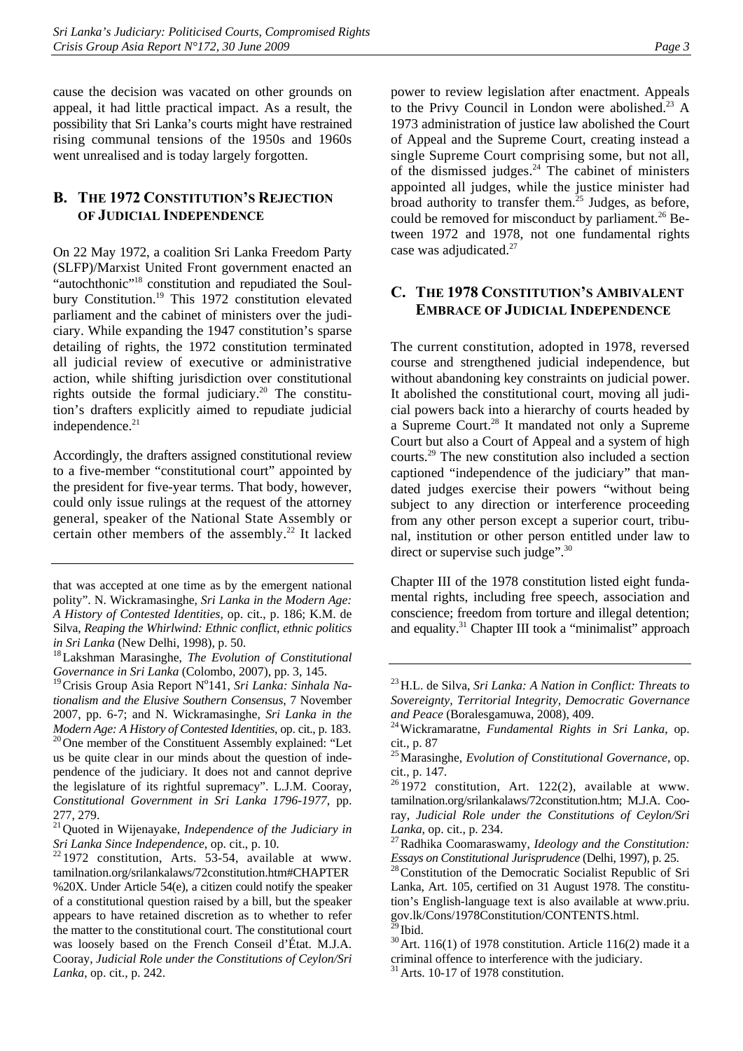cause the decision was vacated on other grounds on appeal, it had little practical impact. As a result, the possibility that Sri Lanka's courts might have restrained rising communal tensions of the 1950s and 1960s went unrealised and is today largely forgotten.

## B. The 1972 Constitution's Rejection of Judicial Independence

On 22 May 1972, a coalition Sri Lanka Freedom Party (SLFP)/Marxist United Front government enacted an "autochthonic"[18] constitution and repudiated the Soulbury Constitution.[19] This 1972 constitution elevated parliament and the cabinet of ministers over the judiciary. While expanding the 1947 constitution's sparse detailing of rights, the 1972 constitution terminated all judicial review of executive or administrative action, while shifting jurisdiction over constitutional rights outside the formal judiciary.[20] The constitution's drafters explicitly aimed to repudiate judicial independence.[21]

Accordingly, the drafters assigned constitutional review to a five-member "constitutional court" appointed by the president for five-year terms. That body, however, could only issue rulings at the request of the attorney general, speaker of the National State Assembly or certain other members of the assembly.[22] It lacked power to review legislation after enactment. Appeals to the Privy Council in London were abolished.[23] A 1973 administration of justice law abolished the Court of Appeal and the Supreme Court, creating instead a single Supreme Court comprising some, but not all, of the dismissed judges.[24] The cabinet of ministers appointed all judges, while the justice minister had broad authority to transfer them.[25] Judges, as before, could be removed for misconduct by parliament.[26] Between 1972 and 1978, not one fundamental rights case was adjudicated.[27]

## C. The 1978 Constitution's Ambivalent Embrace of Judicial Independence

The current constitution, adopted in 1978, reversed course and strengthened judicial independence, but without abandoning key constraints on judicial power. It abolished the constitutional court, moving all judicial powers back into a hierarchy of courts headed by a Supreme Court.[28] It mandated not only a Supreme Court but also a Court of Appeal and a system of high courts.[29] The new constitution also included a section captioned "independence of the judiciary" that mandated judges exercise their powers "without being subject to any direction or interference proceeding from any other person except a superior court, tribunal, institution or other person entitled under law to direct or supervise such judge".[30]

Chapter III of the 1978 constitution listed eight fundamental rights, including free speech, association and conscience; freedom from torture and illegal detention; and equality.[31] Chapter III took a "minimalist" approach

---

that was accepted at one time as by the emergent national polity". N. Wickramasinghe, *Sri Lanka in the Modern Age: A History of Contested Identities*, op. cit., p. 186; K.M. de Silva, *Reaping the Whirlwind: Ethnic conflict, ethnic politics in Sri Lanka* (New Delhi, 1998), p. 50.

[18] Lakshman Marasinghe, *The Evolution of Constitutional Governance in Sri Lanka* (Colombo, 2007), pp. 3, 145.

[19] Crisis Group Asia Report N°141, *Sri Lanka: Sinhala Nationalism and the Elusive Southern Consensus*, 7 November 2007, pp. 6-7; and N. Wickramasinghe, *Sri Lanka in the Modern Age: A History of Contested Identities*, op. cit., p. 183.

[20] One member of the Constituent Assembly explained: "Let us be quite clear in our minds about the question of independence of the judiciary. It does not and cannot deprive the legislature of its rightful supremacy". L.J.M. Cooray, *Constitutional Government in Sri Lanka 1796-1977*, pp. 277, 279.

[21] Quoted in Wijenayake, *Independence of the Judiciary in Sri Lanka Since Independence*, op. cit., p. 10.

[22] 1972 constitution, Arts. 53-54, available at www.tamilnation.org/srilankalaws/72constitution.htm#CHAPTER%20X. Under Article 54(e), a citizen could notify the speaker of a constitutional question raised by a bill, but the speaker appears to have retained discretion as to whether to refer the matter to the constitutional court. The constitutional court was loosely based on the French Conseil d'État. M.J.A. Cooray, *Judicial Role under the Constitutions of Ceylon/Sri Lanka*, op. cit., p. 242.

[23] H.L. de Silva, *Sri Lanka: A Nation in Conflict: Threats to Sovereignty, Territorial Integrity, Democratic Governance and Peace* (Boralesgamuwa, 2008), 409.

[24] Wickramaratne, *Fundamental Rights in Sri Lanka*, op. cit., p. 87

[25] Marasinghe, *Evolution of Constitutional Governance*, op. cit., p. 147.

[26] 1972 constitution, Art. 122(2), available at www.tamilnation.org/srilankalaws/72constitution.htm; M.J.A. Cooray, *Judicial Role under the Constitutions of Ceylon/Sri Lanka*, op. cit., p. 234.

[27] Radhika Coomaraswamy, *Ideology and the Constitution: Essays on Constitutional Jurisprudence* (Delhi, 1997), p. 25.

[28] Constitution of the Democratic Socialist Republic of Sri Lanka, Art. 105, certified on 31 August 1978. The constitution's English-language text is also available at www.priu.gov.lk/Cons/1978Constitution/CONTENTS.html.

[29] Ibid.

[30] Art. 116(1) of 1978 constitution. Article 116(2) made it a criminal offence to interference with the judiciary.

[31] Arts. 10-17 of 1978 constitution.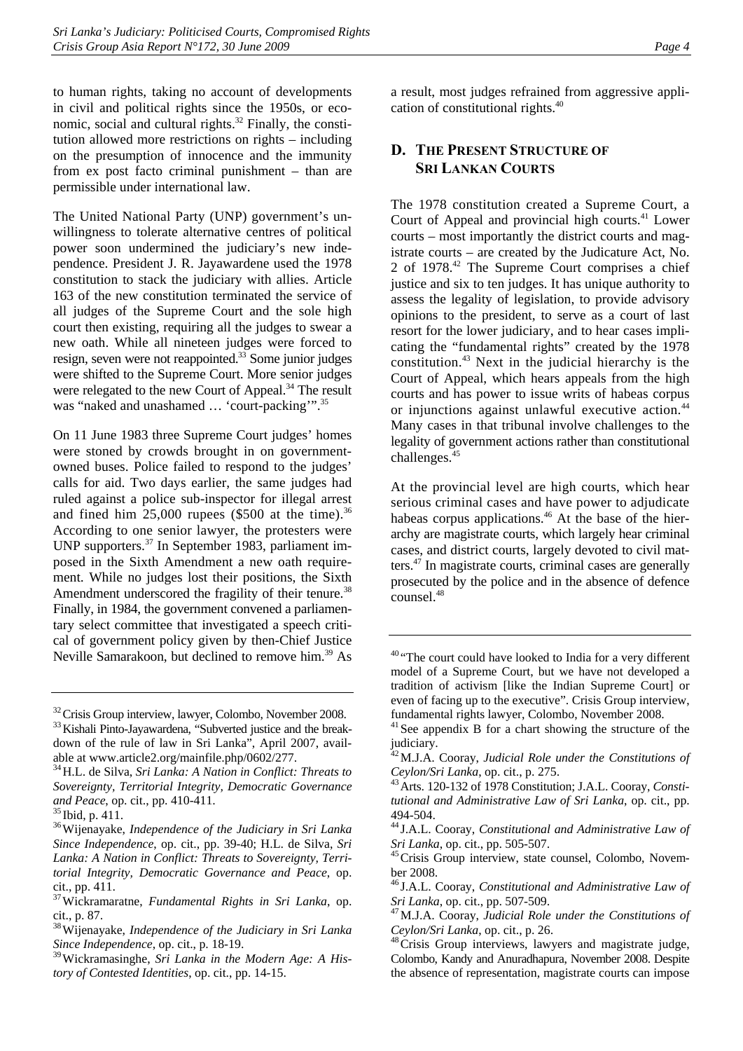to human rights, taking no account of developments in civil and political rights since the 1950s, or economic, social and cultural rights.[32] Finally, the constitution allowed more restrictions on rights – including on the presumption of innocence and the immunity from ex post facto criminal punishment – than are permissible under international law.

The United National Party (UNP) government's unwillingness to tolerate alternative centres of political power soon undermined the judiciary's new independence. President J. R. Jayawardene used the 1978 constitution to stack the judiciary with allies. Article 163 of the new constitution terminated the service of all judges of the Supreme Court and the sole high court then existing, requiring all the judges to swear a new oath. While all nineteen judges were forced to resign, seven were not reappointed.[33] Some junior judges were shifted to the Supreme Court. More senior judges were relegated to the new Court of Appeal.[34] The result was "naked and unashamed … 'court-packing'".[35]

On 11 June 1983 three Supreme Court judges' homes were stoned by crowds brought in on government-owned buses. Police failed to respond to the judges' calls for aid. Two days earlier, the same judges had ruled against a police sub-inspector for illegal arrest and fined him 25,000 rupees ($500 at the time).[36] According to one senior lawyer, the protesters were UNP supporters.[37] In September 1983, parliament imposed in the Sixth Amendment a new oath requirement. While no judges lost their positions, the Sixth Amendment underscored the fragility of their tenure.[38] Finally, in 1984, the government convened a parliamentary select committee that investigated a speech critical of government policy given by then-Chief Justice Neville Samarakoon, but declined to remove him.[39] As a result, most judges refrained from aggressive application of constitutional rights.[40]

## D. The Present Structure of Sri Lankan Courts

The 1978 constitution created a Supreme Court, a Court of Appeal and provincial high courts.[41] Lower courts – most importantly the district courts and magistrate courts – are created by the Judicature Act, No. 2 of 1978.[42] The Supreme Court comprises a chief justice and six to ten judges. It has unique authority to assess the legality of legislation, to provide advisory opinions to the president, to serve as a court of last resort for the lower judiciary, and to hear cases implicating the "fundamental rights" created by the 1978 constitution.[43] Next in the judicial hierarchy is the Court of Appeal, which hears appeals from the high courts and has power to issue writs of habeas corpus or injunctions against unlawful executive action.[44] Many cases in that tribunal involve challenges to the legality of government actions rather than constitutional challenges.[45]

At the provincial level are high courts, which hear serious criminal cases and have power to adjudicate habeas corpus applications.[46] At the base of the hierarchy are magistrate courts, which largely hear criminal cases, and district courts, largely devoted to civil matters.[47] In magistrate courts, criminal cases are generally prosecuted by the police and in the absence of defence counsel.[48]

---

[32] Crisis Group interview, lawyer, Colombo, November 2008.

[33] Kishali Pinto-Jayawardena, "Subverted justice and the breakdown of the rule of law in Sri Lanka", April 2007, available at www.article2.org/mainfile.php/0602/277.

[34] H.L. de Silva, *Sri Lanka: A Nation in Conflict: Threats to Sovereignty, Territorial Integrity, Democratic Governance and Peace*, op. cit., pp. 410-411.

[35] Ibid, p. 411.

[36] Wijenayake, *Independence of the Judiciary in Sri Lanka Since Independence*, op. cit., pp. 39-40; H.L. de Silva, *Sri Lanka: A Nation in Conflict: Threats to Sovereignty, Territorial Integrity, Democratic Governance and Peace*, op. cit., pp. 411.

[37] Wickramaratne, *Fundamental Rights in Sri Lanka*, op. cit., p. 87.

[38] Wijenayake, *Independence of the Judiciary in Sri Lanka Since Independence*, op. cit., p. 18-19.

[39] Wickramasinghe, *Sri Lanka in the Modern Age: A History of Contested Identities*, op. cit., pp. 14-15.

[40] "The court could have looked to India for a very different model of a Supreme Court, but we have not developed a tradition of activism [like the Indian Supreme Court] or even of facing up to the executive". Crisis Group interview, fundamental rights lawyer, Colombo, November 2008.

[41] See appendix B for a chart showing the structure of the judiciary.

[42] M.J.A. Cooray, *Judicial Role under the Constitutions of Ceylon/Sri Lanka*, op. cit., p. 275.

[43] Arts. 120-132 of 1978 Constitution; J.A.L. Cooray, *Constitutional and Administrative Law of Sri Lanka*, op. cit., pp. 494-504.

[44] J.A.L. Cooray, *Constitutional and Administrative Law of Sri Lanka*, op. cit., pp. 505-507.

[45] Crisis Group interview, state counsel, Colombo, November 2008.

[46] J.A.L. Cooray, *Constitutional and Administrative Law of Sri Lanka*, op. cit., pp. 507-509.

[47] M.J.A. Cooray, *Judicial Role under the Constitutions of Ceylon/Sri Lanka*, op. cit., p. 26.

[48] Crisis Group interviews, lawyers and magistrate judge, Colombo, Kandy and Anuradhapura, November 2008. Despite the absence of representation, magistrate courts can impose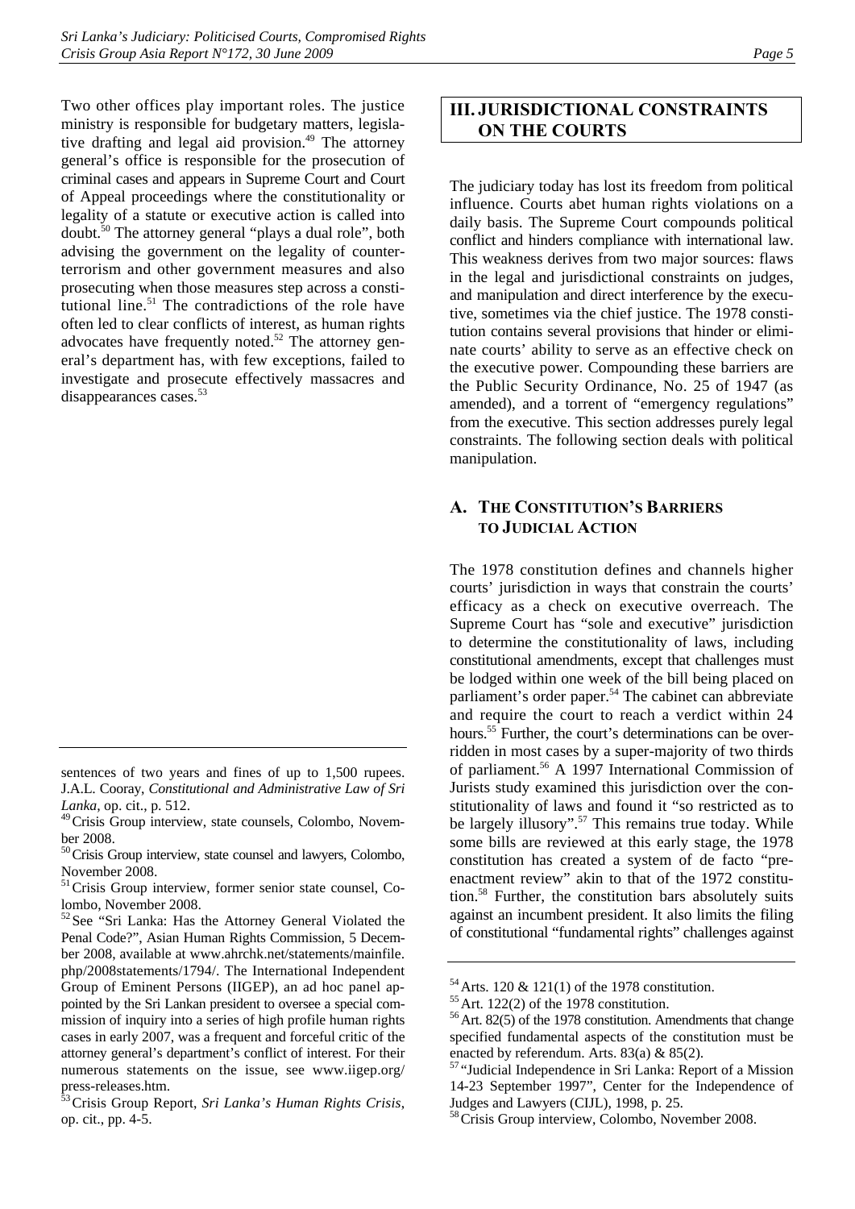Two other offices play important roles. The justice ministry is responsible for budgetary matters, legislative drafting and legal aid provision.[49] The attorney general's office is responsible for the prosecution of criminal cases and appears in Supreme Court and Court of Appeal proceedings where the constitutionality or legality of a statute or executive action is called into doubt.[50] The attorney general "plays a dual role", both advising the government on the legality of counter-terrorism and other government measures and also prosecuting when those measures step across a constitutional line.[51] The contradictions of the role have often led to clear conflicts of interest, as human rights advocates have frequently noted.[52] The attorney general's department has, with few exceptions, failed to investigate and prosecute effectively massacres and disappearances cases.[53]

## III. JURISDICTIONAL CONSTRAINTS ON THE COURTS

The judiciary today has lost its freedom from political influence. Courts abet human rights violations on a daily basis. The Supreme Court compounds political conflict and hinders compliance with international law. This weakness derives from two major sources: flaws in the legal and jurisdictional constraints on judges, and manipulation and direct interference by the executive, sometimes via the chief justice. The 1978 constitution contains several provisions that hinder or eliminate courts' ability to serve as an effective check on the executive power. Compounding these barriers are the Public Security Ordinance, No. 25 of 1947 (as amended), and a torrent of "emergency regulations" from the executive. This section addresses purely legal constraints. The following section deals with political manipulation.

### A. THE CONSTITUTION'S BARRIERS TO JUDICIAL ACTION

The 1978 constitution defines and channels higher courts' jurisdiction in ways that constrain the courts' efficacy as a check on executive overreach. The Supreme Court has "sole and executive" jurisdiction to determine the constitutionality of laws, including constitutional amendments, except that challenges must be lodged within one week of the bill being placed on parliament's order paper.[54] The cabinet can abbreviate and require the court to reach a verdict within 24 hours.[55] Further, the court's determinations can be overridden in most cases by a super-majority of two thirds of parliament.[56] A 1997 International Commission of Jurists study examined this jurisdiction over the constitutionality of laws and found it "so restricted as to be largely illusory".[57] This remains true today. While some bills are reviewed at this early stage, the 1978 constitution has created a system of de facto "pre-enactment review" akin to that of the 1972 constitution.[58] Further, the constitution bars absolutely suits against an incumbent president. It also limits the filing of constitutional "fundamental rights" challenges against

---

sentences of two years and fines of up to 1,500 rupees. J.A.L. Cooray, *Constitutional and Administrative Law of Sri Lanka*, op. cit., p. 512.

[49] Crisis Group interview, state counsels, Colombo, November 2008.

[50] Crisis Group interview, state counsel and lawyers, Colombo, November 2008.

[51] Crisis Group interview, former senior state counsel, Colombo, November 2008.

[52] See "Sri Lanka: Has the Attorney General Violated the Penal Code?", Asian Human Rights Commission, 5 December 2008, available at www.ahrchk.net/statements/mainfile.php/2008statements/1794/. The International Independent Group of Eminent Persons (IIGEP), an ad hoc panel appointed by the Sri Lankan president to oversee a special commission of inquiry into a series of high profile human rights cases in early 2007, was a frequent and forceful critic of the attorney general's department's conflict of interest. For their numerous statements on the issue, see www.iigep.org/press-releases.htm.

[53] Crisis Group Report, *Sri Lanka's Human Rights Crisis*, op. cit., pp. 4-5.

[54] Arts. 120 & 121(1) of the 1978 constitution.

[55] Art. 122(2) of the 1978 constitution.

[56] Art. 82(5) of the 1978 constitution. Amendments that change specified fundamental aspects of the constitution must be enacted by referendum. Arts. 83(a) & 85(2).

[57] "Judicial Independence in Sri Lanka: Report of a Mission 14-23 September 1997", Center for the Independence of Judges and Lawyers (CIJL), 1998, p. 25.

[58] Crisis Group interview, Colombo, November 2008.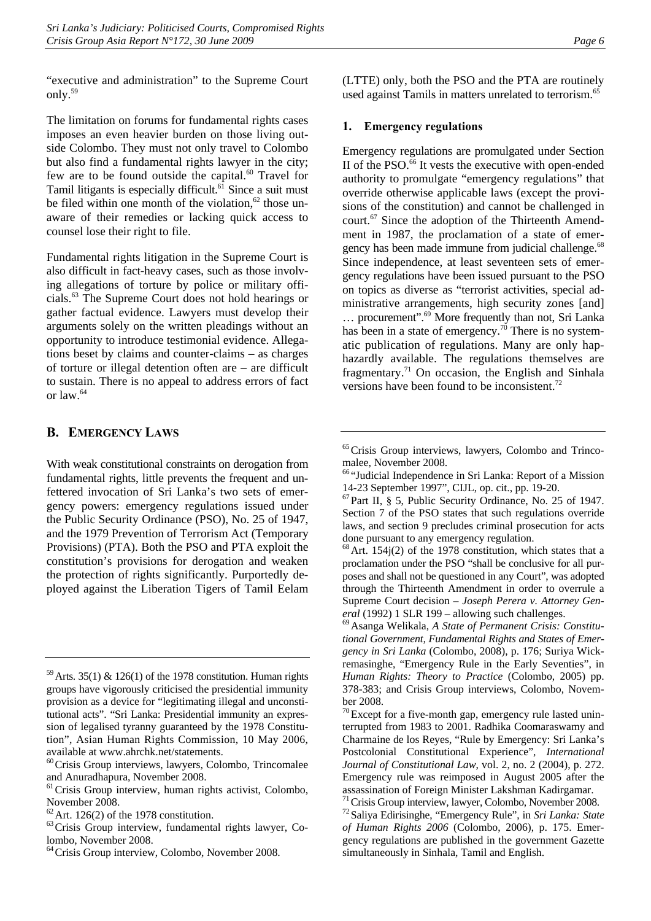"executive and administration" to the Supreme Court only.[59]

The limitation on forums for fundamental rights cases imposes an even heavier burden on those living outside Colombo. They must not only travel to Colombo but also find a fundamental rights lawyer in the city; few are to be found outside the capital.[60] Travel for Tamil litigants is especially difficult.[61] Since a suit must be filed within one month of the violation,[62] those unaware of their remedies or lacking quick access to counsel lose their right to file.

Fundamental rights litigation in the Supreme Court is also difficult in fact-heavy cases, such as those involving allegations of torture by police or military officials.[63] The Supreme Court does not hold hearings or gather factual evidence. Lawyers must develop their arguments solely on the written pleadings without an opportunity to introduce testimonial evidence. Allegations beset by claims and counter-claims – as charges of torture or illegal detention often are – are difficult to sustain. There is no appeal to address errors of fact or law.[64]

## B. Emergency Laws

With weak constitutional constraints on derogation from fundamental rights, little prevents the frequent and unfettered invocation of Sri Lanka's two sets of emergency powers: emergency regulations issued under the Public Security Ordinance (PSO), No. 25 of 1947, and the 1979 Prevention of Terrorism Act (Temporary Provisions) (PTA). Both the PSO and PTA exploit the constitution's provisions for derogation and weaken the protection of rights significantly. Purportedly deployed against the Liberation Tigers of Tamil Eelam (LTTE) only, both the PSO and the PTA are routinely used against Tamils in matters unrelated to terrorism.[65]

### 1. Emergency regulations

Emergency regulations are promulgated under Section II of the PSO.[66] It vests the executive with open-ended authority to promulgate "emergency regulations" that override otherwise applicable laws (except the provisions of the constitution) and cannot be challenged in court.[67] Since the adoption of the Thirteenth Amendment in 1987, the proclamation of a state of emergency has been made immune from judicial challenge.[68] Since independence, at least seventeen sets of emergency regulations have been issued pursuant to the PSO on topics as diverse as "terrorist activities, special administrative arrangements, high security zones [and] … procurement".[69] More frequently than not, Sri Lanka has been in a state of emergency.[70] There is no systematic publication of regulations. Many are only haphazardly available. The regulations themselves are fragmentary.[71] On occasion, the English and Sinhala versions have been found to be inconsistent.[72]

---

[59] Arts. 35(1) & 126(1) of the 1978 constitution. Human rights groups have vigorously criticised the presidential immunity provision as a device for "legitimating illegal and unconstitutional acts". "Sri Lanka: Presidential immunity an expression of legalised tyranny guaranteed by the 1978 Constitution", Asian Human Rights Commission, 10 May 2006, available at www.ahrchk.net/statements.

[60] Crisis Group interviews, lawyers, Colombo, Trincomalee and Anuradhapura, November 2008.

[61] Crisis Group interview, human rights activist, Colombo, November 2008.

[62] Art. 126(2) of the 1978 constitution.

[63] Crisis Group interview, fundamental rights lawyer, Colombo, November 2008.

[64] Crisis Group interview, Colombo, November 2008.

[65] Crisis Group interviews, lawyers, Colombo and Trincomalee, November 2008.

[66] "Judicial Independence in Sri Lanka: Report of a Mission 14-23 September 1997", CIJL, op. cit., pp. 19-20.

[67] Part II, § 5, Public Security Ordinance, No. 25 of 1947. Section 7 of the PSO states that such regulations override laws, and section 9 precludes criminal prosecution for acts done pursuant to any emergency regulation.

[68] Art. 154j(2) of the 1978 constitution, which states that a proclamation under the PSO "shall be conclusive for all purposes and shall not be questioned in any Court", was adopted through the Thirteenth Amendment in order to overrule a Supreme Court decision – *Joseph Perera v. Attorney General* (1992) 1 SLR 199 – allowing such challenges.

[69] Asanga Welikala, *A State of Permanent Crisis: Constitutional Government, Fundamental Rights and States of Emergency in Sri Lanka* (Colombo, 2008), p. 176; Suriya Wickremasinghe, "Emergency Rule in the Early Seventies", in *Human Rights: Theory to Practice* (Colombo, 2005) pp. 378-383; and Crisis Group interviews, Colombo, November 2008.

[70] Except for a five-month gap, emergency rule lasted uninterrupted from 1983 to 2001. Radhika Coomaraswamy and Charmaine de los Reyes, "Rule by Emergency: Sri Lanka's Postcolonial Constitutional Experience", *International Journal of Constitutional Law*, vol. 2, no. 2 (2004), p. 272. Emergency rule was reimposed in August 2005 after the assassination of Foreign Minister Lakshman Kadirgamar.

[71] Crisis Group interview, lawyer, Colombo, November 2008.

[72] Saliya Edirisinghe, "Emergency Rule", in *Sri Lanka: State of Human Rights 2006* (Colombo, 2006), p. 175. Emergency regulations are published in the government Gazette simultaneously in Sinhala, Tamil and English.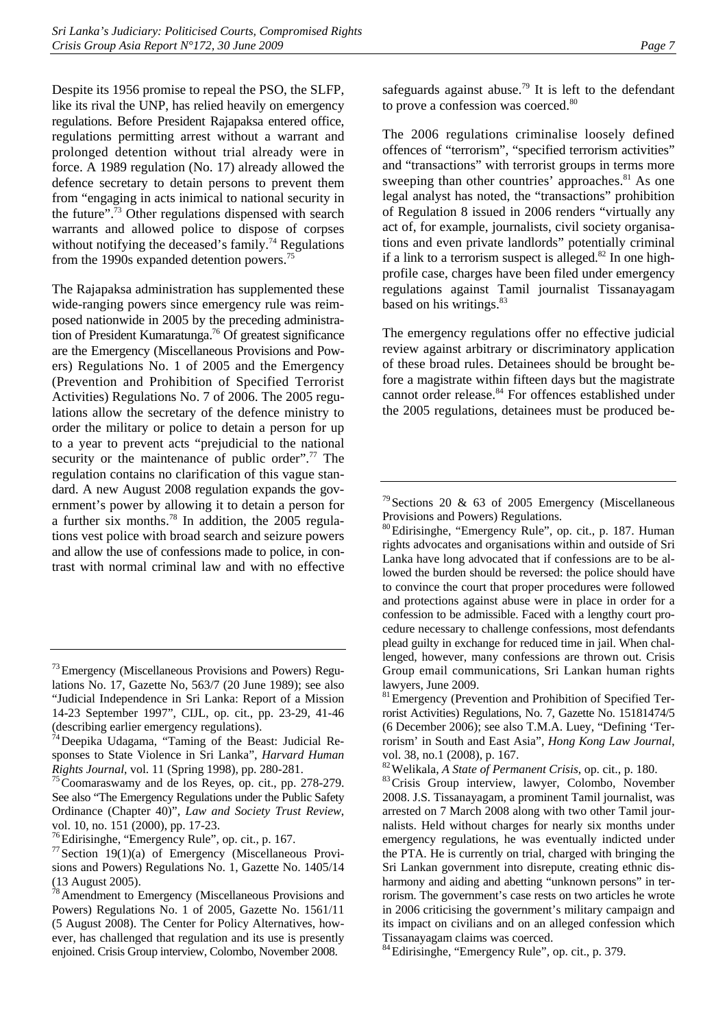Despite its 1956 promise to repeal the PSO, the SLFP, like its rival the UNP, has relied heavily on emergency regulations. Before President Rajapaksa entered office, regulations permitting arrest without a warrant and prolonged detention without trial already were in force. A 1989 regulation (No. 17) already allowed the defence secretary to detain persons to prevent them from "engaging in acts inimical to national security in the future".[73] Other regulations dispensed with search warrants and allowed police to dispose of corpses without notifying the deceased's family.[74] Regulations from the 1990s expanded detention powers.[75]

The Rajapaksa administration has supplemented these wide-ranging powers since emergency rule was reimposed nationwide in 2005 by the preceding administration of President Kumaratunga.[76] Of greatest significance are the Emergency (Miscellaneous Provisions and Powers) Regulations No. 1 of 2005 and the Emergency (Prevention and Prohibition of Specified Terrorist Activities) Regulations No. 7 of 2006. The 2005 regulations allow the secretary of the defence ministry to order the military or police to detain a person for up to a year to prevent acts "prejudicial to the national security or the maintenance of public order".[77] The regulation contains no clarification of this vague standard. A new August 2008 regulation expands the government's power by allowing it to detain a person for a further six months.[78] In addition, the 2005 regulations vest police with broad search and seizure powers and allow the use of confessions made to police, in contrast with normal criminal law and with no effective safeguards against abuse.[79] It is left to the defendant to prove a confession was coerced.[80]

The 2006 regulations criminalise loosely defined offences of "terrorism", "specified terrorism activities" and "transactions" with terrorist groups in terms more sweeping than other countries' approaches.[81] As one legal analyst has noted, the "transactions" prohibition of Regulation 8 issued in 2006 renders "virtually any act of, for example, journalists, civil society organisations and even private landlords" potentially criminal if a link to a terrorism suspect is alleged.[82] In one high-profile case, charges have been filed under emergency regulations against Tamil journalist Tissanayagam based on his writings.[83]

The emergency regulations offer no effective judicial review against arbitrary or discriminatory application of these broad rules. Detainees should be brought before a magistrate within fifteen days but the magistrate cannot order release.[84] For offences established under the 2005 regulations, detainees must be produced be-

---

[73] Emergency (Miscellaneous Provisions and Powers) Regulations No. 17, Gazette No, 563/7 (20 June 1989); see also "Judicial Independence in Sri Lanka: Report of a Mission 14-23 September 1997", CIJL, op. cit., pp. 23-29, 41-46 (describing earlier emergency regulations).

[74] Deepika Udagama, "Taming of the Beast: Judicial Responses to State Violence in Sri Lanka", *Harvard Human Rights Journal*, vol. 11 (Spring 1998), pp. 280-281.

[75] Coomaraswamy and de los Reyes, op. cit., pp. 278-279. See also "The Emergency Regulations under the Public Safety Ordinance (Chapter 40)", *Law and Society Trust Review*, vol. 10, no. 151 (2000), pp. 17-23.

[76] Edirisinghe, "Emergency Rule", op. cit., p. 167.

[77] Section 19(1)(a) of Emergency (Miscellaneous Provisions and Powers) Regulations No. 1, Gazette No. 1405/14 (13 August 2005).

[78] Amendment to Emergency (Miscellaneous Provisions and Powers) Regulations No. 1 of 2005, Gazette No. 1561/11 (5 August 2008). The Center for Policy Alternatives, however, has challenged that regulation and its use is presently enjoined. Crisis Group interview, Colombo, November 2008.

[79] Sections 20 & 63 of 2005 Emergency (Miscellaneous Provisions and Powers) Regulations.

[80] Edirisinghe, "Emergency Rule", op. cit., p. 187. Human rights advocates and organisations within and outside of Sri Lanka have long advocated that if confessions are to be allowed the burden should be reversed: the police should have to convince the court that proper procedures were followed and protections against abuse were in place in order for a confession to be admissible. Faced with a lengthy court procedure necessary to challenge confessions, most defendants plead guilty in exchange for reduced time in jail. When challenged, however, many confessions are thrown out. Crisis Group email communications, Sri Lankan human rights lawyers, June 2009.

[81] Emergency (Prevention and Prohibition of Specified Terrorist Activities) Regulations, No. 7, Gazette No. 15181474/5 (6 December 2006); see also T.M.A. Luey, "Defining 'Terrorism' in South and East Asia", *Hong Kong Law Journal*, vol. 38, no.1 (2008), p. 167.

[82] Welikala, *A State of Permanent Crisis*, op. cit., p. 180.

[83] Crisis Group interview, lawyer, Colombo, November 2008. J.S. Tissanayagam, a prominent Tamil journalist, was arrested on 7 March 2008 along with two other Tamil journalists. Held without charges for nearly six months under emergency regulations, he was eventually indicted under the PTA. He is currently on trial, charged with bringing the Sri Lankan government into disrepute, creating ethnic disharmony and aiding and abetting "unknown persons" in terrorism. The government's case rests on two articles he wrote in 2006 criticising the government's military campaign and its impact on civilians and on an alleged confession which Tissanayagam claims was coerced.

[84] Edirisinghe, "Emergency Rule", op. cit., p. 379.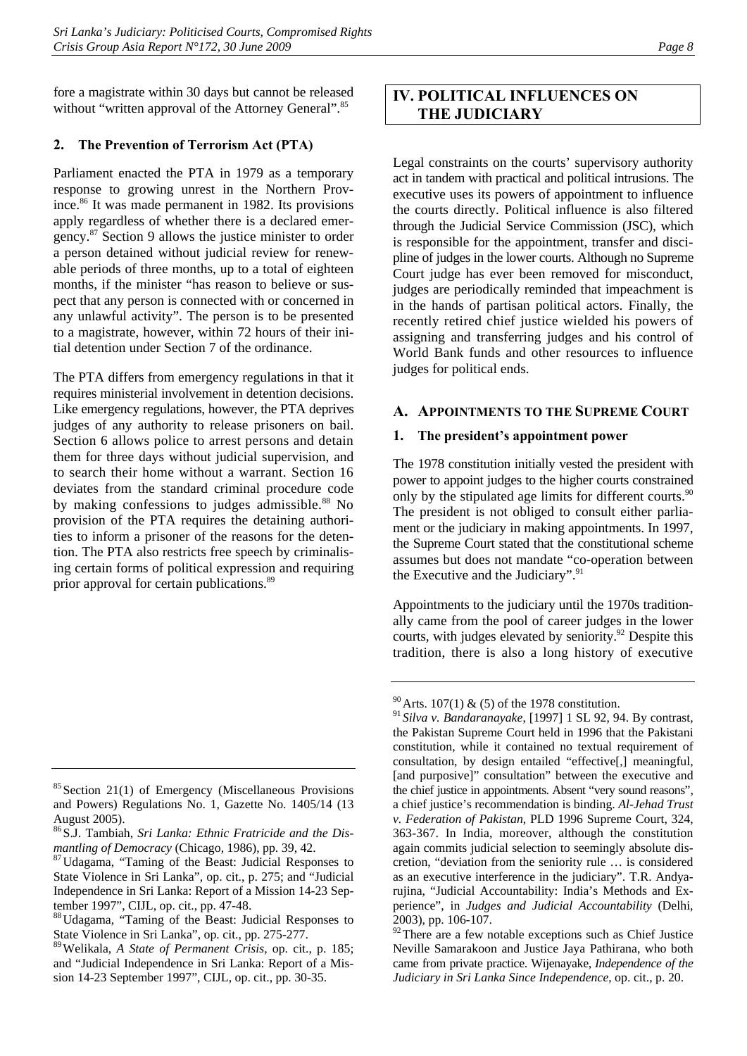fore a magistrate within 30 days but cannot be released without "written approval of the Attorney General".[85]

### 2. The Prevention of Terrorism Act (PTA)

Parliament enacted the PTA in 1979 as a temporary response to growing unrest in the Northern Province.[86] It was made permanent in 1982. Its provisions apply regardless of whether there is a declared emergency.[87] Section 9 allows the justice minister to order a person detained without judicial review for renewable periods of three months, up to a total of eighteen months, if the minister "has reason to believe or suspect that any person is connected with or concerned in any unlawful activity". The person is to be presented to a magistrate, however, within 72 hours of their initial detention under Section 7 of the ordinance.

The PTA differs from emergency regulations in that it requires ministerial involvement in detention decisions. Like emergency regulations, however, the PTA deprives judges of any authority to release prisoners on bail. Section 6 allows police to arrest persons and detain them for three days without judicial supervision, and to search their home without a warrant. Section 16 deviates from the standard criminal procedure code by making confessions to judges admissible.[88] No provision of the PTA requires the detaining authorities to inform a prisoner of the reasons for the detention. The PTA also restricts free speech by criminalising certain forms of political expression and requiring prior approval for certain publications.[89]

## IV. POLITICAL INFLUENCES ON THE JUDICIARY

Legal constraints on the courts' supervisory authority act in tandem with practical and political intrusions. The executive uses its powers of appointment to influence the courts directly. Political influence is also filtered through the Judicial Service Commission (JSC), which is responsible for the appointment, transfer and discipline of judges in the lower courts. Although no Supreme Court judge has ever been removed for misconduct, judges are periodically reminded that impeachment is in the hands of partisan political actors. Finally, the recently retired chief justice wielded his powers of assigning and transferring judges and his control of World Bank funds and other resources to influence judges for political ends.

### A. Appointments to the Supreme Court

#### 1. The president's appointment power

The 1978 constitution initially vested the president with power to appoint judges to the higher courts constrained only by the stipulated age limits for different courts.[90] The president is not obliged to consult either parliament or the judiciary in making appointments. In 1997, the Supreme Court stated that the constitutional scheme assumes but does not mandate "co-operation between the Executive and the Judiciary".[91]

Appointments to the judiciary until the 1970s traditionally came from the pool of career judges in the lower courts, with judges elevated by seniority.[92] Despite this tradition, there is also a long history of executive

---

[85] Section 21(1) of Emergency (Miscellaneous Provisions and Powers) Regulations No. 1, Gazette No. 1405/14 (13 August 2005).

[86] S.J. Tambiah, *Sri Lanka: Ethnic Fratricide and the Dismantling of Democracy* (Chicago, 1986), pp. 39, 42.

[87] Udagama, "Taming of the Beast: Judicial Responses to State Violence in Sri Lanka", op. cit., p. 275; and "Judicial Independence in Sri Lanka: Report of a Mission 14-23 September 1997", CIJL, op. cit., pp. 47-48.

[88] Udagama, "Taming of the Beast: Judicial Responses to State Violence in Sri Lanka", op. cit., pp. 275-277.

[89] Welikala, *A State of Permanent Crisis*, op. cit., p. 185; and "Judicial Independence in Sri Lanka: Report of a Mission 14-23 September 1997", CIJL, op. cit., pp. 30-35.

[90] Arts. 107(1) & (5) of the 1978 constitution.

[91] *Silva v. Bandaranayake*, [1997] 1 SL 92, 94. By contrast, the Pakistan Supreme Court held in 1996 that the Pakistani constitution, while it contained no textual requirement of consultation, by design entailed "effective[,] meaningful, [and purposive]" consultation" between the executive and the chief justice in appointments. Absent "very sound reasons", a chief justice's recommendation is binding. *Al-Jehad Trust v. Federation of Pakistan*, PLD 1996 Supreme Court, 324, 363-367. In India, moreover, although the constitution again commits judicial selection to seemingly absolute discretion, "deviation from the seniority rule … is considered as an executive interference in the judiciary". T.R. Andyarujina, "Judicial Accountability: India's Methods and Experience", in *Judges and Judicial Accountability* (Delhi, 2003), pp. 106-107.

[92] There are a few notable exceptions such as Chief Justice Neville Samarakoon and Justice Jaya Pathirana, who both came from private practice. Wijenayake, *Independence of the Judiciary in Sri Lanka Since Independence*, op. cit., p. 20.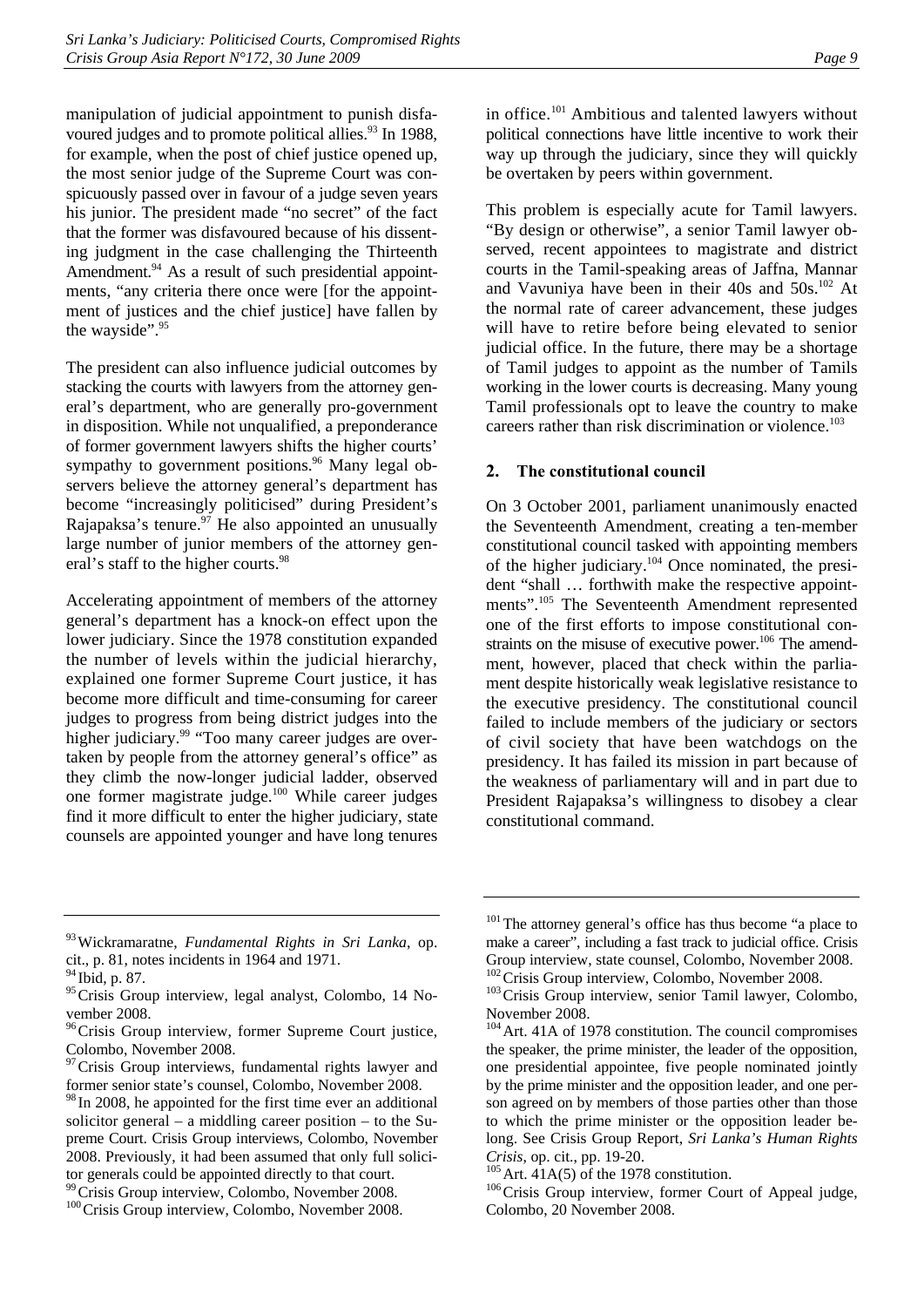manipulation of judicial appointment to punish disfavoured judges and to promote political allies.[93] In 1988, for example, when the post of chief justice opened up, the most senior judge of the Supreme Court was conspicuously passed over in favour of a judge seven years his junior. The president made "no secret" of the fact that the former was disfavoured because of his dissenting judgment in the case challenging the Thirteenth Amendment.[94] As a result of such presidential appointments, "any criteria there once were [for the appointment of justices and the chief justice] have fallen by the wayside".[95]

The president can also influence judicial outcomes by stacking the courts with lawyers from the attorney general's department, who are generally pro-government in disposition. While not unqualified, a preponderance of former government lawyers shifts the higher courts' sympathy to government positions.[96] Many legal observers believe the attorney general's department has become "increasingly politicised" during President's Rajapaksa's tenure.[97] He also appointed an unusually large number of junior members of the attorney general's staff to the higher courts.[98]

Accelerating appointment of members of the attorney general's department has a knock-on effect upon the lower judiciary. Since the 1978 constitution expanded the number of levels within the judicial hierarchy, explained one former Supreme Court justice, it has become more difficult and time-consuming for career judges to progress from being district judges into the higher judiciary.[99] "Too many career judges are overtaken by people from the attorney general's office" as they climb the now-longer judicial ladder, observed one former magistrate judge.[100] While career judges find it more difficult to enter the higher judiciary, state counsels are appointed younger and have long tenures in office.[101] Ambitious and talented lawyers without political connections have little incentive to work their way up through the judiciary, since they will quickly be overtaken by peers within government.

This problem is especially acute for Tamil lawyers. "By design or otherwise", a senior Tamil lawyer observed, recent appointees to magistrate and district courts in the Tamil-speaking areas of Jaffna, Mannar and Vavuniya have been in their 40s and 50s.[102] At the normal rate of career advancement, these judges will have to retire before being elevated to senior judicial office. In the future, there may be a shortage of Tamil judges to appoint as the number of Tamils working in the lower courts is decreasing. Many young Tamil professionals opt to leave the country to make careers rather than risk discrimination or violence.[103]

### 2. The constitutional council

On 3 October 2001, parliament unanimously enacted the Seventeenth Amendment, creating a ten-member constitutional council tasked with appointing members of the higher judiciary.[104] Once nominated, the president "shall … forthwith make the respective appointments".[105] The Seventeenth Amendment represented one of the first efforts to impose constitutional constraints on the misuse of executive power.[106] The amendment, however, placed that check within the parliament despite historically weak legislative resistance to the executive presidency. The constitutional council failed to include members of the judiciary or sectors of civil society that have been watchdogs on the presidency. It has failed its mission in part because of the weakness of parliamentary will and in part due to President Rajapaksa's willingness to disobey a clear constitutional command.

---

[93] Wickramaratne, *Fundamental Rights in Sri Lanka*, op. cit., p. 81, notes incidents in 1964 and 1971.

[94] Ibid, p. 87.

[95] Crisis Group interview, legal analyst, Colombo, 14 November 2008.

[96] Crisis Group interview, former Supreme Court justice, Colombo, November 2008.

[97] Crisis Group interviews, fundamental rights lawyer and former senior state's counsel, Colombo, November 2008.

[98] In 2008, he appointed for the first time ever an additional solicitor general – a middling career position – to the Supreme Court. Crisis Group interviews, Colombo, November 2008. Previously, it had been assumed that only full solicitor generals could be appointed directly to that court.

[99] Crisis Group interview, Colombo, November 2008.

[100] Crisis Group interview, Colombo, November 2008.

[101] The attorney general's office has thus become "a place to make a career", including a fast track to judicial office. Crisis Group interview, state counsel, Colombo, November 2008.

[102] Crisis Group interview, Colombo, November 2008.

[103] Crisis Group interview, senior Tamil lawyer, Colombo, November 2008.

[104] Art. 41A of 1978 constitution. The council compromises the speaker, the prime minister, the leader of the opposition, one presidential appointee, five people nominated jointly by the prime minister and the opposition leader, and one person agreed on by members of those parties other than those to which the prime minister or the opposition leader belong. See Crisis Group Report, *Sri Lanka's Human Rights Crisis*, op. cit., pp. 19-20.

[105] Art. 41A(5) of the 1978 constitution.

[106] Crisis Group interview, former Court of Appeal judge, Colombo, 20 November 2008.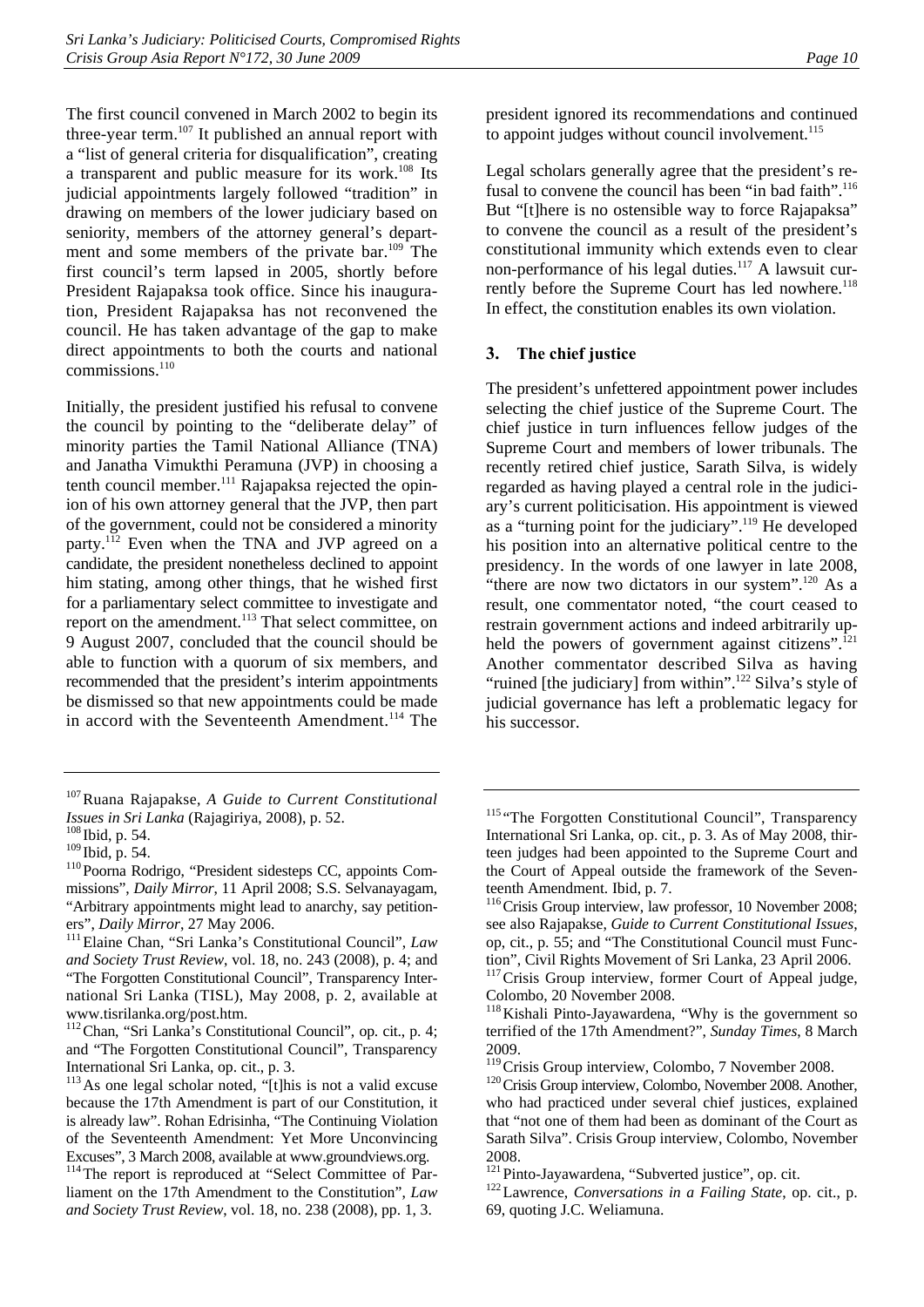The first council convened in March 2002 to begin its three-year term.[107] It published an annual report with a "list of general criteria for disqualification", creating a transparent and public measure for its work.[108] Its judicial appointments largely followed "tradition" in drawing on members of the lower judiciary based on seniority, members of the attorney general's department and some members of the private bar.[109] The first council's term lapsed in 2005, shortly before President Rajapaksa took office. Since his inauguration, President Rajapaksa has not reconvened the council. He has taken advantage of the gap to make direct appointments to both the courts and national commissions.[110]

Initially, the president justified his refusal to convene the council by pointing to the "deliberate delay" of minority parties the Tamil National Alliance (TNA) and Janatha Vimukthi Peramuna (JVP) in choosing a tenth council member.[111] Rajapaksa rejected the opinion of his own attorney general that the JVP, then part of the government, could not be considered a minority party.[112] Even when the TNA and JVP agreed on a candidate, the president nonetheless declined to appoint him stating, among other things, that he wished first for a parliamentary select committee to investigate and report on the amendment.[113] That select committee, on 9 August 2007, concluded that the council should be able to function with a quorum of six members, and recommended that the president's interim appointments be dismissed so that new appointments could be made in accord with the Seventeenth Amendment.[114] The president ignored its recommendations and continued to appoint judges without council involvement.[115]

Legal scholars generally agree that the president's refusal to convene the council has been "in bad faith".[116] But "[t]here is no ostensible way to force Rajapaksa" to convene the council as a result of the president's constitutional immunity which extends even to clear non-performance of his legal duties.[117] A lawsuit currently before the Supreme Court has led nowhere.[118] In effect, the constitution enables its own violation.

### 3. The chief justice

The president's unfettered appointment power includes selecting the chief justice of the Supreme Court. The chief justice in turn influences fellow judges of the Supreme Court and members of lower tribunals. The recently retired chief justice, Sarath Silva, is widely regarded as having played a central role in the judiciary's current politicisation. His appointment is viewed as a "turning point for the judiciary".[119] He developed his position into an alternative political centre to the presidency. In the words of one lawyer in late 2008, "there are now two dictators in our system".[120] As a result, one commentator noted, "the court ceased to restrain government actions and indeed arbitrarily upheld the powers of government against citizens".[121] Another commentator described Silva as having "ruined [the judiciary] from within".[122] Silva's style of judicial governance has left a problematic legacy for his successor.

---

[107] Ruana Rajapakse, *A Guide to Current Constitutional Issues in Sri Lanka* (Rajagiriya, 2008), p. 52.

[108] Ibid, p. 54.

[109] Ibid, p. 54.

[110] Poorna Rodrigo, "President sidesteps CC, appoints Commissions", *Daily Mirror*, 11 April 2008; S.S. Selvanayagam, "Arbitrary appointments might lead to anarchy, say petitioners", *Daily Mirror*, 27 May 2006.

[111] Elaine Chan, "Sri Lanka's Constitutional Council", *Law and Society Trust Review*, vol. 18, no. 243 (2008), p. 4; and "The Forgotten Constitutional Council", Transparency International Sri Lanka (TISL), May 2008, p. 2, available at www.tisrilanka.org/post.htm.

[112] Chan, "Sri Lanka's Constitutional Council", op. cit., p. 4; and "The Forgotten Constitutional Council", Transparency International Sri Lanka, op. cit., p. 3.

[113] As one legal scholar noted, "[t]his is not a valid excuse because the 17th Amendment is part of our Constitution, it is already law". Rohan Edrisinha, "The Continuing Violation of the Seventeenth Amendment: Yet More Unconvincing Excuses", 3 March 2008, available at www.groundviews.org.

[114] The report is reproduced at "Select Committee of Parliament on the 17th Amendment to the Constitution", *Law and Society Trust Review*, vol. 18, no. 238 (2008), pp. 1, 3.

[115] "The Forgotten Constitutional Council", Transparency International Sri Lanka, op. cit., p. 3. As of May 2008, thirteen judges had been appointed to the Supreme Court and the Court of Appeal outside the framework of the Seventeenth Amendment. Ibid, p. 7.

[116] Crisis Group interview, law professor, 10 November 2008; see also Rajapakse, *Guide to Current Constitutional Issues*, op, cit., p. 55; and "The Constitutional Council must Function", Civil Rights Movement of Sri Lanka, 23 April 2006.

[117] Crisis Group interview, former Court of Appeal judge, Colombo, 20 November 2008.

[118] Kishali Pinto-Jayawardena, "Why is the government so terrified of the 17th Amendment?", *Sunday Times*, 8 March 2009.

[119] Crisis Group interview, Colombo, 7 November 2008.

[120] Crisis Group interview, Colombo, November 2008. Another, who had practiced under several chief justices, explained that "not one of them had been as dominant of the Court as Sarath Silva". Crisis Group interview, Colombo, November 2008.

[121] Pinto-Jayawardena, "Subverted justice", op. cit.

[122] Lawrence, *Conversations in a Failing State*, op. cit., p. 69, quoting J.C. Weliamuna.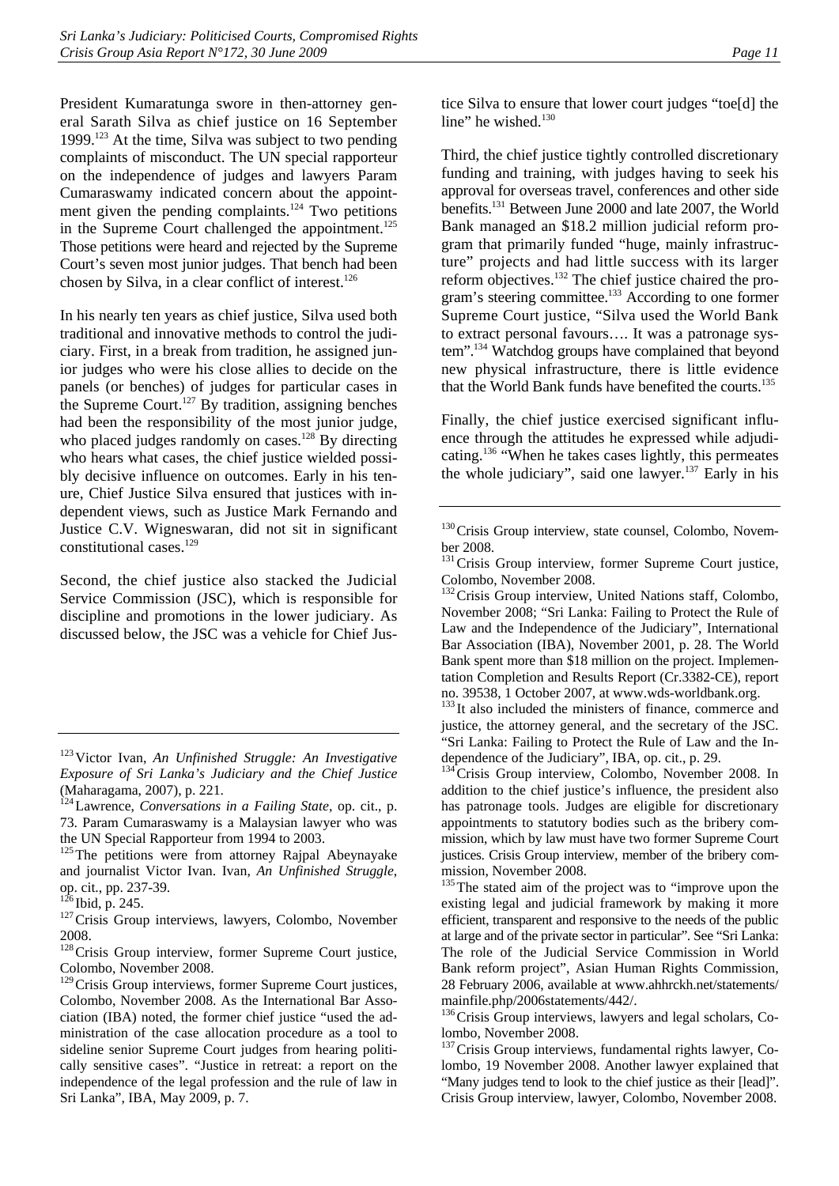President Kumaratunga swore in then-attorney general Sarath Silva as chief justice on 16 September 1999.[123] At the time, Silva was subject to two pending complaints of misconduct. The UN special rapporteur on the independence of judges and lawyers Param Cumaraswamy indicated concern about the appointment given the pending complaints.[124] Two petitions in the Supreme Court challenged the appointment.[125] Those petitions were heard and rejected by the Supreme Court's seven most junior judges. That bench had been chosen by Silva, in a clear conflict of interest.[126]

In his nearly ten years as chief justice, Silva used both traditional and innovative methods to control the judiciary. First, in a break from tradition, he assigned junior judges who were his close allies to decide on the panels (or benches) of judges for particular cases in the Supreme Court.[127] By tradition, assigning benches had been the responsibility of the most junior judge, who placed judges randomly on cases.[128] By directing who hears what cases, the chief justice wielded possibly decisive influence on outcomes. Early in his tenure, Chief Justice Silva ensured that justices with independent views, such as Justice Mark Fernando and Justice C.V. Wigneswaran, did not sit in significant constitutional cases.[129]

Second, the chief justice also stacked the Judicial Service Commission (JSC), which is responsible for discipline and promotions in the lower judiciary. As discussed below, the JSC was a vehicle for Chief Justice Silva to ensure that lower court judges "toe[d] the line" he wished.[130]

Third, the chief justice tightly controlled discretionary funding and training, with judges having to seek his approval for overseas travel, conferences and other side benefits.[131] Between June 2000 and late 2007, the World Bank managed an $18.2 million judicial reform program that primarily funded "huge, mainly infrastructure" projects and had little success with its larger reform objectives.[132] The chief justice chaired the program's steering committee.[133] According to one former Supreme Court justice, "Silva used the World Bank to extract personal favours…. It was a patronage system".[134] Watchdog groups have complained that beyond new physical infrastructure, there is little evidence that the World Bank funds have benefited the courts.[135]

Finally, the chief justice exercised significant influence through the attitudes he expressed while adjudicating.[136] "When he takes cases lightly, this permeates the whole judiciary", said one lawyer.[137] Early in his

---

[123] Victor Ivan, *An Unfinished Struggle: An Investigative Exposure of Sri Lanka's Judiciary and the Chief Justice* (Maharagama, 2007), p. 221.

[124] Lawrence, *Conversations in a Failing State*, op. cit., p. 73. Param Cumaraswamy is a Malaysian lawyer who was the UN Special Rapporteur from 1994 to 2003.

[125] The petitions were from attorney Rajpal Abeynayake and journalist Victor Ivan. Ivan, *An Unfinished Struggle*, op. cit., pp. 237-39.

[126] Ibid, p. 245.

[127] Crisis Group interviews, lawyers, Colombo, November 2008.

[128] Crisis Group interview, former Supreme Court justice, Colombo, November 2008.

[129] Crisis Group interviews, former Supreme Court justices, Colombo, November 2008. As the International Bar Association (IBA) noted, the former chief justice "used the administration of the case allocation procedure as a tool to sideline senior Supreme Court judges from hearing politically sensitive cases". "Justice in retreat: a report on the independence of the legal profession and the rule of law in Sri Lanka", IBA, May 2009, p. 7.

[130] Crisis Group interview, state counsel, Colombo, November 2008.

[131] Crisis Group interview, former Supreme Court justice, Colombo, November 2008.

[132] Crisis Group interview, United Nations staff, Colombo, November 2008; "Sri Lanka: Failing to Protect the Rule of Law and the Independence of the Judiciary", International Bar Association (IBA), November 2001, p. 28. The World Bank spent more than $18 million on the project. Implementation Completion and Results Report (Cr.3382-CE), report no. 39538, 1 October 2007, at www.wds-worldbank.org.

[133] It also included the ministers of finance, commerce and justice, the attorney general, and the secretary of the JSC. "Sri Lanka: Failing to Protect the Rule of Law and the Independence of the Judiciary", IBA, op. cit., p. 29.

[134] Crisis Group interview, Colombo, November 2008. In addition to the chief justice's influence, the president also has patronage tools. Judges are eligible for discretionary appointments to statutory bodies such as the bribery commission, which by law must have two former Supreme Court justices. Crisis Group interview, member of the bribery commission, November 2008.

[135] The stated aim of the project was to "improve upon the existing legal and judicial framework by making it more efficient, transparent and responsive to the needs of the public at large and of the private sector in particular". See "Sri Lanka: The role of the Judicial Service Commission in World Bank reform project", Asian Human Rights Commission, 28 February 2006, available at www.ahhrckh.net/statements/mainfile.php/2006statements/442/.

[136] Crisis Group interviews, lawyers and legal scholars, Colombo, November 2008.

[137] Crisis Group interviews, fundamental rights lawyer, Colombo, 19 November 2008. Another lawyer explained that "Many judges tend to look to the chief justice as their [lead]". Crisis Group interview, lawyer, Colombo, November 2008.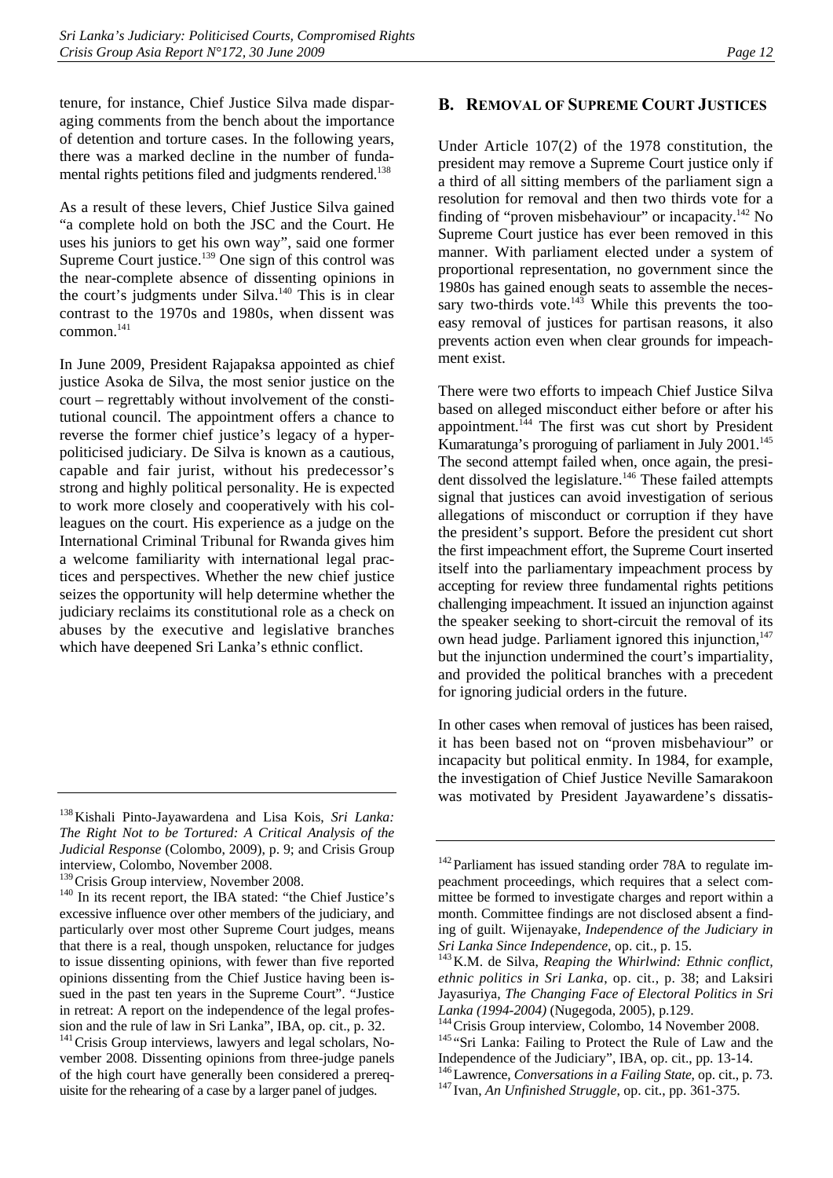tenure, for instance, Chief Justice Silva made disparaging comments from the bench about the importance of detention and torture cases. In the following years, there was a marked decline in the number of fundamental rights petitions filed and judgments rendered.[138]

As a result of these levers, Chief Justice Silva gained "a complete hold on both the JSC and the Court. He uses his juniors to get his own way", said one former Supreme Court justice.[139] One sign of this control was the near-complete absence of dissenting opinions in the court's judgments under Silva.[140] This is in clear contrast to the 1970s and 1980s, when dissent was common.[141]

In June 2009, President Rajapaksa appointed as chief justice Asoka de Silva, the most senior justice on the court – regrettably without involvement of the constitutional council. The appointment offers a chance to reverse the former chief justice's legacy of a hyper-politicised judiciary. De Silva is known as a cautious, capable and highly fair jurist, without his predecessor's strong and highly political personality. He is expected to work more closely and cooperatively with his colleagues on the court. His experience as a judge on the International Criminal Tribunal for Rwanda gives him a welcome familiarity with international legal practices and perspectives. Whether the new chief justice seizes the opportunity will help determine whether the judiciary reclaims its constitutional role as a check on abuses by the executive and legislative branches which have deepened Sri Lanka's ethnic conflict.

## B. Removal of Supreme Court Justices

Under Article 107(2) of the 1978 constitution, the president may remove a Supreme Court justice only if a third of all sitting members of the parliament sign a resolution for removal and then two thirds vote for a finding of "proven misbehaviour" or incapacity.[142] No Supreme Court justice has ever been removed in this manner. With parliament elected under a system of proportional representation, no government since the 1980s has gained enough seats to assemble the necessary two-thirds vote.[143] While this prevents the too-easy removal of justices for partisan reasons, it also prevents action even when clear grounds for impeachment exist.

There were two efforts to impeach Chief Justice Silva based on alleged misconduct either before or after his appointment.[144] The first was cut short by President Kumaratunga's proroguing of parliament in July 2001.[145] The second attempt failed when, once again, the president dissolved the legislature.[146] These failed attempts signal that justices can avoid investigation of serious allegations of misconduct or corruption if they have the president's support. Before the president cut short the first impeachment effort, the Supreme Court inserted itself into the parliamentary impeachment process by accepting for review three fundamental rights petitions challenging impeachment. It issued an injunction against the speaker seeking to short-circuit the removal of its own head judge. Parliament ignored this injunction,[147] but the injunction undermined the court's impartiality, and provided the political branches with a precedent for ignoring judicial orders in the future.

In other cases when removal of justices has been raised, it has been based not on "proven misbehaviour" or incapacity but political enmity. In 1984, for example, the investigation of Chief Justice Neville Samarakoon was motivated by President Jayawardene's dissatis-

---

[138] Kishali Pinto-Jayawardena and Lisa Kois, *Sri Lanka: The Right Not to be Tortured: A Critical Analysis of the Judicial Response* (Colombo, 2009), p. 9; and Crisis Group interview, Colombo, November 2008.

[139] Crisis Group interview, November 2008.

[140] In its recent report, the IBA stated: "the Chief Justice's excessive influence over other members of the judiciary, and particularly over most other Supreme Court judges, means that there is a real, though unspoken, reluctance for judges to issue dissenting opinions, with fewer than five reported opinions dissenting from the Chief Justice having been issued in the past ten years in the Supreme Court". "Justice in retreat: A report on the independence of the legal profession and the rule of law in Sri Lanka", IBA, op. cit., p. 32.

[141] Crisis Group interviews, lawyers and legal scholars, November 2008. Dissenting opinions from three-judge panels of the high court have generally been considered a prerequisite for the rehearing of a case by a larger panel of judges.

[142] Parliament has issued standing order 78A to regulate impeachment proceedings, which requires that a select committee be formed to investigate charges and report within a month. Committee findings are not disclosed absent a finding of guilt. Wijenayake, *Independence of the Judiciary in Sri Lanka Since Independence*, op. cit., p. 15.

[143] K.M. de Silva, *Reaping the Whirlwind: Ethnic conflict, ethnic politics in Sri Lanka*, op. cit., p. 38; and Laksiri Jayasuriya, *The Changing Face of Electoral Politics in Sri Lanka (1994-2004)* (Nugegoda, 2005), p.129.

[144] Crisis Group interview, Colombo, 14 November 2008.

[145] "Sri Lanka: Failing to Protect the Rule of Law and the Independence of the Judiciary", IBA, op. cit., pp. 13-14.

[146] Lawrence, *Conversations in a Failing State*, op. cit., p. 73.

[147] Ivan, *An Unfinished Struggle*, op. cit., pp. 361-375.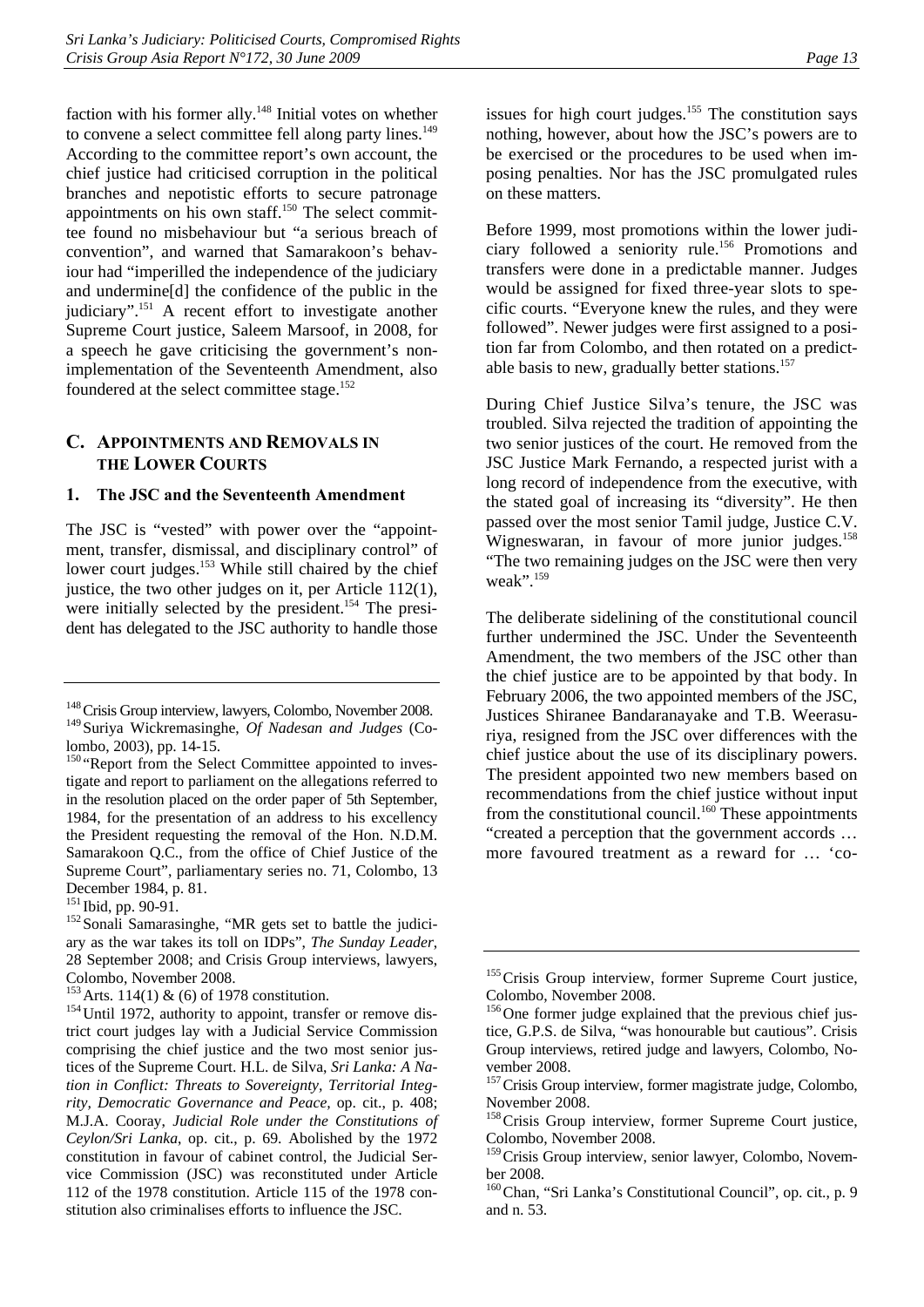faction with his former ally.[148] Initial votes on whether to convene a select committee fell along party lines.[149] According to the committee report's own account, the chief justice had criticised corruption in the political branches and nepotistic efforts to secure patronage appointments on his own staff.[150] The select committee found no misbehaviour but "a serious breach of convention", and warned that Samarakoon's behaviour had "imperilled the independence of the judiciary and undermine[d] the confidence of the public in the judiciary".[151] A recent effort to investigate another Supreme Court justice, Saleem Marsoof, in 2008, for a speech he gave criticising the government's non-implementation of the Seventeenth Amendment, also foundered at the select committee stage.[152]

## C. Appointments and Removals in the Lower Courts

### 1. The JSC and the Seventeenth Amendment

The JSC is "vested" with power over the "appointment, transfer, dismissal, and disciplinary control" of lower court judges.[153] While still chaired by the chief justice, the two other judges on it, per Article 112(1), were initially selected by the president.[154] The president has delegated to the JSC authority to handle those issues for high court judges.[155] The constitution says nothing, however, about how the JSC's powers are to be exercised or the procedures to be used when imposing penalties. Nor has the JSC promulgated rules on these matters.

Before 1999, most promotions within the lower judiciary followed a seniority rule.[156] Promotions and transfers were done in a predictable manner. Judges would be assigned for fixed three-year slots to specific courts. "Everyone knew the rules, and they were followed". Newer judges were first assigned to a position far from Colombo, and then rotated on a predictable basis to new, gradually better stations.[157]

During Chief Justice Silva's tenure, the JSC was troubled. Silva rejected the tradition of appointing the two senior justices of the court. He removed from the JSC Justice Mark Fernando, a respected jurist with a long record of independence from the executive, with the stated goal of increasing its "diversity". He then passed over the most senior Tamil judge, Justice C.V. Wigneswaran, in favour of more junior judges.[158] "The two remaining judges on the JSC were then very weak".[159]

The deliberate sidelining of the constitutional council further undermined the JSC. Under the Seventeenth Amendment, the two members of the JSC other than the chief justice are to be appointed by that body. In February 2006, the two appointed members of the JSC, Justices Shiranee Bandaranayake and T.B. Weerasuriya, resigned from the JSC over differences with the chief justice about the use of its disciplinary powers. The president appointed two new members based on recommendations from the chief justice without input from the constitutional council.[160] These appointments "created a perception that the government accords … more favoured treatment as a reward for … 'co-

---

[148] Crisis Group interview, lawyers, Colombo, November 2008.

[149] Suriya Wickremasinghe, *Of Nadesan and Judges* (Colombo, 2003), pp. 14-15.

[150] "Report from the Select Committee appointed to investigate and report to parliament on the allegations referred to in the resolution placed on the order paper of 5th September, 1984, for the presentation of an address to his excellency the President requesting the removal of the Hon. N.D.M. Samarakoon Q.C., from the office of Chief Justice of the Supreme Court", parliamentary series no. 71, Colombo, 13 December 1984, p. 81.

[151] Ibid, pp. 90-91.

[152] Sonali Samarasinghe, "MR gets set to battle the judiciary as the war takes its toll on IDPs", *The Sunday Leader*, 28 September 2008; and Crisis Group interviews, lawyers, Colombo, November 2008.

[153] Arts. 114(1) & (6) of 1978 constitution.

[154] Until 1972, authority to appoint, transfer or remove district court judges lay with a Judicial Service Commission comprising the chief justice and the two most senior justices of the Supreme Court. H.L. de Silva, *Sri Lanka: A Nation in Conflict: Threats to Sovereignty, Territorial Integrity, Democratic Governance and Peace*, op. cit., p. 408; M.J.A. Cooray, *Judicial Role under the Constitutions of Ceylon/Sri Lanka*, op. cit., p. 69. Abolished by the 1972 constitution in favour of cabinet control, the Judicial Service Commission (JSC) was reconstituted under Article 112 of the 1978 constitution. Article 115 of the 1978 constitution also criminalises efforts to influence the JSC.

[155] Crisis Group interview, former Supreme Court justice, Colombo, November 2008.

[156] One former judge explained that the previous chief justice, G.P.S. de Silva, "was honourable but cautious". Crisis Group interviews, retired judge and lawyers, Colombo, November 2008.

[157] Crisis Group interview, former magistrate judge, Colombo, November 2008.

[158] Crisis Group interview, former Supreme Court justice, Colombo, November 2008.

[159] Crisis Group interview, senior lawyer, Colombo, November 2008.

[160] Chan, "Sri Lanka's Constitutional Council", op. cit., p. 9 and n. 53.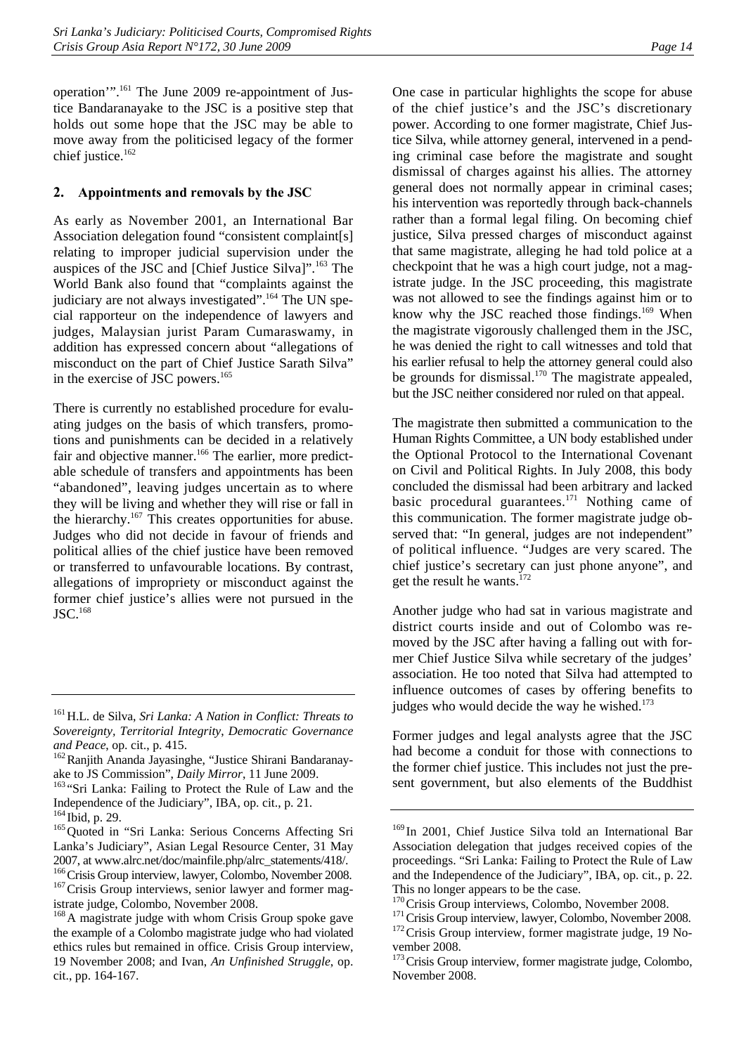operation'".[161] The June 2009 re-appointment of Justice Bandaranayake to the JSC is a positive step that holds out some hope that the JSC may be able to move away from the politicised legacy of the former chief justice.[162]

### 2. Appointments and removals by the JSC

As early as November 2001, an International Bar Association delegation found "consistent complaint[s] relating to improper judicial supervision under the auspices of the JSC and [Chief Justice Silva]".[163] The World Bank also found that "complaints against the judiciary are not always investigated".[164] The UN special rapporteur on the independence of lawyers and judges, Malaysian jurist Param Cumaraswamy, in addition has expressed concern about "allegations of misconduct on the part of Chief Justice Sarath Silva" in the exercise of JSC powers.[165]

There is currently no established procedure for evaluating judges on the basis of which transfers, promotions and punishments can be decided in a relatively fair and objective manner.[166] The earlier, more predictable schedule of transfers and appointments has been "abandoned", leaving judges uncertain as to where they will be living and whether they will rise or fall in the hierarchy.[167] This creates opportunities for abuse. Judges who did not decide in favour of friends and political allies of the chief justice have been removed or transferred to unfavourable locations. By contrast, allegations of impropriety or misconduct against the former chief justice's allies were not pursued in the JSC.[168]

One case in particular highlights the scope for abuse of the chief justice's and the JSC's discretionary power. According to one former magistrate, Chief Justice Silva, while attorney general, intervened in a pending criminal case before the magistrate and sought dismissal of charges against his allies. The attorney general does not normally appear in criminal cases; his intervention was reportedly through back-channels rather than a formal legal filing. On becoming chief justice, Silva pressed charges of misconduct against that same magistrate, alleging he had told police at a checkpoint that he was a high court judge, not a magistrate judge. In the JSC proceeding, this magistrate was not allowed to see the findings against him or to know why the JSC reached those findings.[169] When the magistrate vigorously challenged them in the JSC, he was denied the right to call witnesses and told that his earlier refusal to help the attorney general could also be grounds for dismissal.[170] The magistrate appealed, but the JSC neither considered nor ruled on that appeal.

The magistrate then submitted a communication to the Human Rights Committee, a UN body established under the Optional Protocol to the International Covenant on Civil and Political Rights. In July 2008, this body concluded the dismissal had been arbitrary and lacked basic procedural guarantees.[171] Nothing came of this communication. The former magistrate judge observed that: "In general, judges are not independent" of political influence. "Judges are very scared. The chief justice's secretary can just phone anyone", and get the result he wants.[172]

Another judge who had sat in various magistrate and district courts inside and out of Colombo was removed by the JSC after having a falling out with former Chief Justice Silva while secretary of the judges' association. He too noted that Silva had attempted to influence outcomes of cases by offering benefits to judges who would decide the way he wished.[173]

Former judges and legal analysts agree that the JSC had become a conduit for those with connections to the former chief justice. This includes not just the present government, but also elements of the Buddhist

---

[161] H.L. de Silva, *Sri Lanka: A Nation in Conflict: Threats to Sovereignty, Territorial Integrity, Democratic Governance and Peace*, op. cit., p. 415.

[162] Ranjith Ananda Jayasinghe, "Justice Shirani Bandaranayake to JS Commission", *Daily Mirror*, 11 June 2009.

[163] "Sri Lanka: Failing to Protect the Rule of Law and the Independence of the Judiciary", IBA, op. cit., p. 21.

[164] Ibid, p. 29.

[165] Quoted in "Sri Lanka: Serious Concerns Affecting Sri Lanka's Judiciary", Asian Legal Resource Center, 31 May 2007, at www.alrc.net/doc/mainfile.php/alrc_statements/418/.

[166] Crisis Group interview, lawyer, Colombo, November 2008.

[167] Crisis Group interviews, senior lawyer and former magistrate judge, Colombo, November 2008.

[168] A magistrate judge with whom Crisis Group spoke gave the example of a Colombo magistrate judge who had violated ethics rules but remained in office. Crisis Group interview, 19 November 2008; and Ivan, *An Unfinished Struggle*, op. cit., pp. 164-167.

[169] In 2001, Chief Justice Silva told an International Bar Association delegation that judges received copies of the proceedings. "Sri Lanka: Failing to Protect the Rule of Law and the Independence of the Judiciary", IBA, op. cit., p. 22. This no longer appears to be the case.

[170] Crisis Group interviews, Colombo, November 2008.

[171] Crisis Group interview, lawyer, Colombo, November 2008.

[172] Crisis Group interview, former magistrate judge, 19 November 2008.

[173] Crisis Group interview, former magistrate judge, Colombo, November 2008.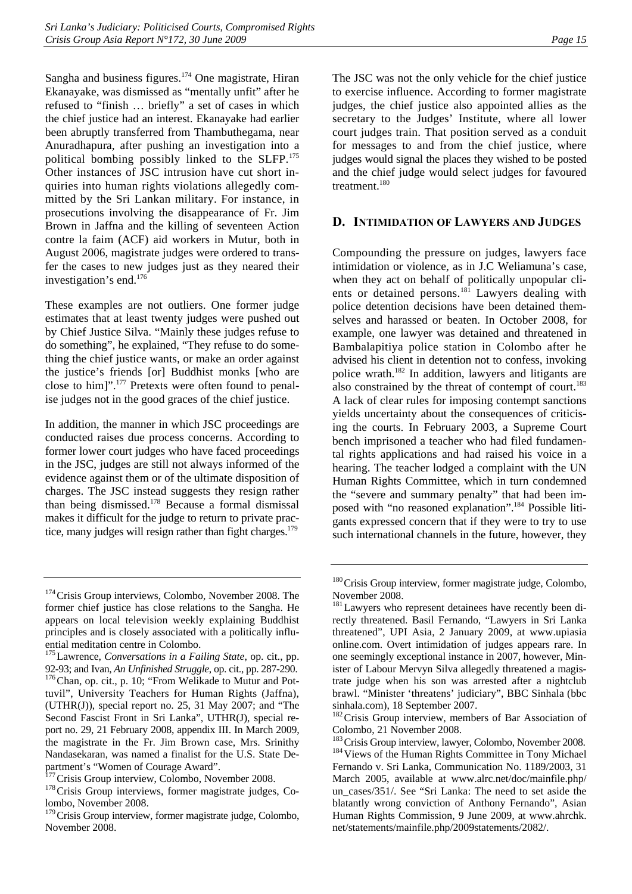Sangha and business figures.[174] One magistrate, Hiran Ekanayake, was dismissed as "mentally unfit" after he refused to "finish … briefly" a set of cases in which the chief justice had an interest. Ekanayake had earlier been abruptly transferred from Thambuthegama, near Anuradhapura, after pushing an investigation into a political bombing possibly linked to the SLFP.[175] Other instances of JSC intrusion have cut short inquiries into human rights violations allegedly committed by the Sri Lankan military. For instance, in prosecutions involving the disappearance of Fr. Jim Brown in Jaffna and the killing of seventeen Action contre la faim (ACF) aid workers in Mutur, both in August 2006, magistrate judges were ordered to transfer the cases to new judges just as they neared their investigation's end.[176]

These examples are not outliers. One former judge estimates that at least twenty judges were pushed out by Chief Justice Silva. "Mainly these judges refuse to do something", he explained, "They refuse to do something the chief justice wants, or make an order against the justice's friends [or] Buddhist monks [who are close to him]".[177] Pretexts were often found to penalise judges not in the good graces of the chief justice.

In addition, the manner in which JSC proceedings are conducted raises due process concerns. According to former lower court judges who have faced proceedings in the JSC, judges are still not always informed of the evidence against them or of the ultimate disposition of charges. The JSC instead suggests they resign rather than being dismissed.[178] Because a formal dismissal makes it difficult for the judge to return to private practice, many judges will resign rather than fight charges.[179]

The JSC was not the only vehicle for the chief justice to exercise influence. According to former magistrate judges, the chief justice also appointed allies as the secretary to the Judges' Institute, where all lower court judges train. That position served as a conduit for messages to and from the chief justice, where judges would signal the places they wished to be posted and the chief judge would select judges for favoured treatment.[180]

## D. Intimidation of Lawyers and Judges

Compounding the pressure on judges, lawyers face intimidation or violence, as in J.C Weliamuna's case, when they act on behalf of politically unpopular clients or detained persons.[181] Lawyers dealing with police detention decisions have been detained themselves and harassed or beaten. In October 2008, for example, one lawyer was detained and threatened in Bambalapitiya police station in Colombo after he advised his client in detention not to confess, invoking police wrath.[182] In addition, lawyers and litigants are also constrained by the threat of contempt of court.[183] A lack of clear rules for imposing contempt sanctions yields uncertainty about the consequences of criticising the courts. In February 2003, a Supreme Court bench imprisoned a teacher who had filed fundamental rights applications and had raised his voice in a hearing. The teacher lodged a complaint with the UN Human Rights Committee, which in turn condemned the "severe and summary penalty" that had been imposed with "no reasoned explanation".[184] Possible litigants expressed concern that if they were to try to use such international channels in the future, however, they

---

[174] Crisis Group interviews, Colombo, November 2008. The former chief justice has close relations to the Sangha. He appears on local television weekly explaining Buddhist principles and is closely associated with a politically influential meditation centre in Colombo.

[175] Lawrence, *Conversations in a Failing State*, op. cit., pp. 92-93; and Ivan, *An Unfinished Struggle*, op. cit., pp. 287-290.

[176] Chan, op. cit., p. 10; "From Welikade to Mutur and Pottuvil", University Teachers for Human Rights (Jaffna), (UTHR(J)), special report no. 25, 31 May 2007; and "The Second Fascist Front in Sri Lanka", UTHR(J), special report no. 29, 21 February 2008, appendix III. In March 2009, the magistrate in the Fr. Jim Brown case, Mrs. Srinithy Nandasekaran, was named a finalist for the U.S. State Department's "Women of Courage Award".

[177] Crisis Group interview, Colombo, November 2008.

[178] Crisis Group interviews, former magistrate judges, Colombo, November 2008.

[179] Crisis Group interview, former magistrate judge, Colombo, November 2008.

[180] Crisis Group interview, former magistrate judge, Colombo, November 2008.

[181] Lawyers who represent detainees have recently been directly threatened. Basil Fernando, "Lawyers in Sri Lanka threatened", UPI Asia, 2 January 2009, at www.upiasia online.com. Overt intimidation of judges appears rare. In one seemingly exceptional instance in 2007, however, Minister of Labour Mervyn Silva allegedly threatened a magistrate judge when his son was arrested after a nightclub brawl. "Minister 'threatens' judiciary", BBC Sinhala (bbc sinhala.com), 18 September 2007.

[182] Crisis Group interview, members of Bar Association of Colombo, 21 November 2008.

[183] Crisis Group interview, lawyer, Colombo, November 2008.

[184] Views of the Human Rights Committee in Tony Michael Fernando v. Sri Lanka, Communication No. 1189/2003, 31 March 2005, available at www.alrc.net/doc/mainfile.php/un_cases/351/. See "Sri Lanka: The need to set aside the blatantly wrong conviction of Anthony Fernando", Asian Human Rights Commission, 9 June 2009, at www.ahrchk.net/statements/mainfile.php/2009statements/2082/.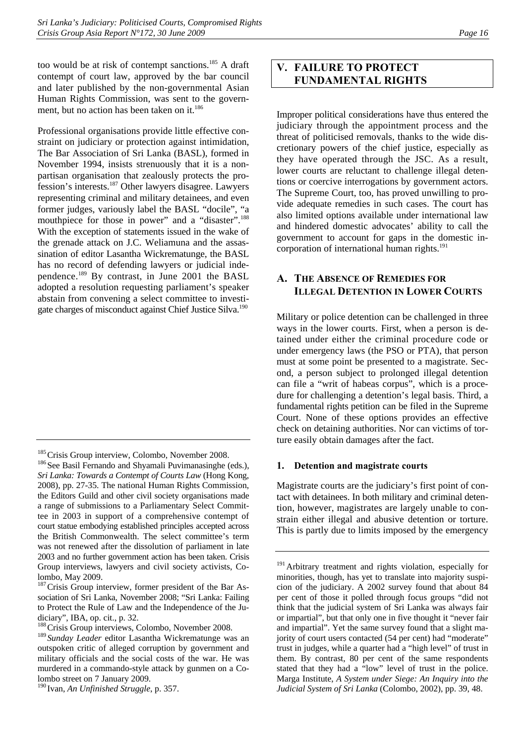too would be at risk of contempt sanctions.[185] A draft contempt of court law, approved by the bar council and later published by the non-governmental Asian Human Rights Commission, was sent to the government, but no action has been taken on it.[186]

Professional organisations provide little effective constraint on judiciary or protection against intimidation, The Bar Association of Sri Lanka (BASL), formed in November 1994, insists strenuously that it is a non-partisan organisation that zealously protects the profession's interests.[187] Other lawyers disagree. Lawyers representing criminal and military detainees, and even former judges, variously label the BASL "docile", "a mouthpiece for those in power" and a "disaster".[188] With the exception of statements issued in the wake of the grenade attack on J.C. Weliamuna and the assassination of editor Lasantha Wickrematunge, the BASL has no record of defending lawyers or judicial independence.[189] By contrast, in June 2001 the BASL adopted a resolution requesting parliament's speaker abstain from convening a select committee to investigate charges of misconduct against Chief Justice Silva.[190]

## V. FAILURE TO PROTECT FUNDAMENTAL RIGHTS

Improper political considerations have thus entered the judiciary through the appointment process and the threat of politicised removals, thanks to the wide discretionary powers of the chief justice, especially as they have operated through the JSC. As a result, lower courts are reluctant to challenge illegal detentions or coercive interrogations by government actors. The Supreme Court, too, has proved unwilling to provide adequate remedies in such cases. The court has also limited options available under international law and hindered domestic advocates' ability to call the government to account for gaps in the domestic incorporation of international human rights.[191]

### A. The Absence of Remedies for Illegal Detention in Lower Courts

Military or police detention can be challenged in three ways in the lower courts. First, when a person is detained under either the criminal procedure code or under emergency laws (the PSO or PTA), that person must at some point be presented to a magistrate. Second, a person subject to prolonged illegal detention can file a "writ of habeas corpus", which is a procedure for challenging a detention's legal basis. Third, a fundamental rights petition can be filed in the Supreme Court. None of these options provides an effective check on detaining authorities. Nor can victims of torture easily obtain damages after the fact.

#### 1. Detention and magistrate courts

Magistrate courts are the judiciary's first point of contact with detainees. In both military and criminal detention, however, magistrates are largely unable to constrain either illegal and abusive detention or torture. This is partly due to limits imposed by the emergency

---

[185] Crisis Group interview, Colombo, November 2008.

[186] See Basil Fernando and Shyamali Puvimanasinghe (eds.), *Sri Lanka: Towards a Contempt of Courts Law* (Hong Kong, 2008), pp. 27-35. The national Human Rights Commission, the Editors Guild and other civil society organisations made a range of submissions to a Parliamentary Select Committee in 2003 in support of a comprehensive contempt of court statue embodying established principles accepted across the British Commonwealth. The select committee's term was not renewed after the dissolution of parliament in late 2003 and no further government action has been taken. Crisis Group interviews, lawyers and civil society activists, Colombo, May 2009.

[187] Crisis Group interview, former president of the Bar Association of Sri Lanka, November 2008; "Sri Lanka: Failing to Protect the Rule of Law and the Independence of the Judiciary", IBA, op. cit., p. 32.

[188] Crisis Group interviews, Colombo, November 2008.

[189] *Sunday Leader* editor Lasantha Wickrematunge was an outspoken critic of alleged corruption by government and military officials and the social costs of the war. He was murdered in a commando-style attack by gunmen on a Colombo street on 7 January 2009.

[190] Ivan, *An Unfinished Struggle*, p. 357.

[191] Arbitrary treatment and rights violation, especially for minorities, though, has yet to translate into majority suspicion of the judiciary. A 2002 survey found that about 84 per cent of those it polled through focus groups "did not think that the judicial system of Sri Lanka was always fair or impartial", but that only one in five thought it "never fair and impartial". Yet the same survey found that a slight majority of court users contacted (54 per cent) had "moderate" trust in judges, while a quarter had a "high level" of trust in them. By contrast, 80 per cent of the same respondents stated that they had a "low" level of trust in the police. Marga Institute, *A System under Siege: An Inquiry into the Judicial System of Sri Lanka* (Colombo, 2002), pp. 39, 48.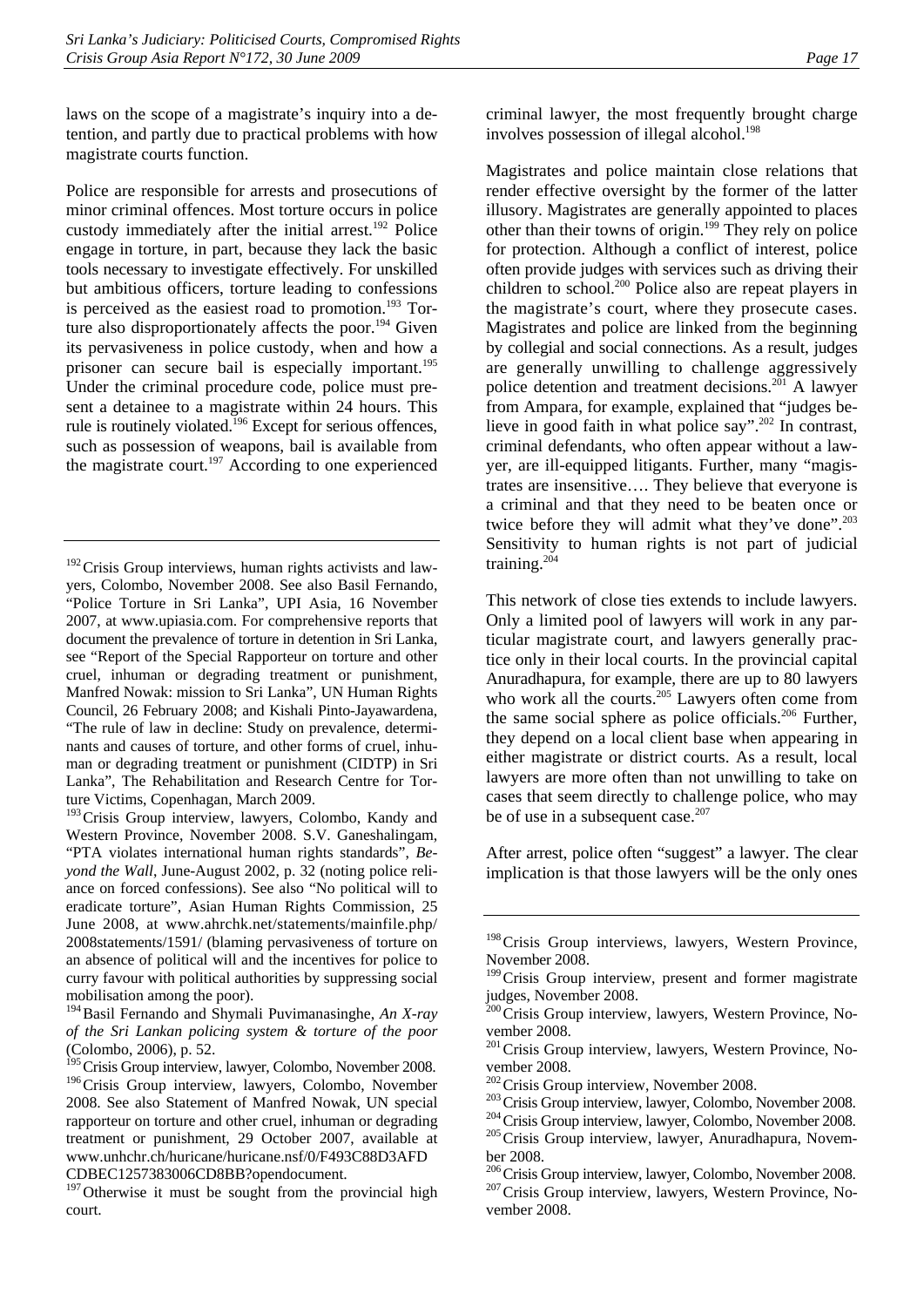laws on the scope of a magistrate's inquiry into a detention, and partly due to practical problems with how magistrate courts function.

Police are responsible for arrests and prosecutions of minor criminal offences. Most torture occurs in police custody immediately after the initial arrest.[192] Police engage in torture, in part, because they lack the basic tools necessary to investigate effectively. For unskilled but ambitious officers, torture leading to confessions is perceived as the easiest road to promotion.[193] Torture also disproportionately affects the poor.[194] Given its pervasiveness in police custody, when and how a prisoner can secure bail is especially important.[195] Under the criminal procedure code, police must present a detainee to a magistrate within 24 hours. This rule is routinely violated.[196] Except for serious offences, such as possession of weapons, bail is available from the magistrate court.[197] According to one experienced criminal lawyer, the most frequently brought charge involves possession of illegal alcohol.[198]

Magistrates and police maintain close relations that render effective oversight by the former of the latter illusory. Magistrates are generally appointed to places other than their towns of origin.[199] They rely on police for protection. Although a conflict of interest, police often provide judges with services such as driving their children to school.[200] Police also are repeat players in the magistrate's court, where they prosecute cases. Magistrates and police are linked from the beginning by collegial and social connections. As a result, judges are generally unwilling to challenge aggressively police detention and treatment decisions.[201] A lawyer from Ampara, for example, explained that "judges believe in good faith in what police say".[202] In contrast, criminal defendants, who often appear without a lawyer, are ill-equipped litigants. Further, many "magistrates are insensitive…. They believe that everyone is a criminal and that they need to be beaten once or twice before they will admit what they've done".[203] Sensitivity to human rights is not part of judicial training.[204]

This network of close ties extends to include lawyers. Only a limited pool of lawyers will work in any particular magistrate court, and lawyers generally practice only in their local courts. In the provincial capital Anuradhapura, for example, there are up to 80 lawyers who work all the courts.[205] Lawyers often come from the same social sphere as police officials.[206] Further, they depend on a local client base when appearing in either magistrate or district courts. As a result, local lawyers are more often than not unwilling to take on cases that seem directly to challenge police, who may be of use in a subsequent case.[207]

After arrest, police often "suggest" a lawyer. The clear implication is that those lawyers will be the only ones

---

[192] Crisis Group interviews, human rights activists and lawyers, Colombo, November 2008. See also Basil Fernando, "Police Torture in Sri Lanka", UPI Asia, 16 November 2007, at www.upiasia.com. For comprehensive reports that document the prevalence of torture in detention in Sri Lanka, see "Report of the Special Rapporteur on torture and other cruel, inhuman or degrading treatment or punishment, Manfred Nowak: mission to Sri Lanka", UN Human Rights Council, 26 February 2008; and Kishali Pinto-Jayawardena, "The rule of law in decline: Study on prevalence, determinants and causes of torture, and other forms of cruel, inhuman or degrading treatment or punishment (CIDTP) in Sri Lanka", The Rehabilitation and Research Centre for Torture Victims, Copenhagen, March 2009.

[193] Crisis Group interview, lawyers, Colombo, Kandy and Western Province, November 2008. S.V. Ganeshalingam, "PTA violates international human rights standards", *Beyond the Wall*, June-August 2002, p. 32 (noting police reliance on forced confessions). See also "No political will to eradicate torture", Asian Human Rights Commission, 25 June 2008, at www.ahrchk.net/statements/mainfile.php/2008statements/1591/ (blaming pervasiveness of torture on an absence of political will and the incentives for police to curry favour with political authorities by suppressing social mobilisation among the poor).

[194] Basil Fernando and Shymali Puvimanasinghe, *An X-ray of the Sri Lankan policing system & torture of the poor* (Colombo, 2006), p. 52.

[195] Crisis Group interview, lawyer, Colombo, November 2008.

[196] Crisis Group interview, lawyers, Colombo, November 2008. See also Statement of Manfred Nowak, UN special rapporteur on torture and other cruel, inhuman or degrading treatment or punishment, 29 October 2007, available at www.unhchr.ch/huricane/huricane.nsf/0/F493C88D3AFD CDBEC1257383006CD8BB?opendocument.

[197] Otherwise it must be sought from the provincial high court.

[198] Crisis Group interviews, lawyers, Western Province, November 2008.

[199] Crisis Group interview, present and former magistrate judges, November 2008.

[200] Crisis Group interview, lawyers, Western Province, November 2008.

[201] Crisis Group interview, lawyers, Western Province, November 2008.

[202] Crisis Group interview, November 2008.

[203] Crisis Group interview, lawyer, Colombo, November 2008.

[204] Crisis Group interview, lawyer, Colombo, November 2008.

[205] Crisis Group interview, lawyer, Anuradhapura, November 2008.

[206] Crisis Group interview, lawyer, Colombo, November 2008.

[207] Crisis Group interview, lawyers, Western Province, November 2008.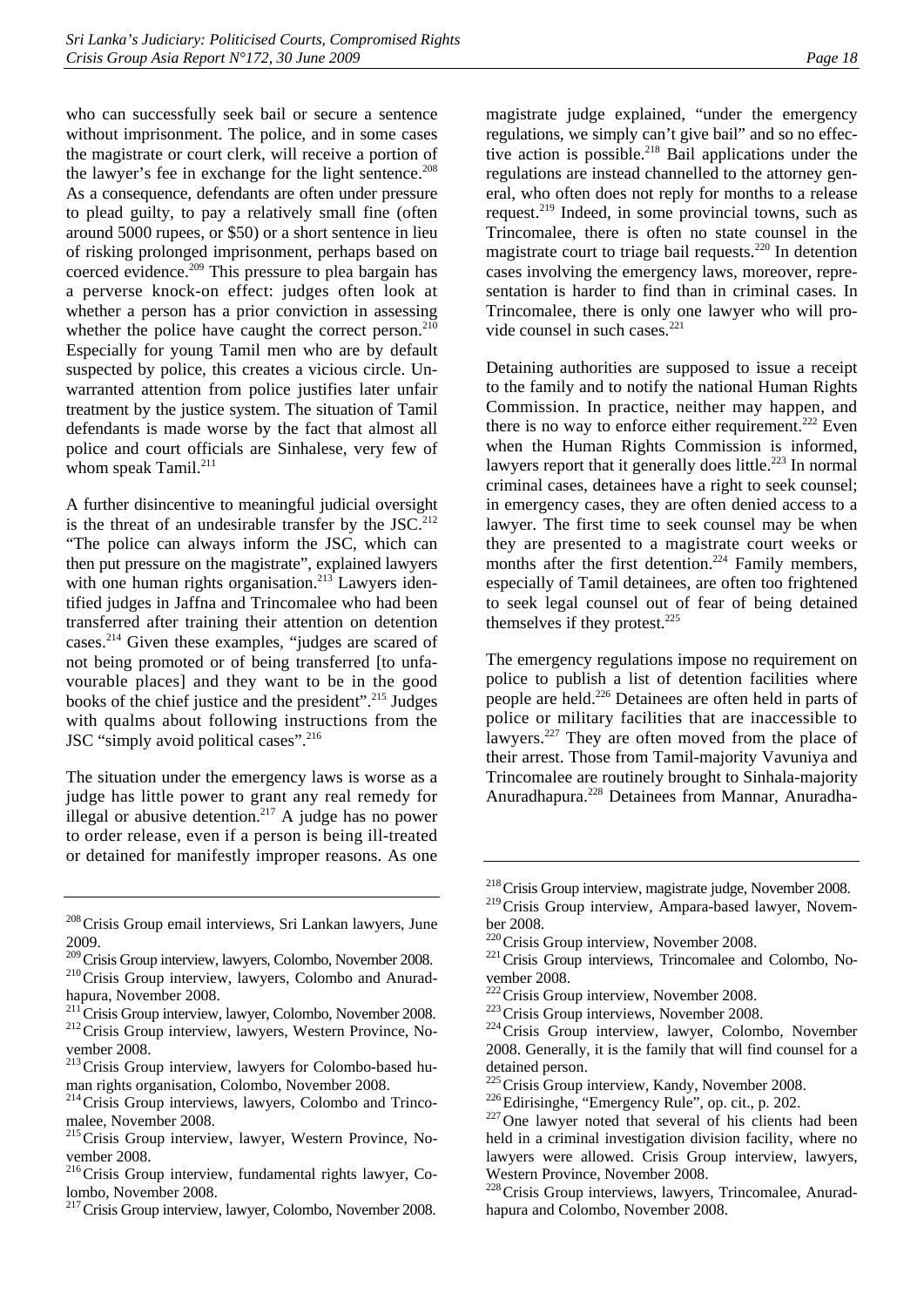who can successfully seek bail or secure a sentence without imprisonment. The police, and in some cases the magistrate or court clerk, will receive a portion of the lawyer's fee in exchange for the light sentence.[208] As a consequence, defendants are often under pressure to plead guilty, to pay a relatively small fine (often around 5000 rupees, or $50) or a short sentence in lieu of risking prolonged imprisonment, perhaps based on coerced evidence.[209] This pressure to plea bargain has a perverse knock-on effect: judges often look at whether a person has a prior conviction in assessing whether the police have caught the correct person.[210] Especially for young Tamil men who are by default suspected by police, this creates a vicious circle. Unwarranted attention from police justifies later unfair treatment by the justice system. The situation of Tamil defendants is made worse by the fact that almost all police and court officials are Sinhalese, very few of whom speak Tamil.[211]

A further disincentive to meaningful judicial oversight is the threat of an undesirable transfer by the JSC.[212] "The police can always inform the JSC, which can then put pressure on the magistrate", explained lawyers with one human rights organisation.[213] Lawyers identified judges in Jaffna and Trincomalee who had been transferred after training their attention on detention cases.[214] Given these examples, "judges are scared of not being promoted or of being transferred [to unfavourable places] and they want to be in the good books of the chief justice and the president".[215] Judges with qualms about following instructions from the JSC "simply avoid political cases".[216]

The situation under the emergency laws is worse as a judge has little power to grant any real remedy for illegal or abusive detention.[217] A judge has no power to order release, even if a person is being ill-treated or detained for manifestly improper reasons. As one magistrate judge explained, "under the emergency regulations, we simply can't give bail" and so no effective action is possible.[218] Bail applications under the regulations are instead channelled to the attorney general, who often does not reply for months to a release request.[219] Indeed, in some provincial towns, such as Trincomalee, there is often no state counsel in the magistrate court to triage bail requests.[220] In detention cases involving the emergency laws, moreover, representation is harder to find than in criminal cases. In Trincomalee, there is only one lawyer who will provide counsel in such cases.[221]

Detaining authorities are supposed to issue a receipt to the family and to notify the national Human Rights Commission. In practice, neither may happen, and there is no way to enforce either requirement.[222] Even when the Human Rights Commission is informed, lawyers report that it generally does little.[223] In normal criminal cases, detainees have a right to seek counsel; in emergency cases, they are often denied access to a lawyer. The first time to seek counsel may be when they are presented to a magistrate court weeks or months after the first detention.[224] Family members, especially of Tamil detainees, are often too frightened to seek legal counsel out of fear of being detained themselves if they protest.[225]

The emergency regulations impose no requirement on police to publish a list of detention facilities where people are held.[226] Detainees are often held in parts of police or military facilities that are inaccessible to lawyers.[227] They are often moved from the place of their arrest. Those from Tamil-majority Vavuniya and Trincomalee are routinely brought to Sinhala-majority Anuradhapura.[228] Detainees from Mannar, Anuradha-

---

[208] Crisis Group email interviews, Sri Lankan lawyers, June 2009.

[209] Crisis Group interview, lawyers, Colombo, November 2008.

[210] Crisis Group interview, lawyers, Colombo and Anuradhapura, November 2008.

[211] Crisis Group interview, lawyer, Colombo, November 2008.

[212] Crisis Group interview, lawyers, Western Province, November 2008.

[213] Crisis Group interview, lawyers for Colombo-based human rights organisation, Colombo, November 2008.

[214] Crisis Group interviews, lawyers, Colombo and Trincomalee, November 2008.

[215] Crisis Group interview, lawyer, Western Province, November 2008.

[216] Crisis Group interview, fundamental rights lawyer, Colombo, November 2008.

[217] Crisis Group interview, lawyer, Colombo, November 2008.

[218] Crisis Group interview, magistrate judge, November 2008.

[219] Crisis Group interview, Ampara-based lawyer, November 2008.

[220] Crisis Group interview, November 2008.

[221] Crisis Group interviews, Trincomalee and Colombo, November 2008.

[222] Crisis Group interview, November 2008.

[223] Crisis Group interviews, November 2008.

[224] Crisis Group interview, lawyer, Colombo, November 2008. Generally, it is the family that will find counsel for a detained person.

[225] Crisis Group interview, Kandy, November 2008.

[226] Edirisinghe, "Emergency Rule", op. cit., p. 202.

[227] One lawyer noted that several of his clients had been held in a criminal investigation division facility, where no lawyers were allowed. Crisis Group interview, lawyers, Western Province, November 2008.

[228] Crisis Group interviews, lawyers, Trincomalee, Anuradhapura and Colombo, November 2008.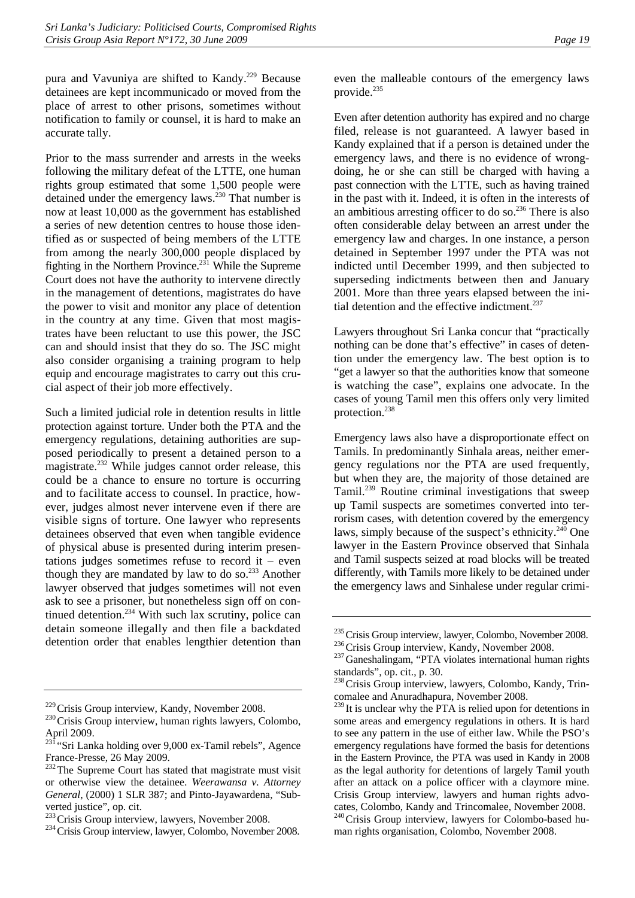pura and Vavuniya are shifted to Kandy.[229] Because detainees are kept incommunicado or moved from the place of arrest to other prisons, sometimes without notification to family or counsel, it is hard to make an accurate tally.

Prior to the mass surrender and arrests in the weeks following the military defeat of the LTTE, one human rights group estimated that some 1,500 people were detained under the emergency laws.[230] That number is now at least 10,000 as the government has established a series of new detention centres to house those identified as or suspected of being members of the LTTE from among the nearly 300,000 people displaced by fighting in the Northern Province.[231] While the Supreme Court does not have the authority to intervene directly in the management of detentions, magistrates do have the power to visit and monitor any place of detention in the country at any time. Given that most magistrates have been reluctant to use this power, the JSC can and should insist that they do so. The JSC might also consider organising a training program to help equip and encourage magistrates to carry out this crucial aspect of their job more effectively.

Such a limited judicial role in detention results in little protection against torture. Under both the PTA and the emergency regulations, detaining authorities are supposed periodically to present a detained person to a magistrate.[232] While judges cannot order release, this could be a chance to ensure no torture is occurring and to facilitate access to counsel. In practice, however, judges almost never intervene even if there are visible signs of torture. One lawyer who represents detainees observed that even when tangible evidence of physical abuse is presented during interim presentations judges sometimes refuse to record it – even though they are mandated by law to do so.[233] Another lawyer observed that judges sometimes will not even ask to see a prisoner, but nonetheless sign off on continued detention.[234] With such lax scrutiny, police can detain someone illegally and then file a backdated detention order that enables lengthier detention than even the malleable contours of the emergency laws provide.[235]

Even after detention authority has expired and no charge filed, release is not guaranteed. A lawyer based in Kandy explained that if a person is detained under the emergency laws, and there is no evidence of wrongdoing, he or she can still be charged with having a past connection with the LTTE, such as having trained in the past with it. Indeed, it is often in the interests of an ambitious arresting officer to do so.[236] There is also often considerable delay between an arrest under the emergency law and charges. In one instance, a person detained in September 1997 under the PTA was not indicted until December 1999, and then subjected to superseding indictments between then and January 2001. More than three years elapsed between the initial detention and the effective indictment.[237]

Lawyers throughout Sri Lanka concur that "practically nothing can be done that's effective" in cases of detention under the emergency law. The best option is to "get a lawyer so that the authorities know that someone is watching the case", explains one advocate. In the cases of young Tamil men this offers only very limited protection.[238]

Emergency laws also have a disproportionate effect on Tamils. In predominantly Sinhala areas, neither emergency regulations nor the PTA are used frequently, but when they are, the majority of those detained are Tamil.[239] Routine criminal investigations that sweep up Tamil suspects are sometimes converted into terrorism cases, with detention covered by the emergency laws, simply because of the suspect's ethnicity.[240] One lawyer in the Eastern Province observed that Sinhala and Tamil suspects seized at road blocks will be treated differently, with Tamils more likely to be detained under the emergency laws and Sinhalese under regular crimi-

---

[229] Crisis Group interview, Kandy, November 2008.

[230] Crisis Group interview, human rights lawyers, Colombo, April 2009.

[231] "Sri Lanka holding over 9,000 ex-Tamil rebels", Agence France-Presse, 26 May 2009.

[232] The Supreme Court has stated that magistrate must visit or otherwise view the detainee. *Weerawansa v. Attorney General*, (2000) 1 SLR 387; and Pinto-Jayawardena, "Subverted justice", op. cit.

[233] Crisis Group interview, lawyers, November 2008.

[234] Crisis Group interview, lawyer, Colombo, November 2008.

[235] Crisis Group interview, lawyer, Colombo, November 2008.

[236] Crisis Group interview, Kandy, November 2008.

[237] Ganeshalingam, "PTA violates international human rights standards", op. cit., p. 30.

[238] Crisis Group interview, lawyers, Colombo, Kandy, Trincomalee and Anuradhapura, November 2008.

[239] It is unclear why the PTA is relied upon for detentions in some areas and emergency regulations in others. It is hard to see any pattern in the use of either law. While the PSO's emergency regulations have formed the basis for detentions in the Eastern Province, the PTA was used in Kandy in 2008 as the legal authority for detentions of largely Tamil youth after an attack on a police officer with a claymore mine. Crisis Group interview, lawyers and human rights advocates, Colombo, Kandy and Trincomalee, November 2008.

[240] Crisis Group interview, lawyers for Colombo-based human rights organisation, Colombo, November 2008.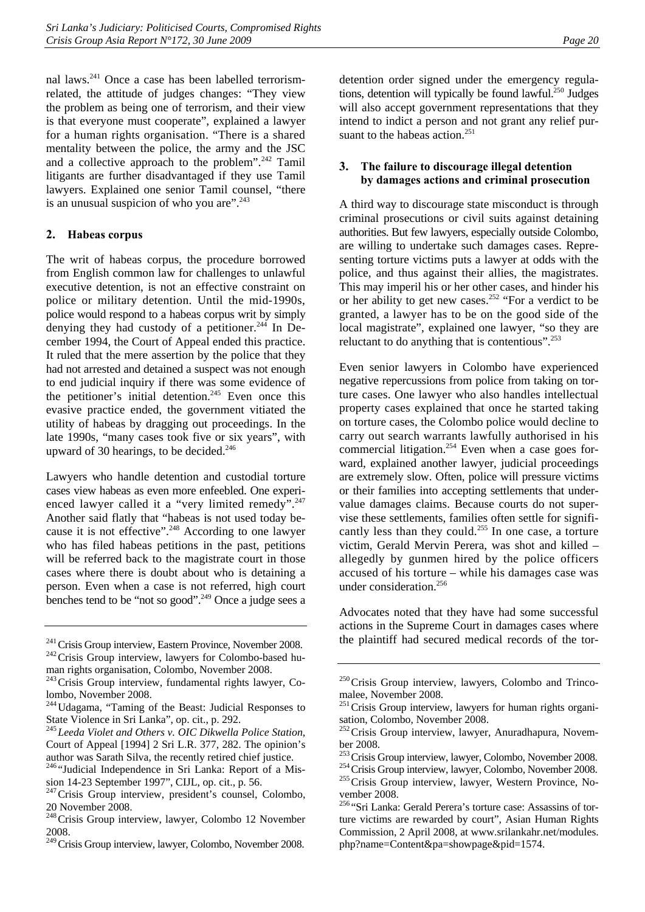nal laws.[241] Once a case has been labelled terrorism-related, the attitude of judges changes: "They view the problem as being one of terrorism, and their view is that everyone must cooperate", explained a lawyer for a human rights organisation. "There is a shared mentality between the police, the army and the JSC and a collective approach to the problem".[242] Tamil litigants are further disadvantaged if they use Tamil lawyers. Explained one senior Tamil counsel, "there is an unusual suspicion of who you are".[243]

### 2. Habeas corpus

The writ of habeas corpus, the procedure borrowed from English common law for challenges to unlawful executive detention, is not an effective constraint on police or military detention. Until the mid-1990s, police would respond to a habeas corpus writ by simply denying they had custody of a petitioner.[244] In December 1994, the Court of Appeal ended this practice. It ruled that the mere assertion by the police that they had not arrested and detained a suspect was not enough to end judicial inquiry if there was some evidence of the petitioner's initial detention.[245] Even once this evasive practice ended, the government vitiated the utility of habeas by dragging out proceedings. In the late 1990s, "many cases took five or six years", with upward of 30 hearings, to be decided.[246]

Lawyers who handle detention and custodial torture cases view habeas as even more enfeebled. One experienced lawyer called it a "very limited remedy".[247] Another said flatly that "habeas is not used today because it is not effective".[248] According to one lawyer who has filed habeas petitions in the past, petitions will be referred back to the magistrate court in those cases where there is doubt about who is detaining a person. Even when a case is not referred, high court benches tend to be "not so good".[249] Once a judge sees a detention order signed under the emergency regulations, detention will typically be found lawful.[250] Judges will also accept government representations that they intend to indict a person and not grant any relief pursuant to the habeas action.[251]

### 3. The failure to discourage illegal detention by damages actions and criminal prosecution

A third way to discourage state misconduct is through criminal prosecutions or civil suits against detaining authorities. But few lawyers, especially outside Colombo, are willing to undertake such damages cases. Representing torture victims puts a lawyer at odds with the police, and thus against their allies, the magistrates. This may imperil his or her other cases, and hinder his or her ability to get new cases.[252] "For a verdict to be granted, a lawyer has to be on the good side of the local magistrate", explained one lawyer, "so they are reluctant to do anything that is contentious".[253]

Even senior lawyers in Colombo have experienced negative repercussions from police from taking on torture cases. One lawyer who also handles intellectual property cases explained that once he started taking on torture cases, the Colombo police would decline to carry out search warrants lawfully authorised in his commercial litigation.[254] Even when a case goes forward, explained another lawyer, judicial proceedings are extremely slow. Often, police will pressure victims or their families into accepting settlements that undervalue damages claims. Because courts do not supervise these settlements, families often settle for significantly less than they could.[255] In one case, a torture victim, Gerald Mervin Perera, was shot and killed – allegedly by gunmen hired by the police officers accused of his torture – while his damages case was under consideration.[256]

Advocates noted that they have had some successful actions in the Supreme Court in damages cases where the plaintiff had secured medical records of the tor-

---

[241] Crisis Group interview, Eastern Province, November 2008.

[242] Crisis Group interview, lawyers for Colombo-based human rights organisation, Colombo, November 2008.

[243] Crisis Group interview, fundamental rights lawyer, Colombo, November 2008.

[244] Udagama, "Taming of the Beast: Judicial Responses to State Violence in Sri Lanka", op. cit., p. 292.

[245] *Leeda Violet and Others v. OIC Dikwella Police Station*, Court of Appeal [1994] 2 Sri L.R. 377, 282. The opinion's author was Sarath Silva, the recently retired chief justice.

[246] "Judicial Independence in Sri Lanka: Report of a Mission 14-23 September 1997", CIJL, op. cit., p. 56.

[247] Crisis Group interview, president's counsel, Colombo, 20 November 2008.

[248] Crisis Group interview, lawyer, Colombo 12 November 2008.

[249] Crisis Group interview, lawyer, Colombo, November 2008.

[250] Crisis Group interview, lawyers, Colombo and Trincomalee, November 2008.

[251] Crisis Group interview, lawyers for human rights organisation, Colombo, November 2008.

[252] Crisis Group interview, lawyer, Anuradhapura, November 2008.

[253] Crisis Group interview, lawyer, Colombo, November 2008.

[254] Crisis Group interview, lawyer, Colombo, November 2008.

[255] Crisis Group interview, lawyer, Western Province, November 2008.

[256] "Sri Lanka: Gerald Perera's torture case: Assassins of torture victims are rewarded by court", Asian Human Rights Commission, 2 April 2008, at www.srilankahr.net/modules.php?name=Content&pa=showpage&pid=1574.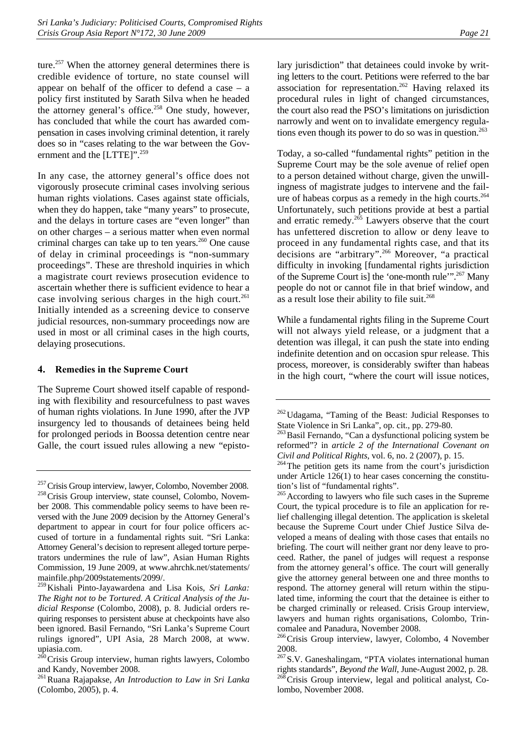ture.[257] When the attorney general determines there is credible evidence of torture, no state counsel will appear on behalf of the officer to defend a case – a policy first instituted by Sarath Silva when he headed the attorney general's office.[258] One study, however, has concluded that while the court has awarded compensation in cases involving criminal detention, it rarely does so in "cases relating to the war between the Government and the [LTTE]".[259]

In any case, the attorney general's office does not vigorously prosecute criminal cases involving serious human rights violations. Cases against state officials, when they do happen, take "many years" to prosecute, and the delays in torture cases are "even longer" than on other charges – a serious matter when even normal criminal charges can take up to ten years.[260] One cause of delay in criminal proceedings is "non-summary proceedings". These are threshold inquiries in which a magistrate court reviews prosecution evidence to ascertain whether there is sufficient evidence to hear a case involving serious charges in the high court.[261] Initially intended as a screening device to conserve judicial resources, non-summary proceedings now are used in most or all criminal cases in the high courts, delaying prosecutions.

### 4. Remedies in the Supreme Court

The Supreme Court showed itself capable of responding with flexibility and resourcefulness to past waves of human rights violations. In June 1990, after the JVP insurgency led to thousands of detainees being held for prolonged periods in Boossa detention centre near Galle, the court issued rules allowing a new "epistolary jurisdiction" that detainees could invoke by writing letters to the court. Petitions were referred to the bar association for representation.[262] Having relaxed its procedural rules in light of changed circumstances, the court also read the PSO's limitations on jurisdiction narrowly and went on to invalidate emergency regulations even though its power to do so was in question.[263]

Today, a so-called "fundamental rights" petition in the Supreme Court may be the sole avenue of relief open to a person detained without charge, given the unwillingness of magistrate judges to intervene and the failure of habeas corpus as a remedy in the high courts.[264] Unfortunately, such petitions provide at best a partial and erratic remedy.[265] Lawyers observe that the court has unfettered discretion to allow or deny leave to proceed in any fundamental rights case, and that its decisions are "arbitrary".[266] Moreover, "a practical difficulty in invoking [fundamental rights jurisdiction of the Supreme Court is] the 'one-month rule'".[267] Many people do not or cannot file in that brief window, and as a result lose their ability to file suit.[268]

While a fundamental rights filing in the Supreme Court will not always yield release, or a judgment that a detention was illegal, it can push the state into ending indefinite detention and on occasion spur release. This process, moreover, is considerably swifter than habeas in the high court, "where the court will issue notices,

---

[257] Crisis Group interview, lawyer, Colombo, November 2008.

[258] Crisis Group interview, state counsel, Colombo, November 2008. This commendable policy seems to have been reversed with the June 2009 decision by the Attorney General's department to appear in court for four police officers accused of torture in a fundamental rights suit. "Sri Lanka: Attorney General's decision to represent alleged torture perpetrators undermines the rule of law", Asian Human Rights Commission, 19 June 2009, at www.ahrchk.net/statements/mainfile.php/2009statements/2099/.

[259] Kishali Pinto-Jayawardena and Lisa Kois, *Sri Lanka: The Right not to be Tortured. A Critical Analysis of the Judicial Response* (Colombo, 2008), p. 8. Judicial orders requiring responses to persistent abuse at checkpoints have also been ignored. Basil Fernando, "Sri Lanka's Supreme Court rulings ignored", UPI Asia, 28 March 2008, at www.upiasia.com.

[260] Crisis Group interview, human rights lawyers, Colombo and Kandy, November 2008.

[261] Ruana Rajapakse, *An Introduction to Law in Sri Lanka* (Colombo, 2005), p. 4.

[262] Udagama, "Taming of the Beast: Judicial Responses to State Violence in Sri Lanka", op. cit., pp. 279-80.

[263] Basil Fernando, "Can a dysfunctional policing system be reformed"? in *article 2 of the International Covenant on Civil and Political Rights*, vol. 6, no. 2 (2007), p. 15.

[264] The petition gets its name from the court's jurisdiction under Article 126(1) to hear cases concerning the constitution's list of "fundamental rights".

[265] According to lawyers who file such cases in the Supreme Court, the typical procedure is to file an application for relief challenging illegal detention. The application is skeletal because the Supreme Court under Chief Justice Silva developed a means of dealing with those cases that entails no briefing. The court will neither grant nor deny leave to proceed. Rather, the panel of judges will request a response from the attorney general's office. The court will generally give the attorney general between one and three months to respond. The attorney general will return within the stipulated time, informing the court that the detainee is either to be charged criminally or released. Crisis Group interview, lawyers and human rights organisations, Colombo, Trincomalee and Panadura, November 2008.

[266] Crisis Group interview, lawyer, Colombo, 4 November 2008.

[267] S.V. Ganeshalingam, "PTA violates international human rights standards", *Beyond the Wall*, June-August 2002, p. 28.

[268] Crisis Group interview, legal and political analyst, Colombo, November 2008.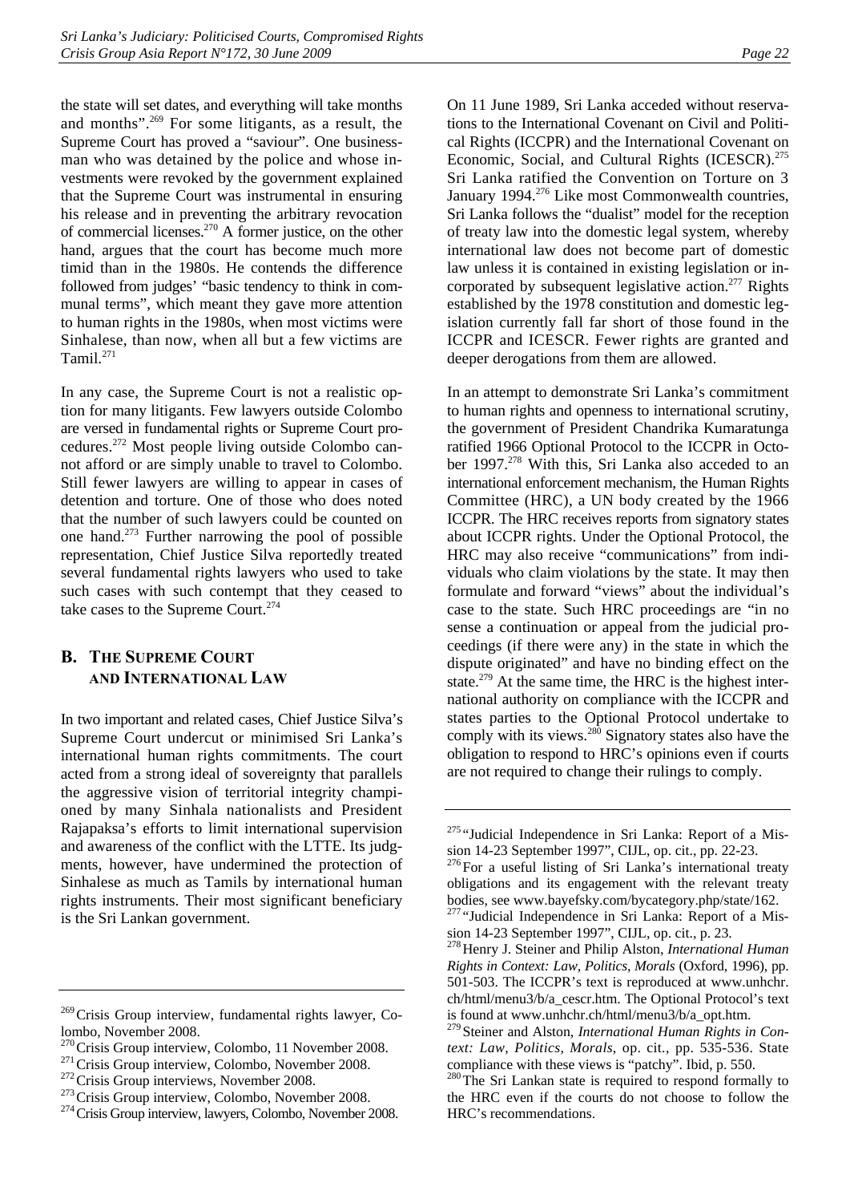the state will set dates, and everything will take months and months".[269] For some litigants, as a result, the Supreme Court has proved a "saviour". One businessman who was detained by the police and whose investments were revoked by the government explained that the Supreme Court was instrumental in ensuring his release and in preventing the arbitrary revocation of commercial licenses.[270] A former justice, on the other hand, argues that the court has become much more timid than in the 1980s. He contends the difference followed from judges' "basic tendency to think in communal terms", which meant they gave more attention to human rights in the 1980s, when most victims were Sinhalese, than now, when all but a few victims are Tamil.[271]

In any case, the Supreme Court is not a realistic option for many litigants. Few lawyers outside Colombo are versed in fundamental rights or Supreme Court procedures.[272] Most people living outside Colombo cannot afford or are simply unable to travel to Colombo. Still fewer lawyers are willing to appear in cases of detention and torture. One of those who does noted that the number of such lawyers could be counted on one hand.[273] Further narrowing the pool of possible representation, Chief Justice Silva reportedly treated several fundamental rights lawyers who used to take such cases with such contempt that they ceased to take cases to the Supreme Court.[274]

## B. The Supreme Court and International Law

In two important and related cases, Chief Justice Silva's Supreme Court undercut or minimised Sri Lanka's international human rights commitments. The court acted from a strong ideal of sovereignty that parallels the aggressive vision of territorial integrity championed by many Sinhala nationalists and President Rajapaksa's efforts to limit international supervision and awareness of the conflict with the LTTE. Its judgments, however, have undermined the protection of Sinhalese as much as Tamils by international human rights instruments. Their most significant beneficiary is the Sri Lankan government.

On 11 June 1989, Sri Lanka acceded without reservations to the International Covenant on Civil and Political Rights (ICCPR) and the International Covenant on Economic, Social, and Cultural Rights (ICESCR).[275] Sri Lanka ratified the Convention on Torture on 3 January 1994.[276] Like most Commonwealth countries, Sri Lanka follows the "dualist" model for the reception of treaty law into the domestic legal system, whereby international law does not become part of domestic law unless it is contained in existing legislation or incorporated by subsequent legislative action.[277] Rights established by the 1978 constitution and domestic legislation currently fall far short of those found in the ICCPR and ICESCR. Fewer rights are granted and deeper derogations from them are allowed.

In an attempt to demonstrate Sri Lanka's commitment to human rights and openness to international scrutiny, the government of President Chandrika Kumaratunga ratified 1966 Optional Protocol to the ICCPR in October 1997.[278] With this, Sri Lanka also acceded to an international enforcement mechanism, the Human Rights Committee (HRC), a UN body created by the 1966 ICCPR. The HRC receives reports from signatory states about ICCPR rights. Under the Optional Protocol, the HRC may also receive "communications" from individuals who claim violations by the state. It may then formulate and forward "views" about the individual's case to the state. Such HRC proceedings are "in no sense a continuation or appeal from the judicial proceedings (if there were any) in the state in which the dispute originated" and have no binding effect on the state.[279] At the same time, the HRC is the highest international authority on compliance with the ICCPR and states parties to the Optional Protocol undertake to comply with its views.[280] Signatory states also have the obligation to respond to HRC's opinions even if courts are not required to change their rulings to comply.

---

[269] Crisis Group interview, fundamental rights lawyer, Colombo, November 2008.

[270] Crisis Group interview, Colombo, 11 November 2008.

[271] Crisis Group interview, Colombo, November 2008.

[272] Crisis Group interviews, November 2008.

[273] Crisis Group interview, Colombo, November 2008.

[274] Crisis Group interview, lawyers, Colombo, November 2008.

[275] "Judicial Independence in Sri Lanka: Report of a Mission 14-23 September 1997", CIJL, op. cit., pp. 22-23.

[276] For a useful listing of Sri Lanka's international treaty obligations and its engagement with the relevant treaty bodies, see www.bayefsky.com/bycategory.php/state/162.

[277] "Judicial Independence in Sri Lanka: Report of a Mission 14-23 September 1997", CIJL, op. cit., p. 23.

[278] Henry J. Steiner and Philip Alston, *International Human Rights in Context: Law, Politics, Morals* (Oxford, 1996), pp. 501-503. The ICCPR's text is reproduced at www.unhchr.ch/html/menu3/b/a_cescr.htm. The Optional Protocol's text is found at www.unhchr.ch/html/menu3/b/a_opt.htm.

[279] Steiner and Alston, *International Human Rights in Context: Law, Politics, Morals*, op. cit., pp. 535-536. State compliance with these views is "patchy". Ibid, p. 550.

[280] The Sri Lankan state is required to respond formally to the HRC even if the courts do not choose to follow the HRC's recommendations.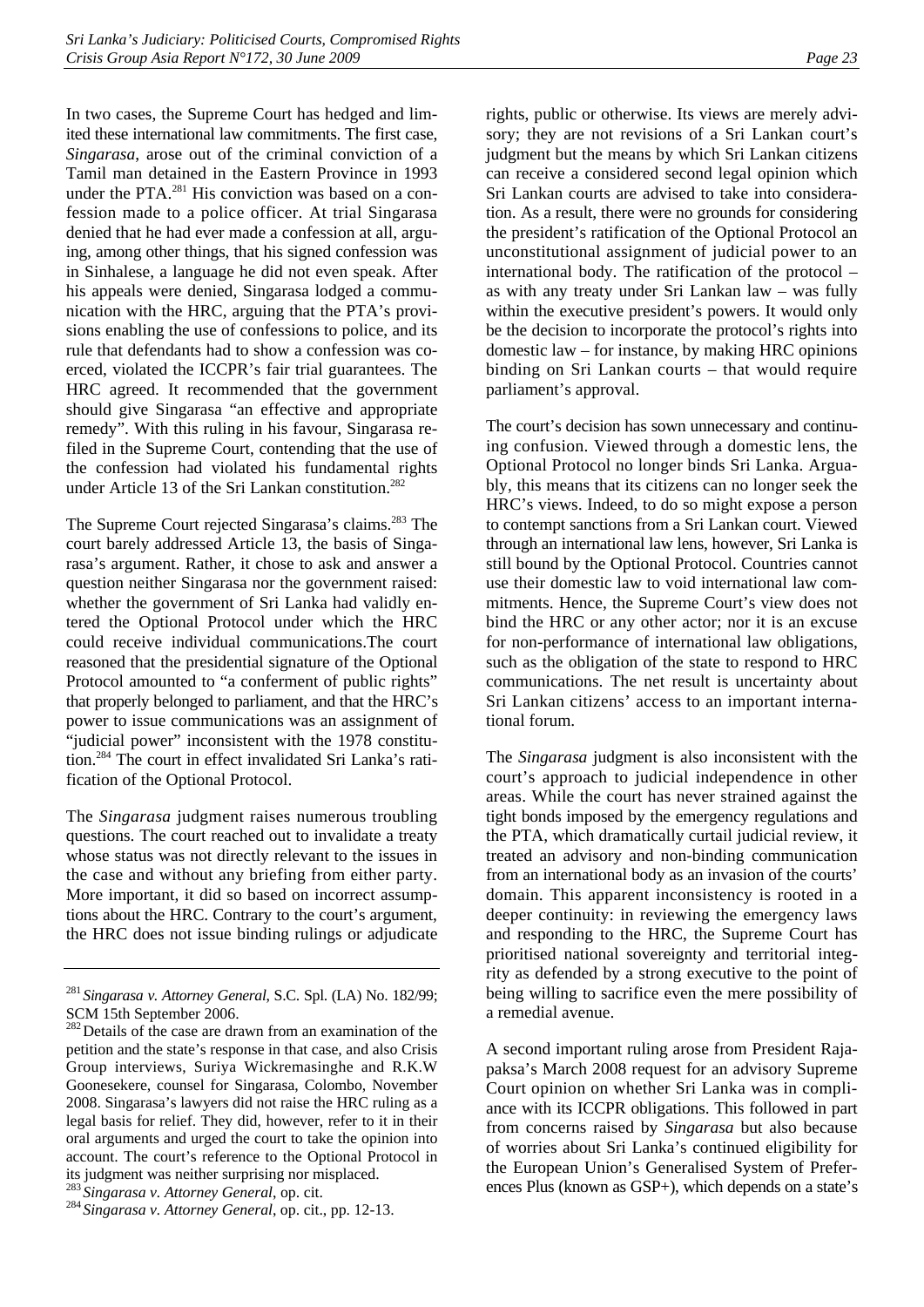In two cases, the Supreme Court has hedged and limited these international law commitments. The first case, *Singarasa*, arose out of the criminal conviction of a Tamil man detained in the Eastern Province in 1993 under the PTA.[281] His conviction was based on a confession made to a police officer. At trial Singarasa denied that he had ever made a confession at all, arguing, among other things, that his signed confession was in Sinhalese, a language he did not even speak. After his appeals were denied, Singarasa lodged a communication with the HRC, arguing that the PTA's provisions enabling the use of confessions to police, and its rule that defendants had to show a confession was coerced, violated the ICCPR's fair trial guarantees. The HRC agreed. It recommended that the government should give Singarasa "an effective and appropriate remedy". With this ruling in his favour, Singarasa refiled in the Supreme Court, contending that the use of the confession had violated his fundamental rights under Article 13 of the Sri Lankan constitution.[282]

The Supreme Court rejected Singarasa's claims.[283] The court barely addressed Article 13, the basis of Singarasa's argument. Rather, it chose to ask and answer a question neither Singarasa nor the government raised: whether the government of Sri Lanka had validly entered the Optional Protocol under which the HRC could receive individual communications.The court reasoned that the presidential signature of the Optional Protocol amounted to "a conferment of public rights" that properly belonged to parliament, and that the HRC's power to issue communications was an assignment of "judicial power" inconsistent with the 1978 constitution.[284] The court in effect invalidated Sri Lanka's ratification of the Optional Protocol.

The *Singarasa* judgment raises numerous troubling questions. The court reached out to invalidate a treaty whose status was not directly relevant to the issues in the case and without any briefing from either party. More important, it did so based on incorrect assumptions about the HRC. Contrary to the court's argument, the HRC does not issue binding rulings or adjudicate rights, public or otherwise. Its views are merely advisory; they are not revisions of a Sri Lankan court's judgment but the means by which Sri Lankan citizens can receive a considered second legal opinion which Sri Lankan courts are advised to take into consideration. As a result, there were no grounds for considering the president's ratification of the Optional Protocol an unconstitutional assignment of judicial power to an international body. The ratification of the protocol – as with any treaty under Sri Lankan law – was fully within the executive president's powers. It would only be the decision to incorporate the protocol's rights into domestic law – for instance, by making HRC opinions binding on Sri Lankan courts – that would require parliament's approval.

The court's decision has sown unnecessary and continuing confusion. Viewed through a domestic lens, the Optional Protocol no longer binds Sri Lanka. Arguably, this means that its citizens can no longer seek the HRC's views. Indeed, to do so might expose a person to contempt sanctions from a Sri Lankan court. Viewed through an international law lens, however, Sri Lanka is still bound by the Optional Protocol. Countries cannot use their domestic law to void international law commitments. Hence, the Supreme Court's view does not bind the HRC or any other actor; nor it is an excuse for non-performance of international law obligations, such as the obligation of the state to respond to HRC communications. The net result is uncertainty about Sri Lankan citizens' access to an important international forum.

The *Singarasa* judgment is also inconsistent with the court's approach to judicial independence in other areas. While the court has never strained against the tight bonds imposed by the emergency regulations and the PTA, which dramatically curtail judicial review, it treated an advisory and non-binding communication from an international body as an invasion of the courts' domain. This apparent inconsistency is rooted in a deeper continuity: in reviewing the emergency laws and responding to the HRC, the Supreme Court has prioritised national sovereignty and territorial integrity as defended by a strong executive to the point of being willing to sacrifice even the mere possibility of a remedial avenue.

A second important ruling arose from President Rajapaksa's March 2008 request for an advisory Supreme Court opinion on whether Sri Lanka was in compliance with its ICCPR obligations. This followed in part from concerns raised by *Singarasa* but also because of worries about Sri Lanka's continued eligibility for the European Union's Generalised System of Preferences Plus (known as GSP+), which depends on a state's

---

[281] *Singarasa v. Attorney General*, S.C. Spl. (LA) No. 182/99; SCM 15th September 2006.

[282] Details of the case are drawn from an examination of the petition and the state's response in that case, and also Crisis Group interviews, Suriya Wickremasinghe and R.K.W Goonesekere, counsel for Singarasa, Colombo, November 2008. Singarasa's lawyers did not raise the HRC ruling as a legal basis for relief. They did, however, refer to it in their oral arguments and urged the court to take the opinion into account. The court's reference to the Optional Protocol in its judgment was neither surprising nor misplaced.

[283] *Singarasa v. Attorney General*, op. cit.

[284] *Singarasa v. Attorney General*, op. cit., pp. 12-13.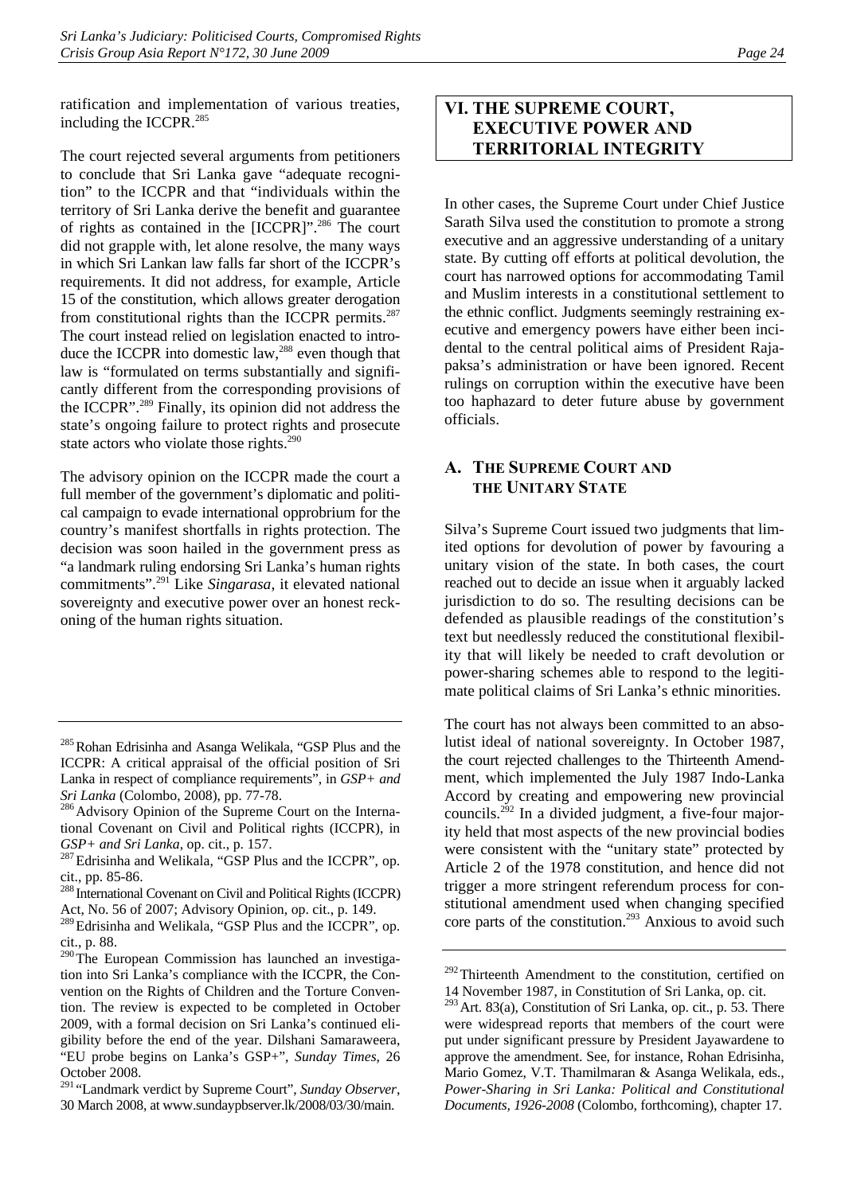ratification and implementation of various treaties, including the ICCPR.[285]

The court rejected several arguments from petitioners to conclude that Sri Lanka gave "adequate recognition" to the ICCPR and that "individuals within the territory of Sri Lanka derive the benefit and guarantee of rights as contained in the [ICCPR]".[286] The court did not grapple with, let alone resolve, the many ways in which Sri Lankan law falls far short of the ICCPR's requirements. It did not address, for example, Article 15 of the constitution, which allows greater derogation from constitutional rights than the ICCPR permits.[287] The court instead relied on legislation enacted to introduce the ICCPR into domestic law,[288] even though that law is "formulated on terms substantially and significantly different from the corresponding provisions of the ICCPR".[289] Finally, its opinion did not address the state's ongoing failure to protect rights and prosecute state actors who violate those rights.[290]

The advisory opinion on the ICCPR made the court a full member of the government's diplomatic and political campaign to evade international opprobrium for the country's manifest shortfalls in rights protection. The decision was soon hailed in the government press as "a landmark ruling endorsing Sri Lanka's human rights commitments".[291] Like *Singarasa*, it elevated national sovereignty and executive power over an honest reckoning of the human rights situation.

## VI. THE SUPREME COURT, EXECUTIVE POWER AND TERRITORIAL INTEGRITY

In other cases, the Supreme Court under Chief Justice Sarath Silva used the constitution to promote a strong executive and an aggressive understanding of a unitary state. By cutting off efforts at political devolution, the court has narrowed options for accommodating Tamil and Muslim interests in a constitutional settlement to the ethnic conflict. Judgments seemingly restraining executive and emergency powers have either been incidental to the central political aims of President Rajapaksa's administration or have been ignored. Recent rulings on corruption within the executive have been too haphazard to deter future abuse by government officials.

### A. THE SUPREME COURT AND THE UNITARY STATE

Silva's Supreme Court issued two judgments that limited options for devolution of power by favouring a unitary vision of the state. In both cases, the court reached out to decide an issue when it arguably lacked jurisdiction to do so. The resulting decisions can be defended as plausible readings of the constitution's text but needlessly reduced the constitutional flexibility that will likely be needed to craft devolution or power-sharing schemes able to respond to the legitimate political claims of Sri Lanka's ethnic minorities.

The court has not always been committed to an absolutist ideal of national sovereignty. In October 1987, the court rejected challenges to the Thirteenth Amendment, which implemented the July 1987 Indo-Lanka Accord by creating and empowering new provincial councils.[292] In a divided judgment, a five-four majority held that most aspects of the new provincial bodies were consistent with the "unitary state" protected by Article 2 of the 1978 constitution, and hence did not trigger a more stringent referendum process for constitutional amendment used when changing specified core parts of the constitution.[293] Anxious to avoid such

---

[285] Rohan Edrisinha and Asanga Welikala, "GSP Plus and the ICCPR: A critical appraisal of the official position of Sri Lanka in respect of compliance requirements", in *GSP+ and Sri Lanka* (Colombo, 2008), pp. 77-78.

[286] Advisory Opinion of the Supreme Court on the International Covenant on Civil and Political rights (ICCPR), in *GSP+ and Sri Lanka*, op. cit., p. 157.

[287] Edrisinha and Welikala, "GSP Plus and the ICCPR", op. cit., pp. 85-86.

[288] International Covenant on Civil and Political Rights (ICCPR) Act, No. 56 of 2007; Advisory Opinion, op. cit., p. 149.

[289] Edrisinha and Welikala, "GSP Plus and the ICCPR", op. cit., p. 88.

[290] The European Commission has launched an investigation into Sri Lanka's compliance with the ICCPR, the Convention on the Rights of Children and the Torture Convention. The review is expected to be completed in October 2009, with a formal decision on Sri Lanka's continued eligibility before the end of the year. Dilshani Samaraweera, "EU probe begins on Lanka's GSP+", *Sunday Times*, 26 October 2008.

[291] "Landmark verdict by Supreme Court", *Sunday Observer*, 30 March 2008, at www.sundaypbserver.lk/2008/03/30/main.

[292] Thirteenth Amendment to the constitution, certified on 14 November 1987, in Constitution of Sri Lanka, op. cit.

[293] Art. 83(a), Constitution of Sri Lanka, op. cit., p. 53. There were widespread reports that members of the court were put under significant pressure by President Jayawardene to approve the amendment. See, for instance, Rohan Edrisinha, Mario Gomez, V.T. Thamilmaran & Asanga Welikala, eds., *Power-Sharing in Sri Lanka: Political and Constitutional Documents, 1926-2008* (Colombo, forthcoming), chapter 17.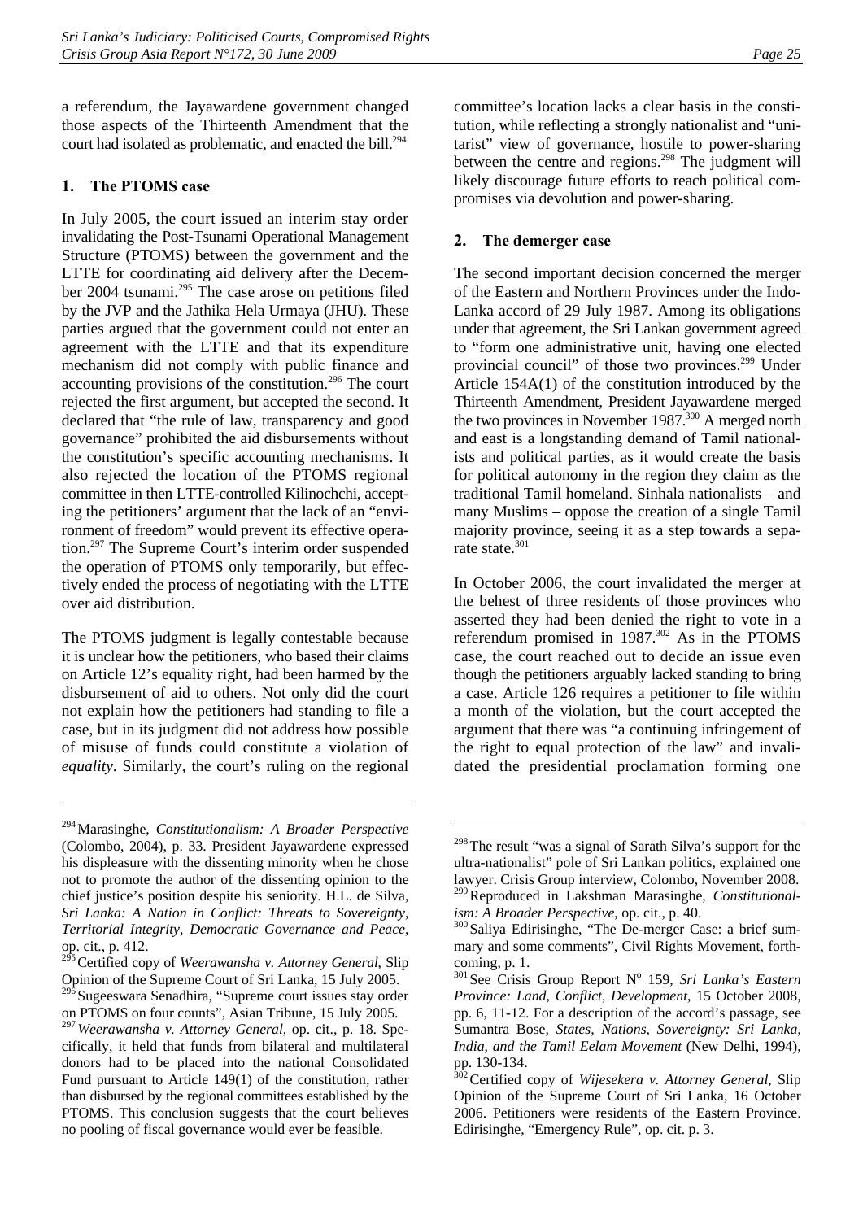a referendum, the Jayawardene government changed those aspects of the Thirteenth Amendment that the court had isolated as problematic, and enacted the bill.[294]

### 1. The PTOMS case

In July 2005, the court issued an interim stay order invalidating the Post-Tsunami Operational Management Structure (PTOMS) between the government and the LTTE for coordinating aid delivery after the December 2004 tsunami.[295] The case arose on petitions filed by the JVP and the Jathika Hela Urmaya (JHU). These parties argued that the government could not enter an agreement with the LTTE and that its expenditure mechanism did not comply with public finance and accounting provisions of the constitution.[296] The court rejected the first argument, but accepted the second. It declared that "the rule of law, transparency and good governance" prohibited the aid disbursements without the constitution's specific accounting mechanisms. It also rejected the location of the PTOMS regional committee in then LTTE-controlled Kilinochchi, accepting the petitioners' argument that the lack of an "environment of freedom" would prevent its effective operation.[297] The Supreme Court's interim order suspended the operation of PTOMS only temporarily, but effectively ended the process of negotiating with the LTTE over aid distribution.

The PTOMS judgment is legally contestable because it is unclear how the petitioners, who based their claims on Article 12's equality right, had been harmed by the disbursement of aid to others. Not only did the court not explain how the petitioners had standing to file a case, but in its judgment did not address how possible of misuse of funds could constitute a violation of *equality*. Similarly, the court's ruling on the regional committee's location lacks a clear basis in the constitution, while reflecting a strongly nationalist and "unitarist" view of governance, hostile to power-sharing between the centre and regions.[298] The judgment will likely discourage future efforts to reach political compromises via devolution and power-sharing.

### 2. The demerger case

The second important decision concerned the merger of the Eastern and Northern Provinces under the Indo-Lanka accord of 29 July 1987. Among its obligations under that agreement, the Sri Lankan government agreed to "form one administrative unit, having one elected provincial council" of those two provinces.[299] Under Article 154A(1) of the constitution introduced by the Thirteenth Amendment, President Jayawardene merged the two provinces in November 1987.[300] A merged north and east is a longstanding demand of Tamil nationalists and political parties, as it would create the basis for political autonomy in the region they claim as the traditional Tamil homeland. Sinhala nationalists – and many Muslims – oppose the creation of a single Tamil majority province, seeing it as a step towards a separate state.[301]

In October 2006, the court invalidated the merger at the behest of three residents of those provinces who asserted they had been denied the right to vote in a referendum promised in 1987.[302] As in the PTOMS case, the court reached out to decide an issue even though the petitioners arguably lacked standing to bring a case. Article 126 requires a petitioner to file within a month of the violation, but the court accepted the argument that there was "a continuing infringement of the right to equal protection of the law" and invalidated the presidential proclamation forming one

---

[294] Marasinghe, *Constitutionalism: A Broader Perspective* (Colombo, 2004), p. 33. President Jayawardene expressed his displeasure with the dissenting minority when he chose not to promote the author of the dissenting opinion to the chief justice's position despite his seniority. H.L. de Silva, *Sri Lanka: A Nation in Conflict: Threats to Sovereignty, Territorial Integrity, Democratic Governance and Peace*, op. cit., p. 412.

[295] Certified copy of *Weerawansha v. Attorney General*, Slip Opinion of the Supreme Court of Sri Lanka, 15 July 2005.

[296] Sugeeswara Senadhira, "Supreme court issues stay order on PTOMS on four counts", Asian Tribune, 15 July 2005.

[297] *Weerawansha v. Attorney General*, op. cit., p. 18. Specifically, it held that funds from bilateral and multilateral donors had to be placed into the national Consolidated Fund pursuant to Article 149(1) of the constitution, rather than disbursed by the regional committees established by the PTOMS. This conclusion suggests that the court believes no pooling of fiscal governance would ever be feasible.

[298] The result "was a signal of Sarath Silva's support for the ultra-nationalist" pole of Sri Lankan politics, explained one lawyer. Crisis Group interview, Colombo, November 2008.

[299] Reproduced in Lakshman Marasinghe, *Constitutionalism: A Broader Perspective*, op. cit., p. 40.

[300] Saliya Edirisinghe, "The De-merger Case: a brief summary and some comments", Civil Rights Movement, forthcoming, p. 1.

[301] See Crisis Group Report N° 159, *Sri Lanka's Eastern Province: Land, Conflict, Development*, 15 October 2008, pp. 6, 11-12. For a description of the accord's passage, see Sumantra Bose, *States, Nations, Sovereignty: Sri Lanka, India, and the Tamil Eelam Movement* (New Delhi, 1994), pp. 130-134.

[302] Certified copy of *Wijesekera v. Attorney General*, Slip Opinion of the Supreme Court of Sri Lanka, 16 October 2006. Petitioners were residents of the Eastern Province. Edirisinghe, "Emergency Rule", op. cit. p. 3.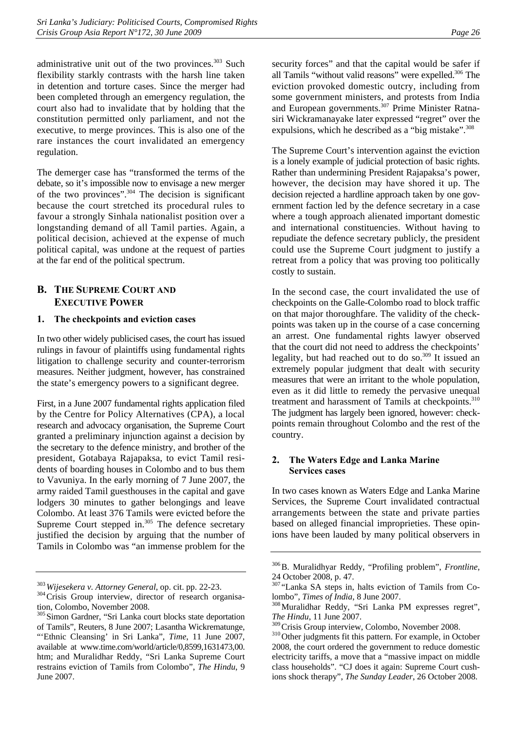administrative unit out of the two provinces.[303] Such flexibility starkly contrasts with the harsh line taken in detention and torture cases. Since the merger had been completed through an emergency regulation, the court also had to invalidate that by holding that the constitution permitted only parliament, and not the executive, to merge provinces. This is also one of the rare instances the court invalidated an emergency regulation.

The demerger case has "transformed the terms of the debate, so it's impossible now to envisage a new merger of the two provinces".[304] The decision is significant because the court stretched its procedural rules to favour a strongly Sinhala nationalist position over a longstanding demand of all Tamil parties. Again, a political decision, achieved at the expense of much political capital, was undone at the request of parties at the far end of the political spectrum.

## B. The Supreme Court and Executive Power

### 1. The checkpoints and eviction cases

In two other widely publicised cases, the court has issued rulings in favour of plaintiffs using fundamental rights litigation to challenge security and counter-terrorism measures. Neither judgment, however, has constrained the state's emergency powers to a significant degree.

First, in a June 2007 fundamental rights application filed by the Centre for Policy Alternatives (CPA), a local research and advocacy organisation, the Supreme Court granted a preliminary injunction against a decision by the secretary to the defence ministry, and brother of the president, Gotabaya Rajapaksa, to evict Tamil residents of boarding houses in Colombo and to bus them to Vavuniya. In the early morning of 7 June 2007, the army raided Tamil guesthouses in the capital and gave lodgers 30 minutes to gather belongings and leave Colombo. At least 376 Tamils were evicted before the Supreme Court stepped in.[305] The defence secretary justified the decision by arguing that the number of Tamils in Colombo was "an immense problem for the security forces" and that the capital would be safer if all Tamils "without valid reasons" were expelled.[306] The eviction provoked domestic outcry, including from some government ministers, and protests from India and European governments.[307] Prime Minister Ratnasiri Wickramanayake later expressed "regret" over the expulsions, which he described as a "big mistake".[308]

The Supreme Court's intervention against the eviction is a lonely example of judicial protection of basic rights. Rather than undermining President Rajapaksa's power, however, the decision may have shored it up. The decision rejected a hardline approach taken by one government faction led by the defence secretary in a case where a tough approach alienated important domestic and international constituencies. Without having to repudiate the defence secretary publicly, the president could use the Supreme Court judgment to justify a retreat from a policy that was proving too politically costly to sustain.

In the second case, the court invalidated the use of checkpoints on the Galle-Colombo road to block traffic on that major thoroughfare. The validity of the checkpoints was taken up in the course of a case concerning an arrest. One fundamental rights lawyer observed that the court did not need to address the checkpoints' legality, but had reached out to do so.[309] It issued an extremely popular judgment that dealt with security measures that were an irritant to the whole population, even as it did little to remedy the pervasive unequal treatment and harassment of Tamils at checkpoints.[310] The judgment has largely been ignored, however: checkpoints remain throughout Colombo and the rest of the country.

### 2. The Waters Edge and Lanka Marine Services cases

In two cases known as Waters Edge and Lanka Marine Services, the Supreme Court invalidated contractual arrangements between the state and private parties based on alleged financial improprieties. These opinions have been lauded by many political observers in

---

[303] *Wijesekera v. Attorney General*, op. cit. pp. 22-23.

[304] Crisis Group interview, director of research organisation, Colombo, November 2008.

[305] Simon Gardner, "Sri Lanka court blocks state deportation of Tamils", Reuters, 8 June 2007; Lasantha Wickrematunge, "'Ethnic Cleansing' in Sri Lanka", *Time*, 11 June 2007, available at www.time.com/world/article/0,8599,1631473,00.htm; and Muralidhar Reddy, "Sri Lanka Supreme Court restrains eviction of Tamils from Colombo", *The Hindu*, 9 June 2007.

[306] B. Muralidhyar Reddy, "Profiling problem", *Frontline*, 24 October 2008, p. 47.

[307] "Lanka SA steps in, halts eviction of Tamils from Colombo", *Times of India*, 8 June 2007.

[308] Muralidhar Reddy, "Sri Lanka PM expresses regret", *The Hindu*, 11 June 2007.

[309] Crisis Group interview, Colombo, November 2008.

[310] Other judgments fit this pattern. For example, in October 2008, the court ordered the government to reduce domestic electricity tariffs, a move that a "massive impact on middle class households". "CJ does it again: Supreme Court cushions shock therapy", *The Sunday Leader*, 26 October 2008.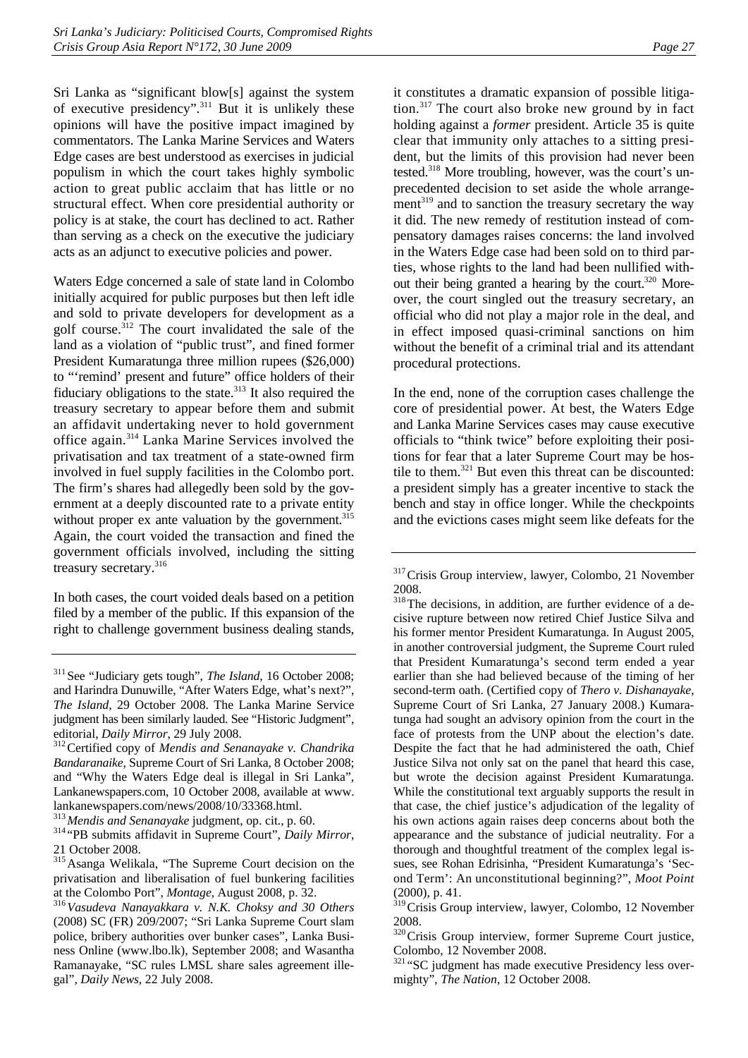Sri Lanka as "significant blow[s] against the system of executive presidency".[311] But it is unlikely these opinions will have the positive impact imagined by commentators. The Lanka Marine Services and Waters Edge cases are best understood as exercises in judicial populism in which the court takes highly symbolic action to great public acclaim that has little or no structural effect. When core presidential authority or policy is at stake, the court has declined to act. Rather than serving as a check on the executive the judiciary acts as an adjunct to executive policies and power.

Waters Edge concerned a sale of state land in Colombo initially acquired for public purposes but then left idle and sold to private developers for development as a golf course.[312] The court invalidated the sale of the land as a violation of "public trust", and fined former President Kumaratunga three million rupees ($26,000) to "'remind' present and future" office holders of their fiduciary obligations to the state.[313] It also required the treasury secretary to appear before them and submit an affidavit undertaking never to hold government office again.[314] Lanka Marine Services involved the privatisation and tax treatment of a state-owned firm involved in fuel supply facilities in the Colombo port. The firm's shares had allegedly been sold by the government at a deeply discounted rate to a private entity without proper ex ante valuation by the government.[315] Again, the court voided the transaction and fined the government officials involved, including the sitting treasury secretary.[316]

In both cases, the court voided deals based on a petition filed by a member of the public. If this expansion of the right to challenge government business dealing stands, it constitutes a dramatic expansion of possible litigation.[317] The court also broke new ground by in fact holding against a *former* president. Article 35 is quite clear that immunity only attaches to a sitting president, but the limits of this provision had never been tested.[318] More troubling, however, was the court's unprecedented decision to set aside the whole arrangement[319] and to sanction the treasury secretary the way it did. The new remedy of restitution instead of compensatory damages raises concerns: the land involved in the Waters Edge case had been sold on to third parties, whose rights to the land had been nullified without their being granted a hearing by the court.[320] Moreover, the court singled out the treasury secretary, an official who did not play a major role in the deal, and in effect imposed quasi-criminal sanctions on him without the benefit of a criminal trial and its attendant procedural protections.

In the end, none of the corruption cases challenge the core of presidential power. At best, the Waters Edge and Lanka Marine Services cases may cause executive officials to "think twice" before exploiting their positions for fear that a later Supreme Court may be hostile to them.[321] But even this threat can be discounted: a president simply has a greater incentive to stack the bench and stay in office longer. While the checkpoints and the evictions cases might seem like defeats for the

---

[311] See "Judiciary gets tough", *The Island*, 16 October 2008; and Harindra Dunuwille, "After Waters Edge, what's next?", *The Island*, 29 October 2008. The Lanka Marine Service judgment has been similarly lauded. See "Historic Judgment", editorial, *Daily Mirror*, 29 July 2008.

[312] Certified copy of *Mendis and Senanayake v. Chandrika Bandaranaike*, Supreme Court of Sri Lanka, 8 October 2008; and "Why the Waters Edge deal is illegal in Sri Lanka", Lankanewspapers.com, 10 October 2008, available at www.lankanewspapers.com/news/2008/10/33368.html.

[313] *Mendis and Senanayake* judgment, op. cit., p. 60.

[314] "PB submits affidavit in Supreme Court", *Daily Mirror*, 21 October 2008.

[315] Asanga Welikala, "The Supreme Court decision on the privatisation and liberalisation of fuel bunkering facilities at the Colombo Port", *Montage*, August 2008, p. 32.

[316] *Vasudeva Nanayakkara v. N.K. Choksy and 30 Others* (2008) SC (FR) 209/2007; "Sri Lanka Supreme Court slam police, bribery authorities over bunker cases", Lanka Business Online (www.lbo.lk), September 2008; and Wasantha Ramanayake, "SC rules LMSL share sales agreement illegal", *Daily News*, 22 July 2008.

[317] Crisis Group interview, lawyer, Colombo, 21 November 2008.

[318] The decisions, in addition, are further evidence of a decisive rupture between now retired Chief Justice Silva and his former mentor President Kumaratunga. In August 2005, in another controversial judgment, the Supreme Court ruled that President Kumaratunga's second term ended a year earlier than she had believed because of the timing of her second-term oath. (Certified copy of *Thero v. Dishanayake*, Supreme Court of Sri Lanka, 27 January 2008.) Kumaratunga had sought an advisory opinion from the court in the face of protests from the UNP about the election's date. Despite the fact that he had administered the oath, Chief Justice Silva not only sat on the panel that heard this case, but wrote the decision against President Kumaratunga. While the constitutional text arguably supports the result in that case, the chief justice's adjudication of the legality of his own actions again raises deep concerns about both the appearance and the substance of judicial neutrality. For a thorough and thoughtful treatment of the complex legal issues, see Rohan Edrisinha, "President Kumaratunga's 'Second Term': An unconstitutional beginning?", *Moot Point* (2000), p. 41.

[319] Crisis Group interview, lawyer, Colombo, 12 November 2008.

[320] Crisis Group interview, former Supreme Court justice, Colombo, 12 November 2008.

[321] "SC judgment has made executive Presidency less overmighty", *The Nation*, 12 October 2008.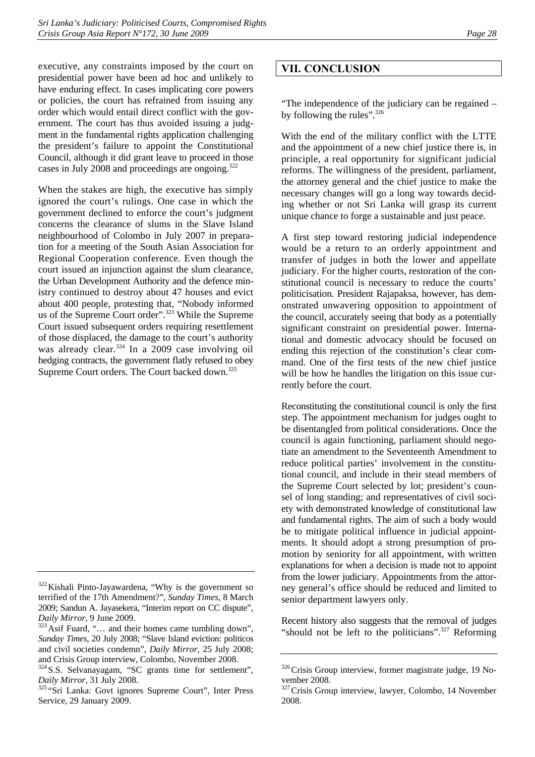executive, any constraints imposed by the court on presidential power have been ad hoc and unlikely to have enduring effect. In cases implicating core powers or policies, the court has refrained from issuing any order which would entail direct conflict with the government. The court has thus avoided issuing a judgment in the fundamental rights application challenging the president's failure to appoint the Constitutional Council, although it did grant leave to proceed in those cases in July 2008 and proceedings are ongoing.[322]

When the stakes are high, the executive has simply ignored the court's rulings. One case in which the government declined to enforce the court's judgment concerns the clearance of slums in the Slave Island neighbourhood of Colombo in July 2007 in preparation for a meeting of the South Asian Association for Regional Cooperation conference. Even though the court issued an injunction against the slum clearance, the Urban Development Authority and the defence ministry continued to destroy about 47 houses and evict about 400 people, protesting that, "Nobody informed us of the Supreme Court order".[323] While the Supreme Court issued subsequent orders requiring resettlement of those displaced, the damage to the court's authority was already clear.[324] In a 2009 case involving oil hedging contracts, the government flatly refused to obey Supreme Court orders. The Court backed down.[325]

## VII. CONCLUSION

"The independence of the judiciary can be regained – by following the rules".[326]

With the end of the military conflict with the LTTE and the appointment of a new chief justice there is, in principle, a real opportunity for significant judicial reforms. The willingness of the president, parliament, the attorney general and the chief justice to make the necessary changes will go a long way towards deciding whether or not Sri Lanka will grasp its current unique chance to forge a sustainable and just peace.

A first step toward restoring judicial independence would be a return to an orderly appointment and transfer of judges in both the lower and appellate judiciary. For the higher courts, restoration of the constitutional council is necessary to reduce the courts' politicisation. President Rajapaksa, however, has demonstrated unwavering opposition to appointment of the council, accurately seeing that body as a potentially significant constraint on presidential power. International and domestic advocacy should be focused on ending this rejection of the constitution's clear command. One of the first tests of the new chief justice will be how he handles the litigation on this issue currently before the court.

Reconstituting the constitutional council is only the first step. The appointment mechanism for judges ought to be disentangled from political considerations. Once the council is again functioning, parliament should negotiate an amendment to the Seventeenth Amendment to reduce political parties' involvement in the constitutional council, and include in their stead members of the Supreme Court selected by lot; president's counsel of long standing; and representatives of civil society with demonstrated knowledge of constitutional law and fundamental rights. The aim of such a body would be to mitigate political influence in judicial appointments. It should adopt a strong presumption of promotion by seniority for all appointment, with written explanations for when a decision is made not to appoint from the lower judiciary. Appointments from the attorney general's office should be reduced and limited to senior department lawyers only.

Recent history also suggests that the removal of judges "should not be left to the politicians".[327] Reforming

---

[322] Kishali Pinto-Jayawardena, "Why is the government so terrified of the 17th Amendment?", *Sunday Times*, 8 March 2009; Sandun A. Jayasekera, "Interim report on CC dispute", *Daily Mirror*, 9 June 2009.

[323] Asif Fuard, "… and their homes came tumbling down", *Sunday Times*, 20 July 2008; "Slave Island eviction: politicos and civil societies condemn", *Daily Mirror*, 25 July 2008; and Crisis Group interview, Colombo, November 2008.

[324] S.S. Selvanayagam, "SC grants time for settlement", *Daily Mirror*, 31 July 2008.

[325] "Sri Lanka: Govt ignores Supreme Court", Inter Press Service, 29 January 2009.

[326] Crisis Group interview, former magistrate judge, 19 November 2008.

[327] Crisis Group interview, lawyer, Colombo, 14 November 2008.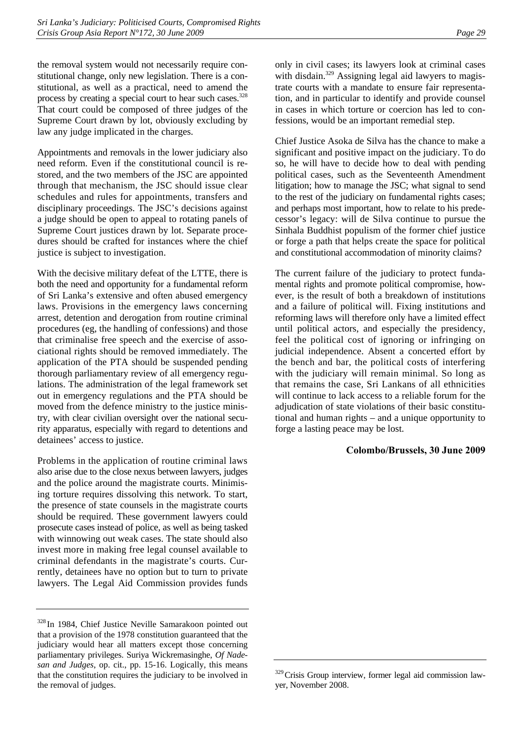the removal system would not necessarily require constitutional change, only new legislation. There is a constitutional, as well as a practical, need to amend the process by creating a special court to hear such cases.[328] That court could be composed of three judges of the Supreme Court drawn by lot, obviously excluding by law any judge implicated in the charges.

Appointments and removals in the lower judiciary also need reform. Even if the constitutional council is restored, and the two members of the JSC are appointed through that mechanism, the JSC should issue clear schedules and rules for appointments, transfers and disciplinary proceedings. The JSC's decisions against a judge should be open to appeal to rotating panels of Supreme Court justices drawn by lot. Separate procedures should be crafted for instances where the chief justice is subject to investigation.

With the decisive military defeat of the LTTE, there is both the need and opportunity for a fundamental reform of Sri Lanka's extensive and often abused emergency laws. Provisions in the emergency laws concerning arrest, detention and derogation from routine criminal procedures (eg, the handling of confessions) and those that criminalise free speech and the exercise of associational rights should be removed immediately. The application of the PTA should be suspended pending thorough parliamentary review of all emergency regulations. The administration of the legal framework set out in emergency regulations and the PTA should be moved from the defence ministry to the justice ministry, with clear civilian oversight over the national security apparatus, especially with regard to detentions and detainees' access to justice.

Problems in the application of routine criminal laws also arise due to the close nexus between lawyers, judges and the police around the magistrate courts. Minimising torture requires dissolving this network. To start, the presence of state counsels in the magistrate courts should be required. These government lawyers could prosecute cases instead of police, as well as being tasked with winnowing out weak cases. The state should also invest more in making free legal counsel available to criminal defendants in the magistrate's courts. Currently, detainees have no option but to turn to private lawyers. The Legal Aid Commission provides funds only in civil cases; its lawyers look at criminal cases with disdain.[329] Assigning legal aid lawyers to magistrate courts with a mandate to ensure fair representation, and in particular to identify and provide counsel in cases in which torture or coercion has led to confessions, would be an important remedial step.

Chief Justice Asoka de Silva has the chance to make a significant and positive impact on the judiciary. To do so, he will have to decide how to deal with pending political cases, such as the Seventeenth Amendment litigation; how to manage the JSC; what signal to send to the rest of the judiciary on fundamental rights cases; and perhaps most important, how to relate to his predecessor's legacy: will de Silva continue to pursue the Sinhala Buddhist populism of the former chief justice or forge a path that helps create the space for political and constitutional accommodation of minority claims?

The current failure of the judiciary to protect fundamental rights and promote political compromise, however, is the result of both a breakdown of institutions and a failure of political will. Fixing institutions and reforming laws will therefore only have a limited effect until political actors, and especially the presidency, feel the political cost of ignoring or infringing on judicial independence. Absent a concerted effort by the bench and bar, the political costs of interfering with the judiciary will remain minimal. So long as that remains the case, Sri Lankans of all ethnicities will continue to lack access to a reliable forum for the adjudication of state violations of their basic constitutional and human rights – and a unique opportunity to forge a lasting peace may be lost.

**Colombo/Brussels, 30 June 2009**

---

[328] In 1984, Chief Justice Neville Samarakoon pointed out that a provision of the 1978 constitution guaranteed that the judiciary would hear all matters except those concerning parliamentary privileges. Suriya Wickremasinghe, *Of Nadesan and Judges*, op. cit., pp. 15-16. Logically, this means that the constitution requires the judiciary to be involved in the removal of judges.

[329] Crisis Group interview, former legal aid commission lawyer, November 2008.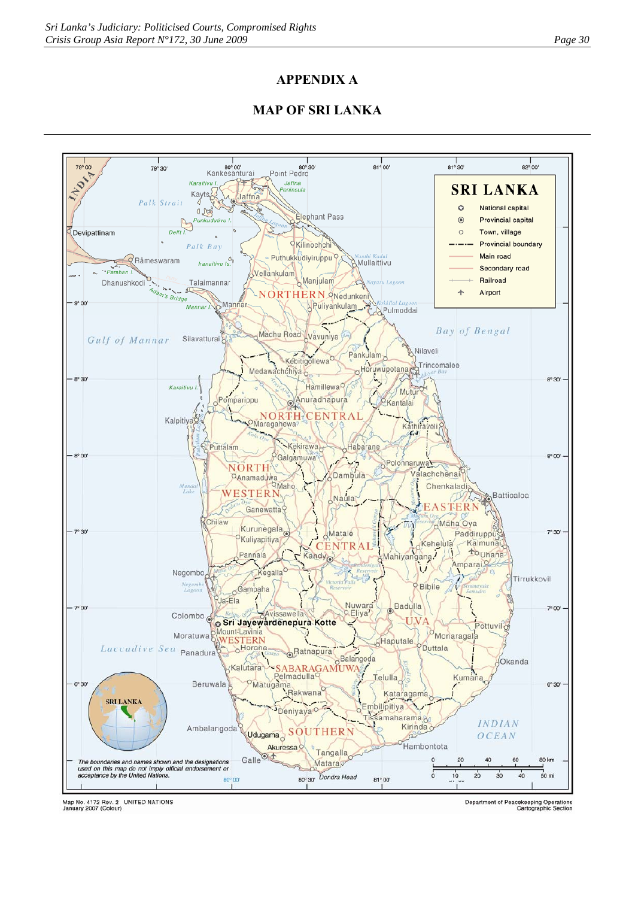# APPENDIX A

## MAP OF SRI LANKA

SRI LANKA

National capital
Provincial capital
Town, village
Provincial boundary
Main road
Secondary road
Railroad
Airport

The boundaries and names shown and the designations used on this map do not imply official endorsement or acceptance by the United Nations.

Map No. 4172 Rev. 2 UNITED NATIONS
January 2007 (Colour)

Department of Peacekeeping Operations
Cartographic Section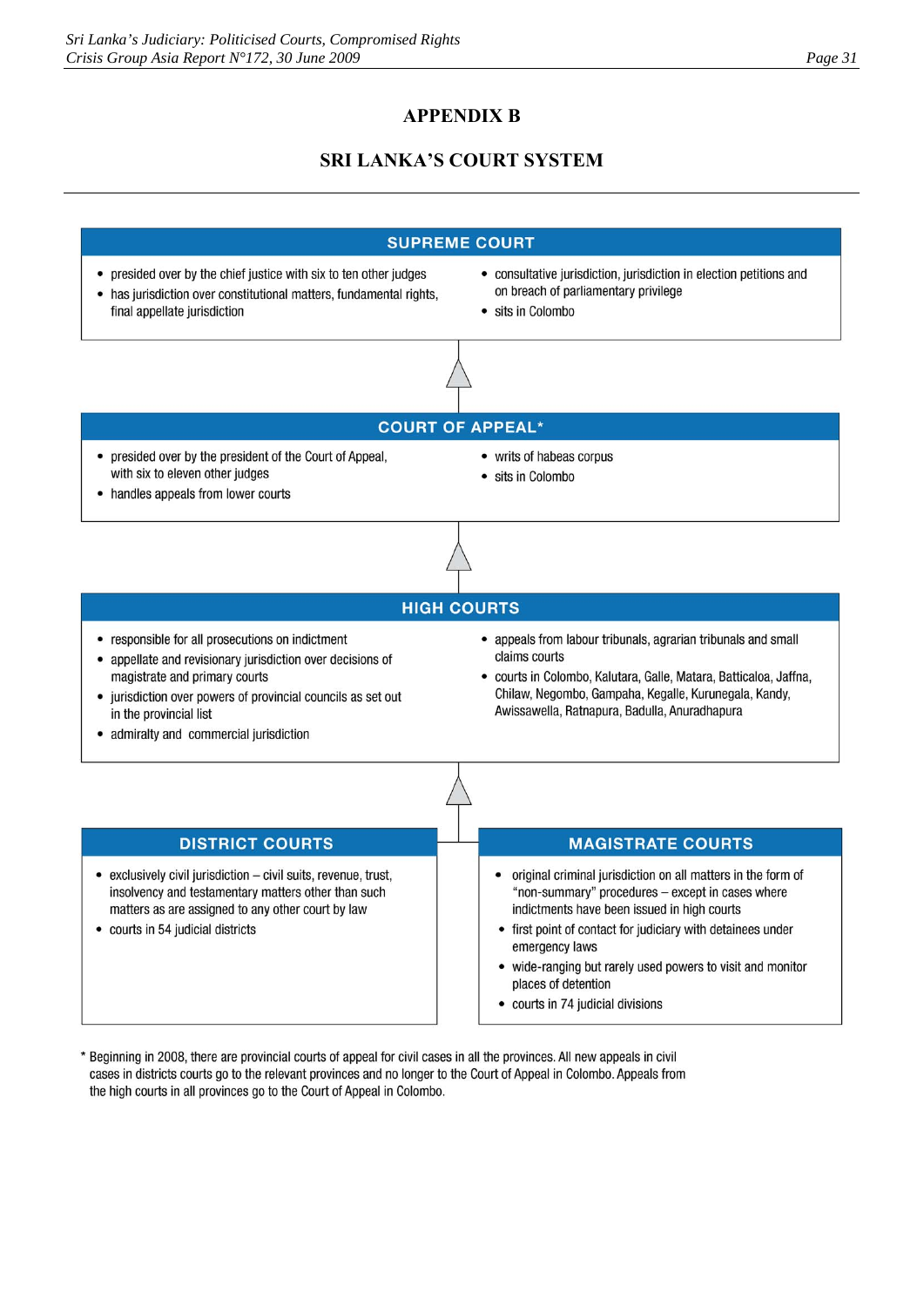# APPENDIX B

## SRI LANKA'S COURT SYSTEM

### SUPREME COURT

- presided over by the chief justice with six to ten other judges
- has jurisdiction over constitutional matters, fundamental rights, final appellate jurisdiction
- consultative jurisdiction, jurisdiction in election petitions and on breach of parliamentary privilege
- sits in Colombo

### COURT OF APPEAL*

- presided over by the president of the Court of Appeal, with six to eleven other judges
- handles appeals from lower courts
- writs of habeas corpus
- sits in Colombo

### HIGH COURTS

- responsible for all prosecutions on indictment
- appellate and revisionary jurisdiction over decisions of magistrate and primary courts
- jurisdiction over powers of provincial councils as set out in the provincial list
- admiralty and commercial jurisdiction
- appeals from labour tribunals, agrarian tribunals and small claims courts
- courts in Colombo, Kalutara, Galle, Matara, Batticaloa, Jaffna, Chilaw, Negombo, Gampaha, Kegalle, Kurunegala, Kandy, Awissawella, Ratnapura, Badulla, Anuradhapura

### DISTRICT COURTS

- exclusively civil jurisdiction – civil suits, revenue, trust, insolvency and testamentary matters other than such matters as are assigned to any other court by law
- courts in 54 judicial districts

### MAGISTRATE COURTS

- original criminal jurisdiction on all matters in the form of "non-summary" procedures – except in cases where indictments have been issued in high courts
- first point of contact for judiciary with detainees under emergency laws
- wide-ranging but rarely used powers to visit and monitor places of detention
- courts in 74 judicial divisions

\* Beginning in 2008, there are provincial courts of appeal for civil cases in all the provinces. All new appeals in civil cases in districts courts go to the relevant provinces and no longer to the Court of Appeal in Colombo. Appeals from the high courts in all provinces go to the Court of Appeal in Colombo.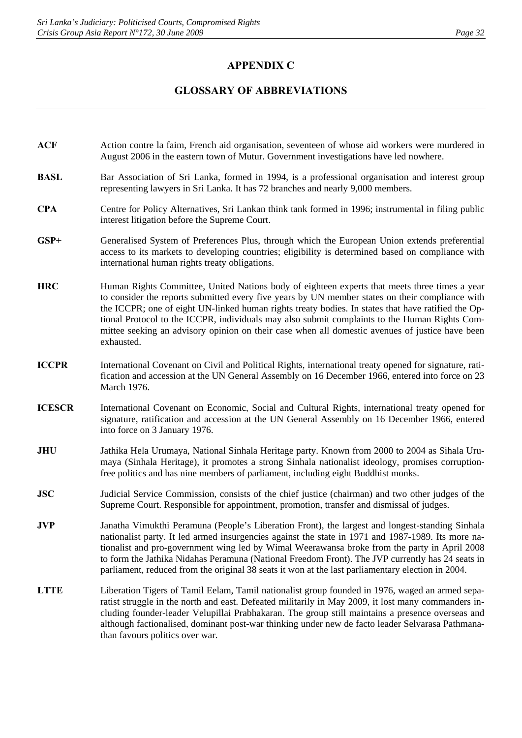# APPENDIX C

## GLOSSARY OF ABBREVIATIONS

**ACF** Action contre la faim, French aid organisation, seventeen of whose aid workers were murdered in August 2006 in the eastern town of Mutur. Government investigations have led nowhere.

**BASL** Bar Association of Sri Lanka, formed in 1994, is a professional organisation and interest group representing lawyers in Sri Lanka. It has 72 branches and nearly 9,000 members.

**CPA** Centre for Policy Alternatives, Sri Lankan think tank formed in 1996; instrumental in filing public interest litigation before the Supreme Court.

**GSP+** Generalised System of Preferences Plus, through which the European Union extends preferential access to its markets to developing countries; eligibility is determined based on compliance with international human rights treaty obligations.

**HRC** Human Rights Committee, United Nations body of eighteen experts that meets three times a year to consider the reports submitted every five years by UN member states on their compliance with the ICCPR; one of eight UN-linked human rights treaty bodies. In states that have ratified the Optional Protocol to the ICCPR, individuals may also submit complaints to the Human Rights Committee seeking an advisory opinion on their case when all domestic avenues of justice have been exhausted.

**ICCPR** International Covenant on Civil and Political Rights, international treaty opened for signature, ratification and accession at the UN General Assembly on 16 December 1966, entered into force on 23 March 1976.

**ICESCR** International Covenant on Economic, Social and Cultural Rights, international treaty opened for signature, ratification and accession at the UN General Assembly on 16 December 1966, entered into force on 3 January 1976.

**JHU** Jathika Hela Urumaya, National Sinhala Heritage party. Known from 2000 to 2004 as Sihala Urumaya (Sinhala Heritage), it promotes a strong Sinhala nationalist ideology, promises corruption-free politics and has nine members of parliament, including eight Buddhist monks.

**JSC** Judicial Service Commission, consists of the chief justice (chairman) and two other judges of the Supreme Court. Responsible for appointment, promotion, transfer and dismissal of judges.

**JVP** Janatha Vimukthi Peramuna (People's Liberation Front), the largest and longest-standing Sinhala nationalist party. It led armed insurgencies against the state in 1971 and 1987-1989. Its more nationalist and pro-government wing led by Wimal Weerawansa broke from the party in April 2008 to form the Jathika Nidahas Peramuna (National Freedom Front). The JVP currently has 24 seats in parliament, reduced from the original 38 seats it won at the last parliamentary election in 2004.

**LTTE** Liberation Tigers of Tamil Eelam, Tamil nationalist group founded in 1976, waged an armed separatist struggle in the north and east. Defeated militarily in May 2009, it lost many commanders including founder-leader Velupillai Prabhakaran. The group still maintains a presence overseas and although factionalised, dominant post-war thinking under new de facto leader Selvarasa Pathmanathan favours politics over war.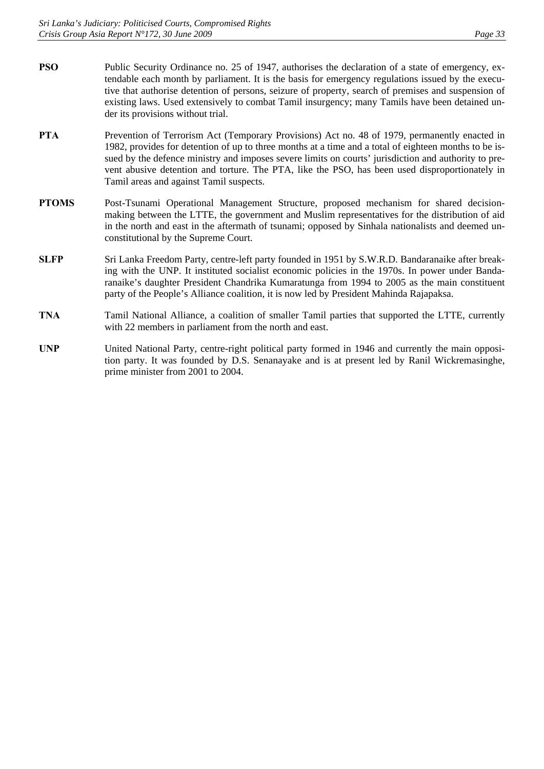**PSO** Public Security Ordinance no. 25 of 1947, authorises the declaration of a state of emergency, extendable each month by parliament. It is the basis for emergency regulations issued by the executive that authorise detention of persons, seizure of property, search of premises and suspension of existing laws. Used extensively to combat Tamil insurgency; many Tamils have been detained under its provisions without trial.

**PTA** Prevention of Terrorism Act (Temporary Provisions) Act no. 48 of 1979, permanently enacted in 1982, provides for detention of up to three months at a time and a total of eighteen months to be issued by the defence ministry and imposes severe limits on courts' jurisdiction and authority to prevent abusive detention and torture. The PTA, like the PSO, has been used disproportionately in Tamil areas and against Tamil suspects.

**PTOMS** Post-Tsunami Operational Management Structure, proposed mechanism for shared decision-making between the LTTE, the government and Muslim representatives for the distribution of aid in the north and east in the aftermath of tsunami; opposed by Sinhala nationalists and deemed unconstitutional by the Supreme Court.

**SLFP** Sri Lanka Freedom Party, centre-left party founded in 1951 by S.W.R.D. Bandaranaike after breaking with the UNP. It instituted socialist economic policies in the 1970s. In power under Bandaranaike's daughter President Chandrika Kumaratunga from 1994 to 2005 as the main constituent party of the People's Alliance coalition, it is now led by President Mahinda Rajapaksa.

**TNA** Tamil National Alliance, a coalition of smaller Tamil parties that supported the LTTE, currently with 22 members in parliament from the north and east.

**UNP** United National Party, centre-right political party formed in 1946 and currently the main opposition party. It was founded by D.S. Senanayake and is at present led by Ranil Wickremasinghe, prime minister from 2001 to 2004.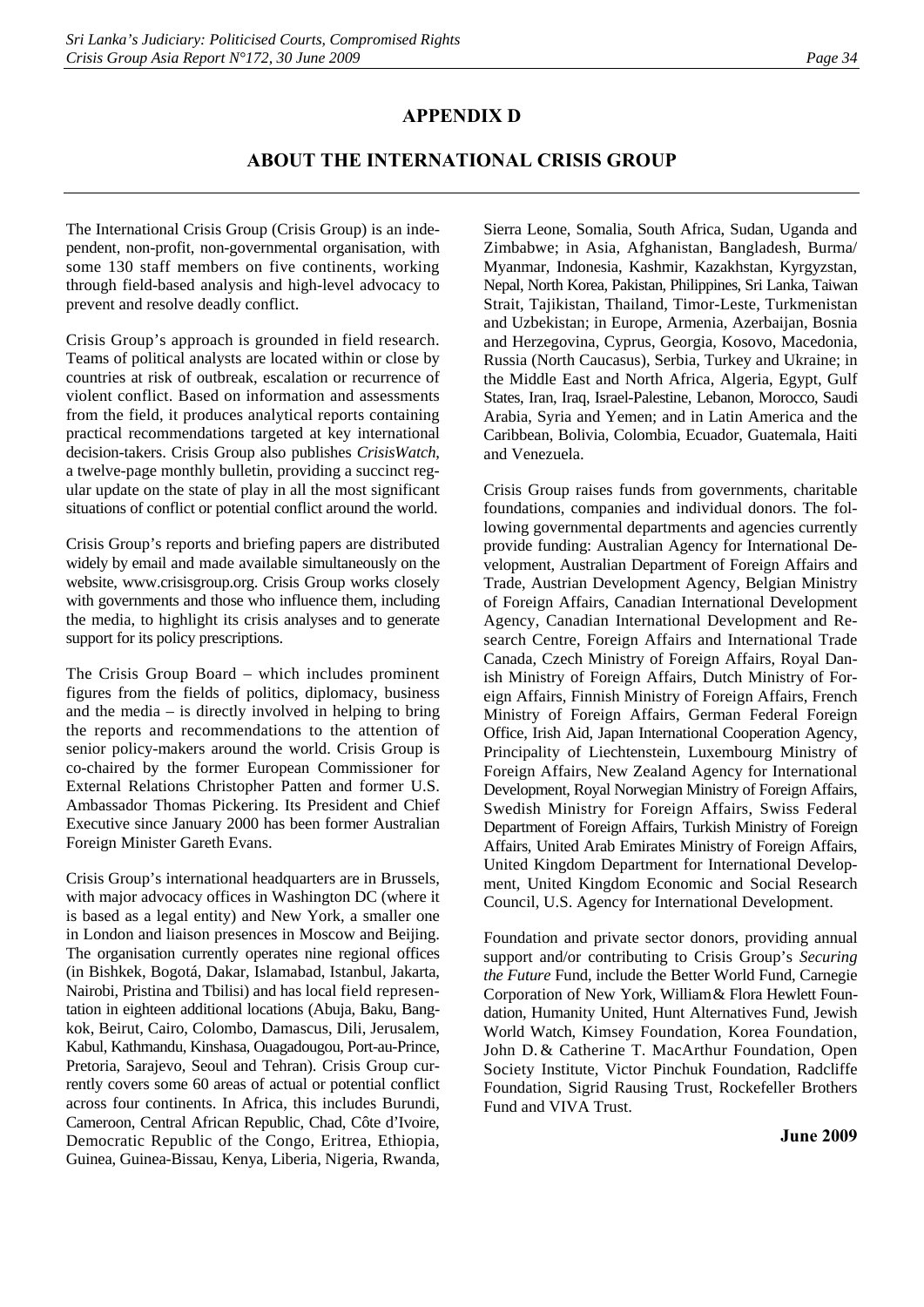# APPENDIX D

## ABOUT THE INTERNATIONAL CRISIS GROUP

The International Crisis Group (Crisis Group) is an independent, non-profit, non-governmental organisation, with some 130 staff members on five continents, working through field-based analysis and high-level advocacy to prevent and resolve deadly conflict.

Crisis Group's approach is grounded in field research. Teams of political analysts are located within or close by countries at risk of outbreak, escalation or recurrence of violent conflict. Based on information and assessments from the field, it produces analytical reports containing practical recommendations targeted at key international decision-takers. Crisis Group also publishes *CrisisWatch*, a twelve-page monthly bulletin, providing a succinct regular update on the state of play in all the most significant situations of conflict or potential conflict around the world.

Crisis Group's reports and briefing papers are distributed widely by email and made available simultaneously on the website, www.crisisgroup.org. Crisis Group works closely with governments and those who influence them, including the media, to highlight its crisis analyses and to generate support for its policy prescriptions.

The Crisis Group Board – which includes prominent figures from the fields of politics, diplomacy, business and the media – is directly involved in helping to bring the reports and recommendations to the attention of senior policy-makers around the world. Crisis Group is co-chaired by the former European Commissioner for External Relations Christopher Patten and former U.S. Ambassador Thomas Pickering. Its President and Chief Executive since January 2000 has been former Australian Foreign Minister Gareth Evans.

Crisis Group's international headquarters are in Brussels, with major advocacy offices in Washington DC (where it is based as a legal entity) and New York, a smaller one in London and liaison presences in Moscow and Beijing. The organisation currently operates nine regional offices (in Bishkek, Bogotá, Dakar, Islamabad, Istanbul, Jakarta, Nairobi, Pristina and Tbilisi) and has local field representation in eighteen additional locations (Abuja, Baku, Bangkok, Beirut, Cairo, Colombo, Damascus, Dili, Jerusalem, Kabul, Kathmandu, Kinshasa, Ouagadougou, Port-au-Prince, Pretoria, Sarajevo, Seoul and Tehran). Crisis Group currently covers some 60 areas of actual or potential conflict across four continents. In Africa, this includes Burundi, Cameroon, Central African Republic, Chad, Côte d'Ivoire, Democratic Republic of the Congo, Eritrea, Ethiopia, Guinea, Guinea-Bissau, Kenya, Liberia, Nigeria, Rwanda, Sierra Leone, Somalia, South Africa, Sudan, Uganda and Zimbabwe; in Asia, Afghanistan, Bangladesh, Burma/ Myanmar, Indonesia, Kashmir, Kazakhstan, Kyrgyzstan, Nepal, North Korea, Pakistan, Philippines, Sri Lanka, Taiwan Strait, Tajikistan, Thailand, Timor-Leste, Turkmenistan and Uzbekistan; in Europe, Armenia, Azerbaijan, Bosnia and Herzegovina, Cyprus, Georgia, Kosovo, Macedonia, Russia (North Caucasus), Serbia, Turkey and Ukraine; in the Middle East and North Africa, Algeria, Egypt, Gulf States, Iran, Iraq, Israel-Palestine, Lebanon, Morocco, Saudi Arabia, Syria and Yemen; and in Latin America and the Caribbean, Bolivia, Colombia, Ecuador, Guatemala, Haiti and Venezuela.

Crisis Group raises funds from governments, charitable foundations, companies and individual donors. The following governmental departments and agencies currently provide funding: Australian Agency for International Development, Australian Department of Foreign Affairs and Trade, Austrian Development Agency, Belgian Ministry of Foreign Affairs, Canadian International Development Agency, Canadian International Development and Research Centre, Foreign Affairs and International Trade Canada, Czech Ministry of Foreign Affairs, Royal Danish Ministry of Foreign Affairs, Dutch Ministry of Foreign Affairs, Finnish Ministry of Foreign Affairs, French Ministry of Foreign Affairs, German Federal Foreign Office, Irish Aid, Japan International Cooperation Agency, Principality of Liechtenstein, Luxembourg Ministry of Foreign Affairs, New Zealand Agency for International Development, Royal Norwegian Ministry of Foreign Affairs, Swedish Ministry for Foreign Affairs, Swiss Federal Department of Foreign Affairs, Turkish Ministry of Foreign Affairs, United Arab Emirates Ministry of Foreign Affairs, United Kingdom Department for International Development, United Kingdom Economic and Social Research Council, U.S. Agency for International Development.

Foundation and private sector donors, providing annual support and/or contributing to Crisis Group's *Securing the Future* Fund, include the Better World Fund, Carnegie Corporation of New York, William & Flora Hewlett Foundation, Humanity United, Hunt Alternatives Fund, Jewish World Watch, Kimsey Foundation, Korea Foundation, John D. & Catherine T. MacArthur Foundation, Open Society Institute, Victor Pinchuk Foundation, Radcliffe Foundation, Sigrid Rausing Trust, Rockefeller Brothers Fund and VIVA Trust.

**June 2009**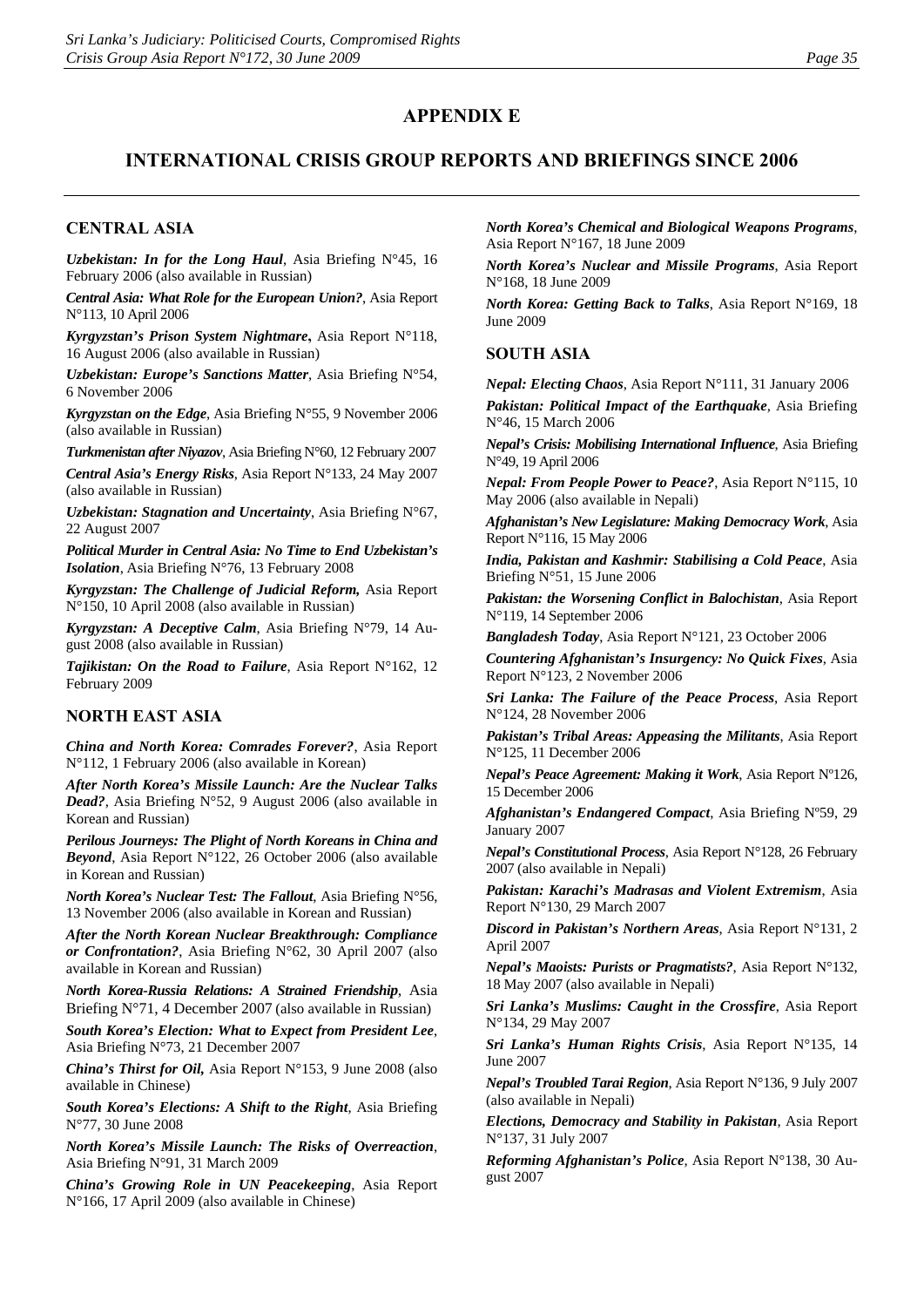# APPENDIX E

## INTERNATIONAL CRISIS GROUP REPORTS AND BRIEFINGS SINCE 2006

### CENTRAL ASIA

***Uzbekistan: In for the Long Haul***, Asia Briefing N°45, 16 February 2006 (also available in Russian)

***Central Asia: What Role for the European Union?***, Asia Report N°113, 10 April 2006

***Kyrgyzstan's Prison System Nightmare***, Asia Report N°118, 16 August 2006 (also available in Russian)

***Uzbekistan: Europe's Sanctions Matter***, Asia Briefing N°54, 6 November 2006

***Kyrgyzstan on the Edge***, Asia Briefing N°55, 9 November 2006 (also available in Russian)

***Turkmenistan after Niyazov***, Asia Briefing N°60, 12 February 2007

***Central Asia's Energy Risks***, Asia Report N°133, 24 May 2007 (also available in Russian)

***Uzbekistan: Stagnation and Uncertainty***, Asia Briefing N°67, 22 August 2007

***Political Murder in Central Asia: No Time to End Uzbekistan's Isolation***, Asia Briefing N°76, 13 February 2008

***Kyrgyzstan: The Challenge of Judicial Reform,*** Asia Report N°150, 10 April 2008 (also available in Russian)

***Kyrgyzstan: A Deceptive Calm***, Asia Briefing N°79, 14 August 2008 (also available in Russian)

***Tajikistan: On the Road to Failure***, Asia Report N°162, 12 February 2009

### NORTH EAST ASIA

***China and North Korea: Comrades Forever?***, Asia Report N°112, 1 February 2006 (also available in Korean)

***After North Korea's Missile Launch: Are the Nuclear Talks Dead?***, Asia Briefing N°52, 9 August 2006 (also available in Korean and Russian)

***Perilous Journeys: The Plight of North Koreans in China and Beyond***, Asia Report N°122, 26 October 2006 (also available in Korean and Russian)

***North Korea's Nuclear Test: The Fallout***, Asia Briefing N°56, 13 November 2006 (also available in Korean and Russian)

***After the North Korean Nuclear Breakthrough: Compliance or Confrontation?***, Asia Briefing N°62, 30 April 2007 (also available in Korean and Russian)

***North Korea-Russia Relations: A Strained Friendship***, Asia Briefing N°71, 4 December 2007 (also available in Russian)

***South Korea's Election: What to Expect from President Lee***, Asia Briefing N°73, 21 December 2007

***China's Thirst for Oil,*** Asia Report N°153, 9 June 2008 (also available in Chinese)

***South Korea's Elections: A Shift to the Right***, Asia Briefing N°77, 30 June 2008

***North Korea's Missile Launch: The Risks of Overreaction***, Asia Briefing N°91, 31 March 2009

***China's Growing Role in UN Peacekeeping***, Asia Report N°166, 17 April 2009 (also available in Chinese)

***North Korea's Chemical and Biological Weapons Programs***, Asia Report N°167, 18 June 2009

***North Korea's Nuclear and Missile Programs***, Asia Report N°168, 18 June 2009

***North Korea: Getting Back to Talks***, Asia Report N°169, 18 June 2009

### SOUTH ASIA

***Nepal: Electing Chaos***, Asia Report N°111, 31 January 2006

***Pakistan: Political Impact of the Earthquake***, Asia Briefing N°46, 15 March 2006

***Nepal's Crisis: Mobilising International Influence***, Asia Briefing N°49, 19 April 2006

***Nepal: From People Power to Peace?***, Asia Report N°115, 10 May 2006 (also available in Nepali)

***Afghanistan's New Legislature: Making Democracy Work***, Asia Report N°116, 15 May 2006

***India, Pakistan and Kashmir: Stabilising a Cold Peace***, Asia Briefing N°51, 15 June 2006

***Pakistan: the Worsening Conflict in Balochistan***, Asia Report N°119, 14 September 2006

***Bangladesh Today***, Asia Report N°121, 23 October 2006

***Countering Afghanistan's Insurgency: No Quick Fixes***, Asia Report N°123, 2 November 2006

***Sri Lanka: The Failure of the Peace Process***, Asia Report N°124, 28 November 2006

***Pakistan's Tribal Areas: Appeasing the Militants***, Asia Report N°125, 11 December 2006

***Nepal's Peace Agreement: Making it Work***, Asia Report Nº126, 15 December 2006

***Afghanistan's Endangered Compact***, Asia Briefing Nº59, 29 January 2007

***Nepal's Constitutional Process***, Asia Report N°128, 26 February 2007 (also available in Nepali)

***Pakistan: Karachi's Madrasas and Violent Extremism***, Asia Report N°130, 29 March 2007

***Discord in Pakistan's Northern Areas***, Asia Report N°131, 2 April 2007

***Nepal's Maoists: Purists or Pragmatists?***, Asia Report N°132, 18 May 2007 (also available in Nepali)

***Sri Lanka's Muslims: Caught in the Crossfire***, Asia Report N°134, 29 May 2007

***Sri Lanka's Human Rights Crisis***, Asia Report N°135, 14 June 2007

***Nepal's Troubled Tarai Region***, Asia Report N°136, 9 July 2007 (also available in Nepali)

***Elections, Democracy and Stability in Pakistan***, Asia Report N°137, 31 July 2007

***Reforming Afghanistan's Police***, Asia Report N°138, 30 August 2007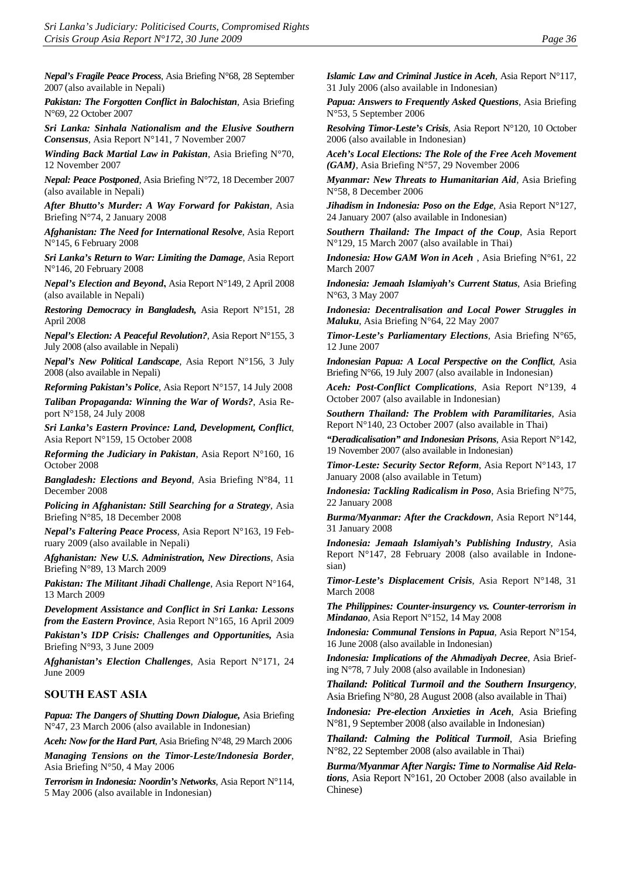*Nepal's Fragile Peace Process*, Asia Briefing N°68, 28 September 2007 (also available in Nepali)

*Pakistan: The Forgotten Conflict in Balochistan*, Asia Briefing N°69, 22 October 2007

*Sri Lanka: Sinhala Nationalism and the Elusive Southern Consensus*, Asia Report N°141, 7 November 2007

*Winding Back Martial Law in Pakistan*, Asia Briefing N°70, 12 November 2007

*Nepal: Peace Postponed*, Asia Briefing N°72, 18 December 2007 (also available in Nepali)

*After Bhutto's Murder: A Way Forward for Pakistan*, Asia Briefing N°74, 2 January 2008

*Afghanistan: The Need for International Resolve*, Asia Report N°145, 6 February 2008

*Sri Lanka's Return to War: Limiting the Damage*, Asia Report N°146, 20 February 2008

*Nepal's Election and Beyond*, Asia Report N°149, 2 April 2008 (also available in Nepali)

*Restoring Democracy in Bangladesh,* Asia Report N°151, 28 April 2008

*Nepal's Election: A Peaceful Revolution?*, Asia Report N°155, 3 July 2008 (also available in Nepali)

*Nepal's New Political Landscape*, Asia Report N°156, 3 July 2008 (also available in Nepali)

*Reforming Pakistan's Police*, Asia Report N°157, 14 July 2008

*Taliban Propaganda: Winning the War of Words?*, Asia Report N°158, 24 July 2008

*Sri Lanka's Eastern Province: Land, Development, Conflict*, Asia Report N°159, 15 October 2008

*Reforming the Judiciary in Pakistan*, Asia Report N°160, 16 October 2008

*Bangladesh: Elections and Beyond*, Asia Briefing N°84, 11 December 2008

*Policing in Afghanistan: Still Searching for a Strategy*, Asia Briefing N°85, 18 December 2008

*Nepal's Faltering Peace Process*, Asia Report N°163, 19 February 2009 (also available in Nepali)

*Afghanistan: New U.S. Administration, New Directions*, Asia Briefing N°89, 13 March 2009

*Pakistan: The Militant Jihadi Challenge*, Asia Report N°164, 13 March 2009

*Development Assistance and Conflict in Sri Lanka: Lessons from the Eastern Province*, Asia Report N°165, 16 April 2009

*Pakistan's IDP Crisis: Challenges and Opportunities,* Asia Briefing N°93, 3 June 2009

*Afghanistan's Election Challenges*, Asia Report N°171, 24 June 2009

## SOUTH EAST ASIA

*Papua: The Dangers of Shutting Down Dialogue,* Asia Briefing N°47, 23 March 2006 (also available in Indonesian)

*Aceh: Now for the Hard Part*, Asia Briefing N°48, 29 March 2006

*Managing Tensions on the Timor-Leste/Indonesia Border*, Asia Briefing N°50, 4 May 2006

*Terrorism in Indonesia: Noordin's Networks*, Asia Report N°114, 5 May 2006 (also available in Indonesian)

*Islamic Law and Criminal Justice in Aceh*, Asia Report N°117, 31 July 2006 (also available in Indonesian)

*Papua: Answers to Frequently Asked Questions*, Asia Briefing N°53, 5 September 2006

*Resolving Timor-Leste's Crisis*, Asia Report N°120, 10 October 2006 (also available in Indonesian)

*Aceh's Local Elections: The Role of the Free Aceh Movement (GAM)*, Asia Briefing N°57, 29 November 2006

*Myanmar: New Threats to Humanitarian Aid*, Asia Briefing N°58, 8 December 2006

*Jihadism in Indonesia: Poso on the Edge*, Asia Report N°127, 24 January 2007 (also available in Indonesian)

*Southern Thailand: The Impact of the Coup*, Asia Report N°129, 15 March 2007 (also available in Thai)

*Indonesia: How GAM Won in Aceh* , Asia Briefing N°61, 22 March 2007

*Indonesia: Jemaah Islamiyah's Current Status*, Asia Briefing N°63, 3 May 2007

*Indonesia: Decentralisation and Local Power Struggles in Maluku*, Asia Briefing N°64, 22 May 2007

*Timor-Leste's Parliamentary Elections*, Asia Briefing N°65, 12 June 2007

*Indonesian Papua: A Local Perspective on the Conflict*, Asia Briefing N°66, 19 July 2007 (also available in Indonesian)

*Aceh: Post-Conflict Complications*, Asia Report N°139, 4 October 2007 (also available in Indonesian)

*Southern Thailand: The Problem with Paramilitaries*, Asia Report N°140, 23 October 2007 (also available in Thai)

*"Deradicalisation" and Indonesian Prisons*, Asia Report N°142, 19 November 2007 (also available in Indonesian)

*Timor-Leste: Security Sector Reform*, Asia Report N°143, 17 January 2008 (also available in Tetum)

*Indonesia: Tackling Radicalism in Poso*, Asia Briefing N°75, 22 January 2008

*Burma/Myanmar: After the Crackdown*, Asia Report N°144, 31 January 2008

*Indonesia: Jemaah Islamiyah's Publishing Industry*, Asia Report N°147, 28 February 2008 (also available in Indonesian)

*Timor-Leste's Displacement Crisis*, Asia Report N°148, 31 March 2008

*The Philippines: Counter-insurgency vs. Counter-terrorism in Mindanao*, Asia Report N°152, 14 May 2008

*Indonesia: Communal Tensions in Papua*, Asia Report N°154, 16 June 2008 (also available in Indonesian)

*Indonesia: Implications of the Ahmadiyah Decree*, Asia Briefing N°78, 7 July 2008 (also available in Indonesian)

*Thailand: Political Turmoil and the Southern Insurgency*, Asia Briefing N°80, 28 August 2008 (also available in Thai)

*Indonesia: Pre-election Anxieties in Aceh*, Asia Briefing N°81, 9 September 2008 (also available in Indonesian)

*Thailand: Calming the Political Turmoil*, Asia Briefing N°82, 22 September 2008 (also available in Thai)

*Burma/Myanmar After Nargis: Time to Normalise Aid Relations*, Asia Report N°161, 20 October 2008 (also available in Chinese)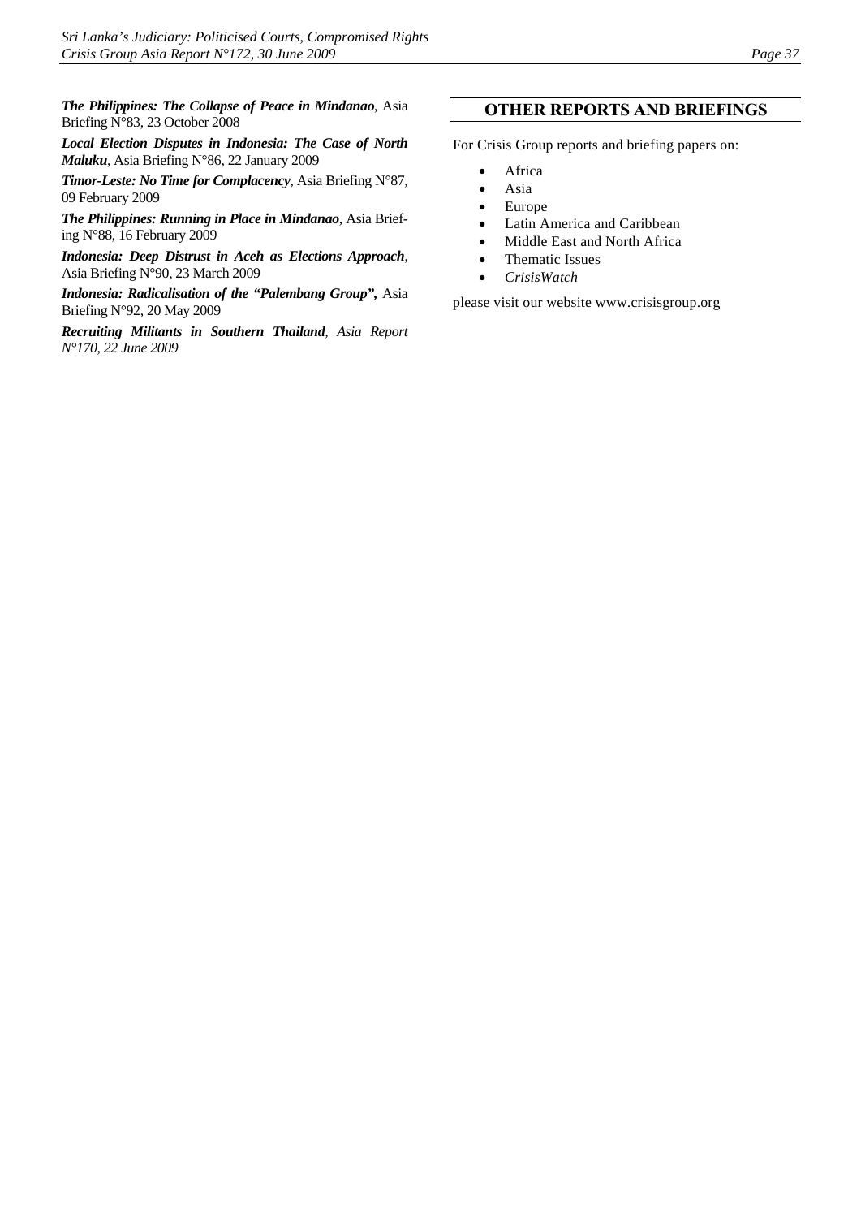***The Philippines: The Collapse of Peace in Mindanao***, Asia Briefing N°83, 23 October 2008

***Local Election Disputes in Indonesia: The Case of North Maluku***, Asia Briefing N°86, 22 January 2009

***Timor-Leste: No Time for Complacency***, Asia Briefing N°87, 09 February 2009

***The Philippines: Running in Place in Mindanao***, Asia Briefing N°88, 16 February 2009

***Indonesia: Deep Distrust in Aceh as Elections Approach***, Asia Briefing N°90, 23 March 2009

***Indonesia: Radicalisation of the "Palembang Group",*** Asia Briefing N°92, 20 May 2009

***Recruiting Militants in Southern Thailand**, Asia Report N°170, 22 June 2009*

## OTHER REPORTS AND BRIEFINGS

For Crisis Group reports and briefing papers on:

- Africa
- Asia
- Europe
- Latin America and Caribbean
- Middle East and North Africa
- Thematic Issues
- *CrisisWatch*

please visit our website www.crisisgroup.org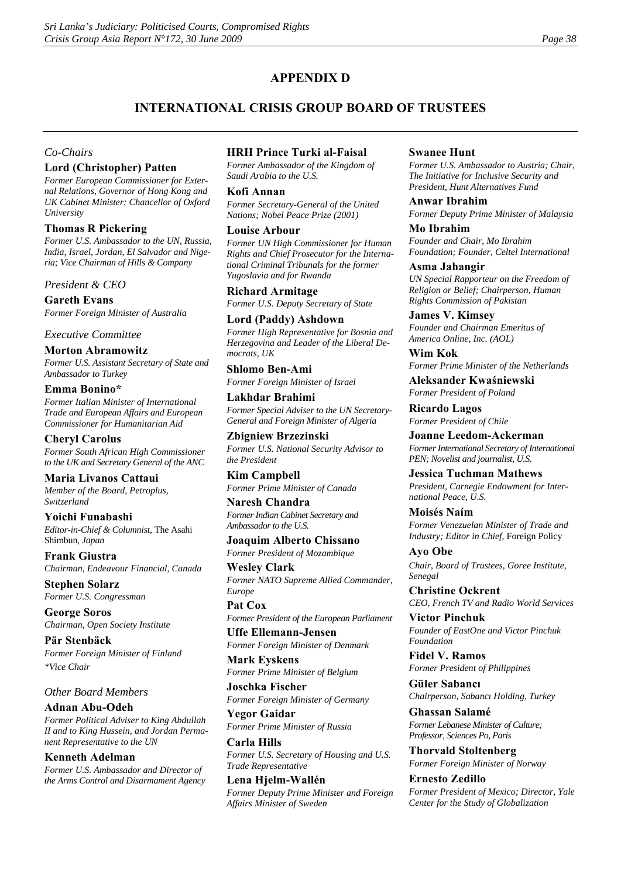# APPENDIX D

## INTERNATIONAL CRISIS GROUP BOARD OF TRUSTEES

*Co-Chairs*

**Lord (Christopher) Patten**
*Former European Commissioner for External Relations, Governor of Hong Kong and UK Cabinet Minister; Chancellor of Oxford University*

**Thomas R Pickering**
*Former U.S. Ambassador to the UN, Russia, India, Israel, Jordan, El Salvador and Nigeria; Vice Chairman of Hills & Company*

*President & CEO*

**Gareth Evans**
*Former Foreign Minister of Australia*

*Executive Committee*

**Morton Abramowitz**
*Former U.S. Assistant Secretary of State and Ambassador to Turkey*

**Emma Bonino***
*Former Italian Minister of International Trade and European Affairs and European Commissioner for Humanitarian Aid*

**Cheryl Carolus**
*Former South African High Commissioner to the UK and Secretary General of the ANC*

**Maria Livanos Cattaui**
*Member of the Board, Petroplus, Switzerland*

**Yoichi Funabashi**
*Editor-in-Chief & Columnist,* The Asahi Shimbun, *Japan*

**Frank Giustra**
*Chairman, Endeavour Financial, Canada*

**Stephen Solarz**
*Former U.S. Congressman*

**George Soros**
*Chairman, Open Society Institute*

**Pär Stenbäck**
*Former Foreign Minister of Finland*

**Vice Chair*

*Other Board Members*

**Adnan Abu-Odeh**
*Former Political Adviser to King Abdullah II and to King Hussein, and Jordan Permanent Representative to the UN*

**Kenneth Adelman**
*Former U.S. Ambassador and Director of the Arms Control and Disarmament Agency*

**HRH Prince Turki al-Faisal**
*Former Ambassador of the Kingdom of Saudi Arabia to the U.S.*

**Kofi Annan**
*Former Secretary-General of the United Nations; Nobel Peace Prize (2001)*

**Louise Arbour**
*Former UN High Commissioner for Human Rights and Chief Prosecutor for the International Criminal Tribunals for the former Yugoslavia and for Rwanda*

**Richard Armitage**
*Former U.S. Deputy Secretary of State*

**Lord (Paddy) Ashdown**
*Former High Representative for Bosnia and Herzegovina and Leader of the Liberal Democrats, UK*

**Shlomo Ben-Ami**
*Former Foreign Minister of Israel*

**Lakhdar Brahimi**
*Former Special Adviser to the UN Secretary-General and Foreign Minister of Algeria*

**Zbigniew Brzezinski**
*Former U.S. National Security Advisor to the President*

**Kim Campbell**
*Former Prime Minister of Canada*

**Naresh Chandra**
*Former Indian Cabinet Secretary and Ambassador to the U.S.*

**Joaquim Alberto Chissano**
*Former President of Mozambique*

**Wesley Clark**
*Former NATO Supreme Allied Commander, Europe*

**Pat Cox**
*Former President of the European Parliament*

**Uffe Ellemann-Jensen**
*Former Foreign Minister of Denmark*

**Mark Eyskens**
*Former Prime Minister of Belgium*

**Joschka Fischer**
*Former Foreign Minister of Germany*

**Yegor Gaidar**
*Former Prime Minister of Russia*

**Carla Hills**
*Former U.S. Secretary of Housing and U.S. Trade Representative*

**Lena Hjelm-Wallén**
*Former Deputy Prime Minister and Foreign Affairs Minister of Sweden*

**Swanee Hunt**
*Former U.S. Ambassador to Austria; Chair, The Initiative for Inclusive Security and President, Hunt Alternatives Fund*

**Anwar Ibrahim**
*Former Deputy Prime Minister of Malaysia*

**Mo Ibrahim**
*Founder and Chair, Mo Ibrahim Foundation; Founder, Celtel International*

**Asma Jahangir**
*UN Special Rapporteur on the Freedom of Religion or Belief; Chairperson, Human Rights Commission of Pakistan*

**James V. Kimsey**
*Founder and Chairman Emeritus of America Online, Inc. (AOL)*

**Wim Kok**
*Former Prime Minister of the Netherlands*

**Aleksander Kwaśniewski**
*Former President of Poland*

**Ricardo Lagos**
*Former President of Chile*

**Joanne Leedom-Ackerman**
*Former International Secretary of International PEN; Novelist and journalist, U.S.*

**Jessica Tuchman Mathews**
*President, Carnegie Endowment for International Peace, U.S.*

**Moisés Naím**
*Former Venezuelan Minister of Trade and Industry; Editor in Chief,* Foreign Policy

**Ayo Obe**
*Chair, Board of Trustees, Goree Institute, Senegal*

**Christine Ockrent**
*CEO, French TV and Radio World Services*

**Victor Pinchuk**
*Founder of EastOne and Victor Pinchuk Foundation*

**Fidel V. Ramos**
*Former President of Philippines*

**Güler Sabancı**
*Chairperson, Sabancı Holding, Turkey*

**Ghassan Salamé**
*Former Lebanese Minister of Culture; Professor, Sciences Po, Paris*

**Thorvald Stoltenberg**
*Former Foreign Minister of Norway*

**Ernesto Zedillo**
*Former President of Mexico; Director, Yale Center for the Study of Globalization*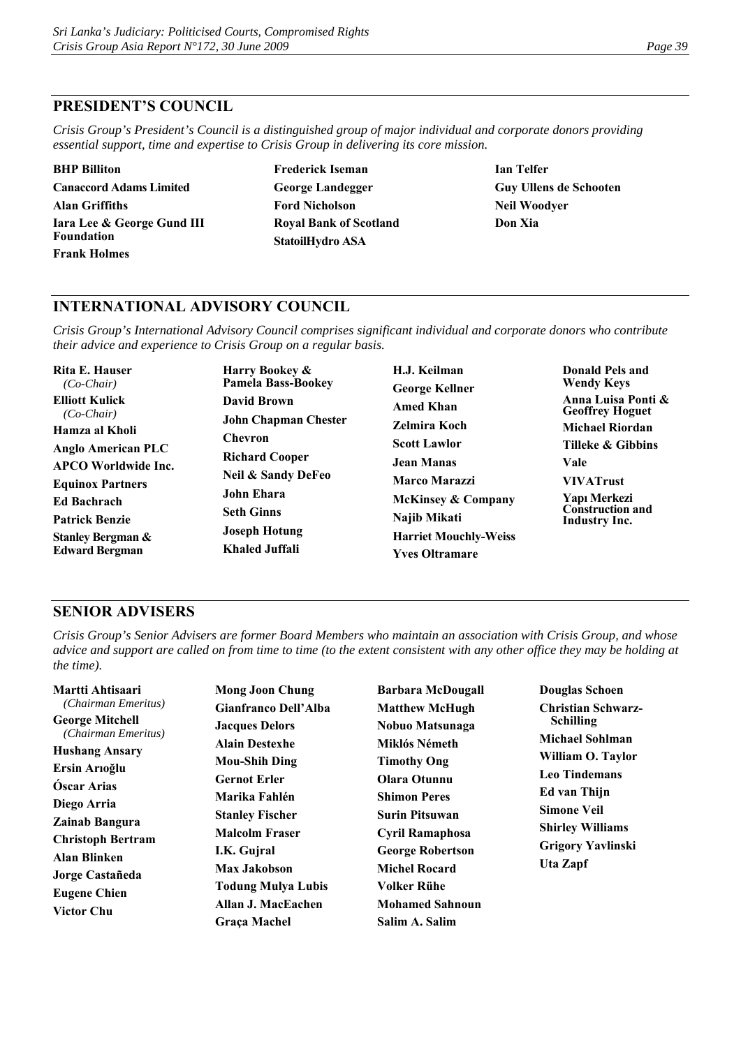## PRESIDENT'S COUNCIL

*Crisis Group's President's Council is a distinguished group of major individual and corporate donors providing essential support, time and expertise to Crisis Group in delivering its core mission.*

**BHP Billiton**
**Canaccord Adams Limited**
**Alan Griffiths**
**Iara Lee & George Gund III Foundation**
**Frank Holmes**
**Frederick Iseman**
**George Landegger**
**Ford Nicholson**
**Royal Bank of Scotland**
**StatoilHydro ASA**
**Ian Telfer**
**Guy Ullens de Schooten**
**Neil Woodyer**
**Don Xia**

## INTERNATIONAL ADVISORY COUNCIL

*Crisis Group's International Advisory Council comprises significant individual and corporate donors who contribute their advice and experience to Crisis Group on a regular basis.*

**Rita E. Hauser** *(Co-Chair)*
**Elliott Kulick** *(Co-Chair)*
**Hamza al Kholi**
**Anglo American PLC**
**APCO Worldwide Inc.**
**Equinox Partners**
**Ed Bachrach**
**Patrick Benzie**
**Stanley Bergman & Edward Bergman**
**Harry Bookey & Pamela Bass-Bookey**
**David Brown**
**John Chapman Chester**
**Chevron**
**Richard Cooper**
**Neil & Sandy DeFeo**
**John Ehara**
**Seth Ginns**
**Joseph Hotung**
**Khaled Juffali**
**H.J. Keilman**
**George Kellner**
**Amed Khan**
**Zelmira Koch**
**Scott Lawlor**
**Jean Manas**
**Marco Marazzi**
**McKinsey & Company**
**Najib Mikati**
**Harriet Mouchly-Weiss**
**Yves Oltramare**
**Donald Pels and Wendy Keys**
**Anna Luisa Ponti & Geoffrey Hoguet**
**Michael Riordan**
**Tilleke & Gibbins**
**Vale**
**VIVATrust**
**Yapı Merkezi Construction and Industry Inc.**

## SENIOR ADVISERS

*Crisis Group's Senior Advisers are former Board Members who maintain an association with Crisis Group, and whose advice and support are called on from time to time (to the extent consistent with any other office they may be holding at the time).*

**Martti Ahtisaari** *(Chairman Emeritus)*
**George Mitchell** *(Chairman Emeritus)*
**Hushang Ansary**
**Ersin Arıoğlu**
**Óscar Arias**
**Diego Arria**
**Zainab Bangura**
**Christoph Bertram**
**Alan Blinken**
**Jorge Castañeda**
**Eugene Chien**
**Victor Chu**
**Mong Joon Chung**
**Gianfranco Dell'Alba**
**Jacques Delors**
**Alain Destexhe**
**Mou-Shih Ding**
**Gernot Erler**
**Marika Fahlén**
**Stanley Fischer**
**Malcolm Fraser**
**I.K. Gujral**
**Max Jakobson**
**Todung Mulya Lubis**
**Allan J. MacEachen**
**Graça Machel**
**Barbara McDougall**
**Matthew McHugh**
**Nobuo Matsunaga**
**Miklós Németh**
**Timothy Ong**
**Olara Otunnu**
**Shimon Peres**
**Surin Pitsuwan**
**Cyril Ramaphosa**
**George Robertson**
**Michel Rocard**
**Volker Rühe**
**Mohamed Sahnoun**
**Salim A. Salim**
**Douglas Schoen**
**Christian Schwarz-Schilling**
**Michael Sohlman**
**William O. Taylor**
**Leo Tindemans**
**Ed van Thijn**
**Simone Veil**
**Shirley Williams**
**Grigory Yavlinski**
**Uta Zapf**